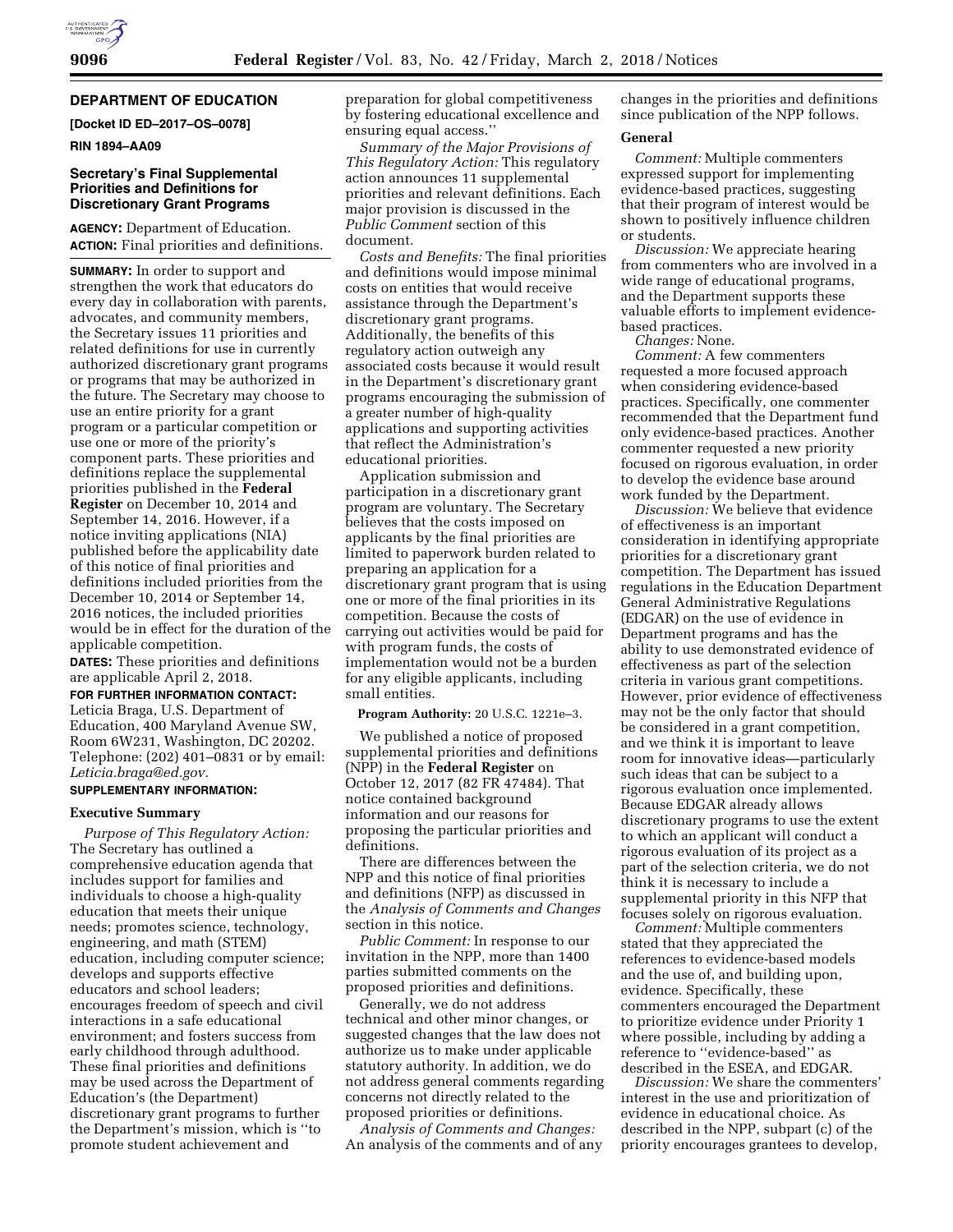## DEPARTMENT OF EDUCATION

**[Docket ID ED–2017–OS–0078]**

**RIN 1894–AA09**

### Secretary's Final Supplemental Priorities and Definitions for Discretionary Grant Programs

**AGENCY:** Department of Education.

**ACTION:** Final priorities and definitions.

**SUMMARY:** In order to support and strengthen the work that educators do every day in collaboration with parents, advocates, and community members, the Secretary issues 11 priorities and related definitions for use in currently authorized discretionary grant programs or programs that may be authorized in the future. The Secretary may choose to use an entire priority for a grant program or a particular competition or use one or more of the priority's component parts. These priorities and definitions replace the supplemental priorities published in the **Federal Register** on December 10, 2014 and September 14, 2016. However, if a notice inviting applications (NIA) published before the applicability date of this notice of final priorities and definitions included priorities from the December 10, 2014 or September 14, 2016 notices, the included priorities would be in effect for the duration of the applicable competition.

**DATES:** These priorities and definitions are applicable April 2, 2018.

**FOR FURTHER INFORMATION CONTACT:** Leticia Braga, U.S. Department of Education, 400 Maryland Avenue SW, Room 6W231, Washington, DC 20202. Telephone: (202) 401–0831 or by email: *Leticia.braga@ed.gov.*

**SUPPLEMENTARY INFORMATION:**

#### Executive Summary

*Purpose of This Regulatory Action:* The Secretary has outlined a comprehensive education agenda that includes support for families and individuals to choose a high-quality education that meets their unique needs; promotes science, technology, engineering, and math (STEM) education, including computer science; develops and supports effective educators and school leaders; encourages freedom of speech and civil interactions in a safe educational environment; and fosters success from early childhood through adulthood. These final priorities and definitions may be used across the Department of Education's (the Department) discretionary grant programs to further the Department's mission, which is "to promote student achievement and preparation for global competitiveness by fostering educational excellence and ensuring equal access."

*Summary of the Major Provisions of This Regulatory Action:* This regulatory action announces 11 supplemental priorities and relevant definitions. Each major provision is discussed in the *Public Comment* section of this document.

*Costs and Benefits:* The final priorities and definitions would impose minimal costs on entities that would receive assistance through the Department's discretionary grant programs. Additionally, the benefits of this regulatory action outweigh any associated costs because it would result in the Department's discretionary grant programs encouraging the submission of a greater number of high-quality applications and supporting activities that reflect the Administration's educational priorities.

Application submission and participation in a discretionary grant program are voluntary. The Secretary believes that the costs imposed on applicants by the final priorities are limited to paperwork burden related to preparing an application for a discretionary grant program that is using one or more of the final priorities in its competition. Because the costs of carrying out activities would be paid for with program funds, the costs of implementation would not be a burden for any eligible applicants, including small entities.

**Program Authority:** 20 U.S.C. 1221e–3.

We published a notice of proposed supplemental priorities and definitions (NPP) in the **Federal Register** on October 12, 2017 (82 FR 47484). That notice contained background information and our reasons for proposing the particular priorities and definitions.

There are differences between the NPP and this notice of final priorities and definitions (NFP) as discussed in the *Analysis of Comments and Changes* section in this notice.

*Public Comment:* In response to our invitation in the NPP, more than 1400 parties submitted comments on the proposed priorities and definitions.

Generally, we do not address technical and other minor changes, or suggested changes that the law does not authorize us to make under applicable statutory authority. In addition, we do not address general comments regarding concerns not directly related to the proposed priorities or definitions.

*Analysis of Comments and Changes:* An analysis of the comments and of any changes in the priorities and definitions since publication of the NPP follows.

#### General

*Comment:* Multiple commenters expressed support for implementing evidence-based practices, suggesting that their program of interest would be shown to positively influence children or students.

*Discussion:* We appreciate hearing from commenters who are involved in a wide range of educational programs, and the Department supports these valuable efforts to implement evidence-based practices.

*Changes:* None.

*Comment:* A few commenters requested a more focused approach when considering evidence-based practices. Specifically, one commenter recommended that the Department fund only evidence-based practices. Another commenter requested a new priority focused on rigorous evaluation, in order to develop the evidence base around work funded by the Department.

*Discussion:* We believe that evidence of effectiveness is an important consideration in identifying appropriate priorities for a discretionary grant competition. The Department has issued regulations in the Education Department General Administrative Regulations (EDGAR) on the use of evidence in Department programs and has the ability to use demonstrated evidence of effectiveness as part of the selection criteria in various grant competitions. However, prior evidence of effectiveness may not be the only factor that should be considered in a grant competition, and we think it is important to leave room for innovative ideas—particularly such ideas that can be subject to a rigorous evaluation once implemented. Because EDGAR already allows discretionary programs to use the extent to which an applicant will conduct a rigorous evaluation of its project as a part of the selection criteria, we do not think it is necessary to include a supplemental priority in this NFP that focuses solely on rigorous evaluation.

*Comment:* Multiple commenters stated that they appreciated the references to evidence-based models and the use of, and building upon, evidence. Specifically, these commenters encouraged the Department to prioritize evidence under Priority 1 where possible, including by adding a reference to "evidence-based" as described in the ESEA, and EDGAR.

*Discussion:* We share the commenters' interest in the use and prioritization of evidence in educational choice. As described in the NPP, subpart (c) of the priority encourages grantees to develop,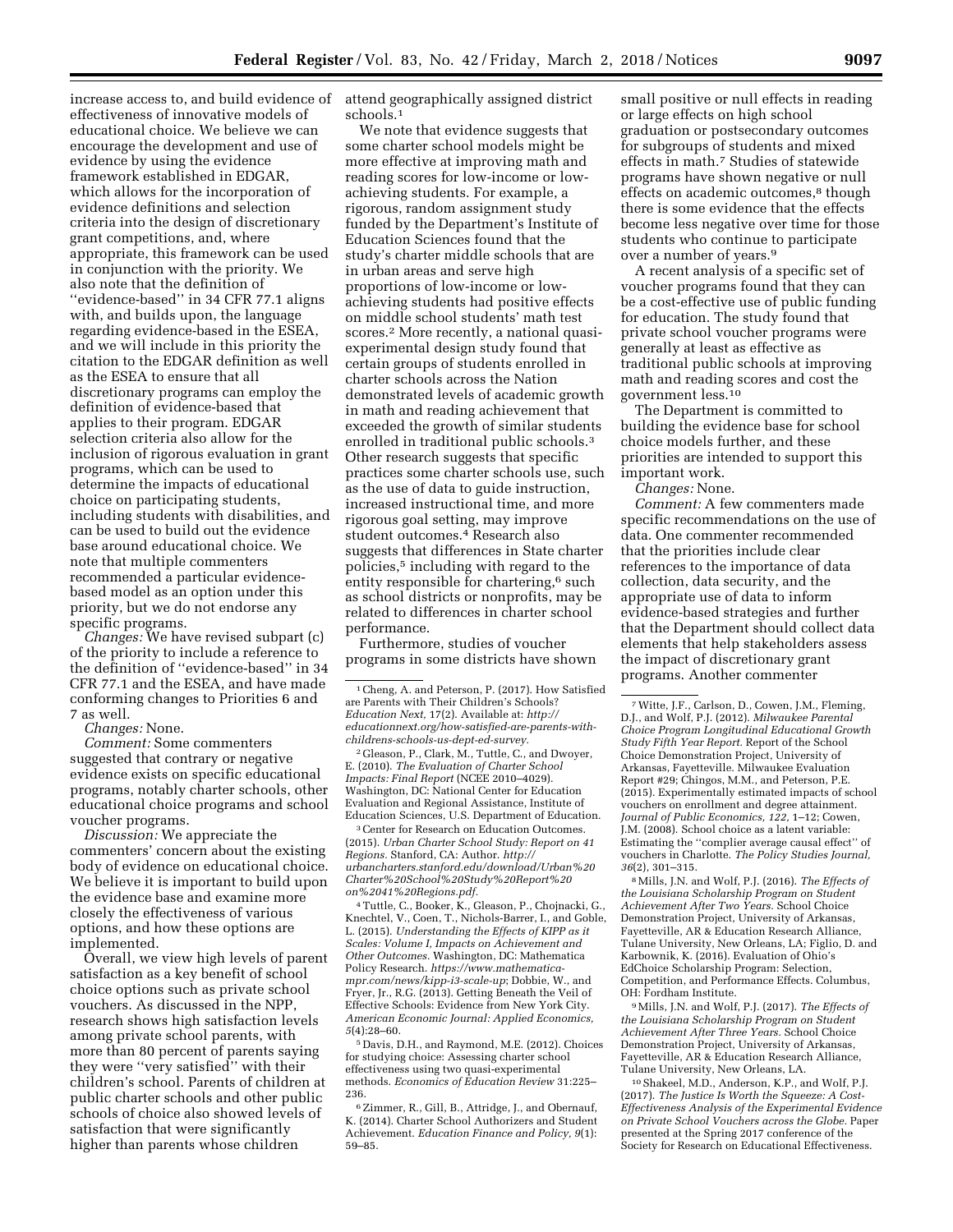increase access to, and build evidence of effectiveness of innovative models of educational choice. We believe we can encourage the development and use of evidence by using the evidence framework established in EDGAR, which allows for the incorporation of evidence definitions and selection criteria into the design of discretionary grant competitions, and, where appropriate, this framework can be used in conjunction with the priority. We also note that the definition of ''evidence-based'' in 34 CFR 77.1 aligns with, and builds upon, the language regarding evidence-based in the ESEA, and we will include in this priority the citation to the EDGAR definition as well as the ESEA to ensure that all discretionary programs can employ the definition of evidence-based that applies to their program. EDGAR selection criteria also allow for the inclusion of rigorous evaluation in grant programs, which can be used to determine the impacts of educational choice on participating students, including students with disabilities, and can be used to build out the evidence base around educational choice. We note that multiple commenters recommended a particular evidence-based model as an option under this priority, but we do not endorse any specific programs.

*Changes:* We have revised subpart (c) of the priority to include a reference to the definition of ''evidence-based'' in 34 CFR 77.1 and the ESEA, and have made conforming changes to Priorities 6 and 7 as well.

*Changes:* None.

*Comment:* Some commenters suggested that contrary or negative evidence exists on specific educational programs, notably charter schools, other educational choice programs and school voucher programs.

*Discussion:* We appreciate the commenters' concern about the existing body of evidence on educational choice. We believe it is important to build upon the evidence base and examine more closely the effectiveness of various options, and how these options are implemented.

Overall, we view high levels of parent satisfaction as a key benefit of school choice options such as private school vouchers. As discussed in the NPP, research shows high satisfaction levels among private school parents, with more than 80 percent of parents saying they were ''very satisfied'' with their children's school. Parents of children at public charter schools and other public schools of choice also showed levels of satisfaction that were significantly higher than parents whose children attend geographically assigned district schools.[1]

We note that evidence suggests that some charter school models might be more effective at improving math and reading scores for low-income or low-achieving students. For example, a rigorous, random assignment study funded by the Department's Institute of Education Sciences found that the study's charter middle schools that are in urban areas and serve high proportions of low-income or low-achieving students had positive effects on middle school students' math test scores.[2] More recently, a national quasi-experimental design study found that certain groups of students enrolled in charter schools across the Nation demonstrated levels of academic growth in math and reading achievement that exceeded the growth of similar students enrolled in traditional public schools.[3] Other research suggests that specific practices some charter schools use, such as the use of data to guide instruction, increased instructional time, and more rigorous goal setting, may improve student outcomes.[4] Research also suggests that differences in State charter policies,[5] including with regard to the entity responsible for chartering,[6] such as school districts or nonprofits, may be related to differences in charter school performance.

Furthermore, studies of voucher programs in some districts have shown small positive or null effects in reading or large effects on high school graduation or postsecondary outcomes for subgroups of students and mixed effects in math.[7] Studies of statewide programs have shown negative or null effects on academic outcomes,[8] though there is some evidence that the effects become less negative over time for those students who continue to participate over a number of years.[9]

A recent analysis of a specific set of voucher programs found that they can be a cost-effective use of public funding for education. The study found that private school voucher programs were generally at least as effective as traditional public schools at improving math and reading scores and cost the government less.[10]

The Department is committed to building the evidence base for school choice models further, and these priorities are intended to support this important work.

*Changes:* None.

*Comment:* A few commenters made specific recommendations on the use of data. One commenter recommended that the priorities include clear references to the importance of data collection, data security, and the appropriate use of data to inform evidence-based strategies and further that the Department should collect data elements that help stakeholders assess the impact of discretionary grant programs. Another commenter

---

[1] Cheng, A. and Peterson, P. (2017). How Satisfied are Parents with Their Children's Schools? *Education Next,* 17(2). Available at: *http://educationnext.org/how-satisfied-are-parents-with-childrens-schools-us-dept-ed-survey.*

[2] Gleason, P., Clark, M., Tuttle, C., and Dwoyer, E. (2010). *The Evaluation of Charter School Impacts: Final Report* (NCEE 2010–4029). Washington, DC: National Center for Education Evaluation and Regional Assistance, Institute of Education Sciences, U.S. Department of Education.

[3] Center for Research on Education Outcomes. (2015). *Urban Charter School Study: Report on 41 Regions.* Stanford, CA: Author. *http://urbancharters.stanford.edu/download/Urban%20Charter%20School%20Study%20Report%20on%2041%20Regions.pdf.*

[4] Tuttle, C., Booker, K., Gleason, P., Chojnacki, G., Knechtel, V., Coen, T., Nichols-Barrer, I., and Goble, L. (2015). *Understanding the Effects of KIPP as it Scales: Volume I, Impacts on Achievement and Other Outcomes.* Washington, DC: Mathematica Policy Research. *https://www.mathematica-mpr.com/news/kipp-i3-scale-up*; Dobbie, W., and Fryer, Jr., R.G. (2013). Getting Beneath the Veil of Effective Schools: Evidence from New York City. *American Economic Journal: Applied Economics, 5*(4):28–60.

[5] Davis, D.H., and Raymond, M.E. (2012). Choices for studying choice: Assessing charter school effectiveness using two quasi-experimental methods. *Economics of Education Review* 31:225–236.

[6] Zimmer, R., Gill, B., Attridge, J., and Obernauf, K. (2014). Charter School Authorizers and Student Achievement. *Education Finance and Policy, 9*(1): 59–85.

[7] Witte, J.F., Carlson, D., Cowen, J.M., Fleming, D.J., and Wolf, P.J. (2012). *Milwaukee Parental Choice Program Longitudinal Educational Growth Study Fifth Year Report.* Report of the School Choice Demonstration Project, University of Arkansas, Fayetteville. Milwaukee Evaluation Report #29; Chingos, M.M., and Peterson, P.E. (2015). Experimentally estimated impacts of school vouchers on enrollment and degree attainment. *Journal of Public Economics, 122,* 1–12; Cowen, J.M. (2008). School choice as a latent variable: Estimating the ''complier average causal effect'' of vouchers in Charlotte. *The Policy Studies Journal, 36*(2), 301–315.

[8] Mills, J.N. and Wolf, P.J. (2016). *The Effects of the Louisiana Scholarship Program on Student Achievement After Two Years.* School Choice Demonstration Project, University of Arkansas, Fayetteville, AR & Education Research Alliance, Tulane University, New Orleans, LA; Figlio, D. and Karbownik, K. (2016). Evaluation of Ohio's EdChoice Scholarship Program: Selection, Competition, and Performance Effects. Columbus, OH: Fordham Institute.

[9] Mills, J.N. and Wolf, P.J. (2017). *The Effects of the Louisiana Scholarship Program on Student Achievement After Three Years.* School Choice Demonstration Project, University of Arkansas, Fayetteville, AR & Education Research Alliance, Tulane University, New Orleans, LA.

[10] Shakeel, M.D., Anderson, K.P., and Wolf, P.J. (2017). *The Justice Is Worth the Squeeze: A Cost-Effectiveness Analysis of the Experimental Evidence on Private School Vouchers across the Globe.* Paper presented at the Spring 2017 conference of the Society for Research on Educational Effectiveness.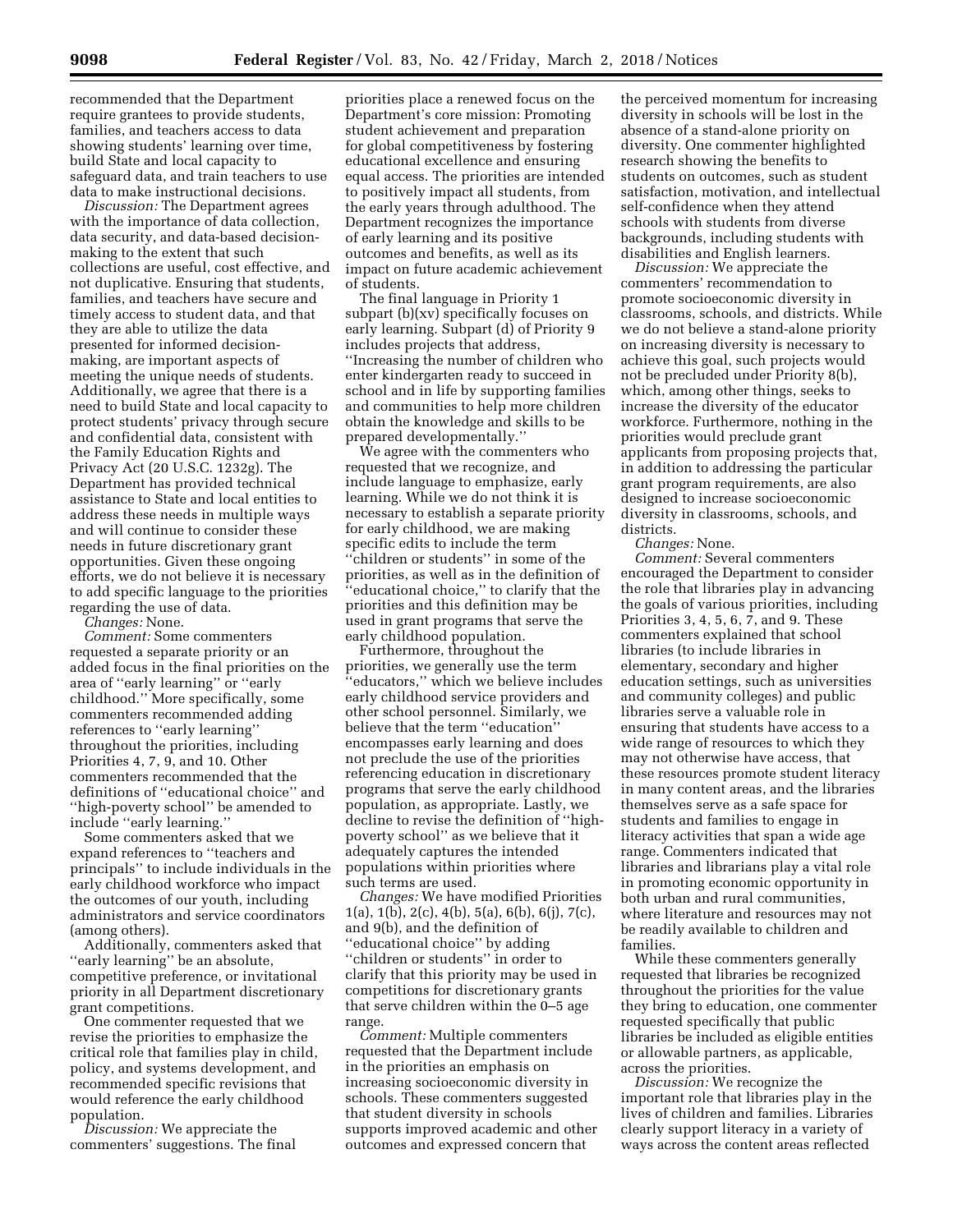recommended that the Department require grantees to provide students, families, and teachers access to data showing students' learning over time, build State and local capacity to safeguard data, and train teachers to use data to make instructional decisions.

*Discussion:* The Department agrees with the importance of data collection, data security, and data-based decision-making to the extent that such collections are useful, cost effective, and not duplicative. Ensuring that students, families, and teachers have secure and timely access to student data, and that they are able to utilize the data presented for informed decision-making, are important aspects of meeting the unique needs of students. Additionally, we agree that there is a need to build State and local capacity to protect students' privacy through secure and confidential data, consistent with the Family Education Rights and Privacy Act (20 U.S.C. 1232g). The Department has provided technical assistance to State and local entities to address these needs in multiple ways and will continue to consider these needs in future discretionary grant opportunities. Given these ongoing efforts, we do not believe it is necessary to add specific language to the priorities regarding the use of data.

*Changes:* None.

*Comment:* Some commenters requested a separate priority or an added focus in the final priorities on the area of ''early learning'' or ''early childhood.'' More specifically, some commenters recommended adding references to ''early learning'' throughout the priorities, including Priorities 4, 7, 9, and 10. Other commenters recommended that the definitions of ''educational choice'' and ''high-poverty school'' be amended to include ''early learning.''

Some commenters asked that we expand references to ''teachers and principals'' to include individuals in the early childhood workforce who impact the outcomes of our youth, including administrators and service coordinators (among others).

Additionally, commenters asked that ''early learning'' be an absolute, competitive preference, or invitational priority in all Department discretionary grant competitions.

One commenter requested that we revise the priorities to emphasize the critical role that families play in child, policy, and systems development, and recommended specific revisions that would reference the early childhood population.

*Discussion:* We appreciate the commenters' suggestions. The final priorities place a renewed focus on the Department's core mission: Promoting student achievement and preparation for global competitiveness by fostering educational excellence and ensuring equal access. The priorities are intended to positively impact all students, from the early years through adulthood. The Department recognizes the importance of early learning and its positive outcomes and benefits, as well as its impact on future academic achievement of students.

The final language in Priority 1 subpart (b)(xv) specifically focuses on early learning. Subpart (d) of Priority 9 includes projects that address, ''Increasing the number of children who enter kindergarten ready to succeed in school and in life by supporting families and communities to help more children obtain the knowledge and skills to be prepared developmentally.''

We agree with the commenters who requested that we recognize, and include language to emphasize, early learning. While we do not think it is necessary to establish a separate priority for early childhood, we are making specific edits to include the term ''children or students'' in some of the priorities, as well as in the definition of ''educational choice,'' to clarify that the priorities and this definition may be used in grant programs that serve the early childhood population.

Furthermore, throughout the priorities, we generally use the term ''educators,'' which we believe includes early childhood service providers and other school personnel. Similarly, we believe that the term ''education'' encompasses early learning and does not preclude the use of the priorities referencing education in discretionary programs that serve the early childhood population, as appropriate. Lastly, we decline to revise the definition of ''high-poverty school'' as we believe that it adequately captures the intended populations within priorities where such terms are used.

*Changes:* We have modified Priorities 1(a), 1(b), 2(c), 4(b), 5(a), 6(b), 6(j), 7(c), and 9(b), and the definition of ''educational choice'' by adding ''children or students'' in order to clarify that this priority may be used in competitions for discretionary grants that serve children within the 0–5 age range.

*Comment:* Multiple commenters requested that the Department include in the priorities an emphasis on increasing socioeconomic diversity in schools. These commenters suggested that student diversity in schools supports improved academic and other outcomes and expressed concern that the perceived momentum for increasing diversity in schools will be lost in the absence of a stand-alone priority on diversity. One commenter highlighted research showing the benefits to students on outcomes, such as student satisfaction, motivation, and intellectual self-confidence when they attend schools with students from diverse backgrounds, including students with disabilities and English learners.

*Discussion:* We appreciate the commenters' recommendation to promote socioeconomic diversity in classrooms, schools, and districts. While we do not believe a stand-alone priority on increasing diversity is necessary to achieve this goal, such projects would not be precluded under Priority 8(b), which, among other things, seeks to increase the diversity of the educator workforce. Furthermore, nothing in the priorities would preclude grant applicants from proposing projects that, in addition to addressing the particular grant program requirements, are also designed to increase socioeconomic diversity in classrooms, schools, and districts.

*Changes:* None.

*Comment:* Several commenters encouraged the Department to consider the role that libraries play in advancing the goals of various priorities, including Priorities 3, 4, 5, 6, 7, and 9. These commenters explained that school libraries (to include libraries in elementary, secondary and higher education settings, such as universities and community colleges) and public libraries serve a valuable role in ensuring that students have access to a wide range of resources to which they may not otherwise have access, that these resources promote student literacy in many content areas, and the libraries themselves serve as a safe space for students and families to engage in literacy activities that span a wide age range. Commenters indicated that libraries and librarians play a vital role in promoting economic opportunity in both urban and rural communities, where literature and resources may not be readily available to children and families.

While these commenters generally requested that libraries be recognized throughout the priorities for the value they bring to education, one commenter requested specifically that public libraries be included as eligible entities or allowable partners, as applicable, across the priorities.

*Discussion:* We recognize the important role that libraries play in the lives of children and families. Libraries clearly support literacy in a variety of ways across the content areas reflected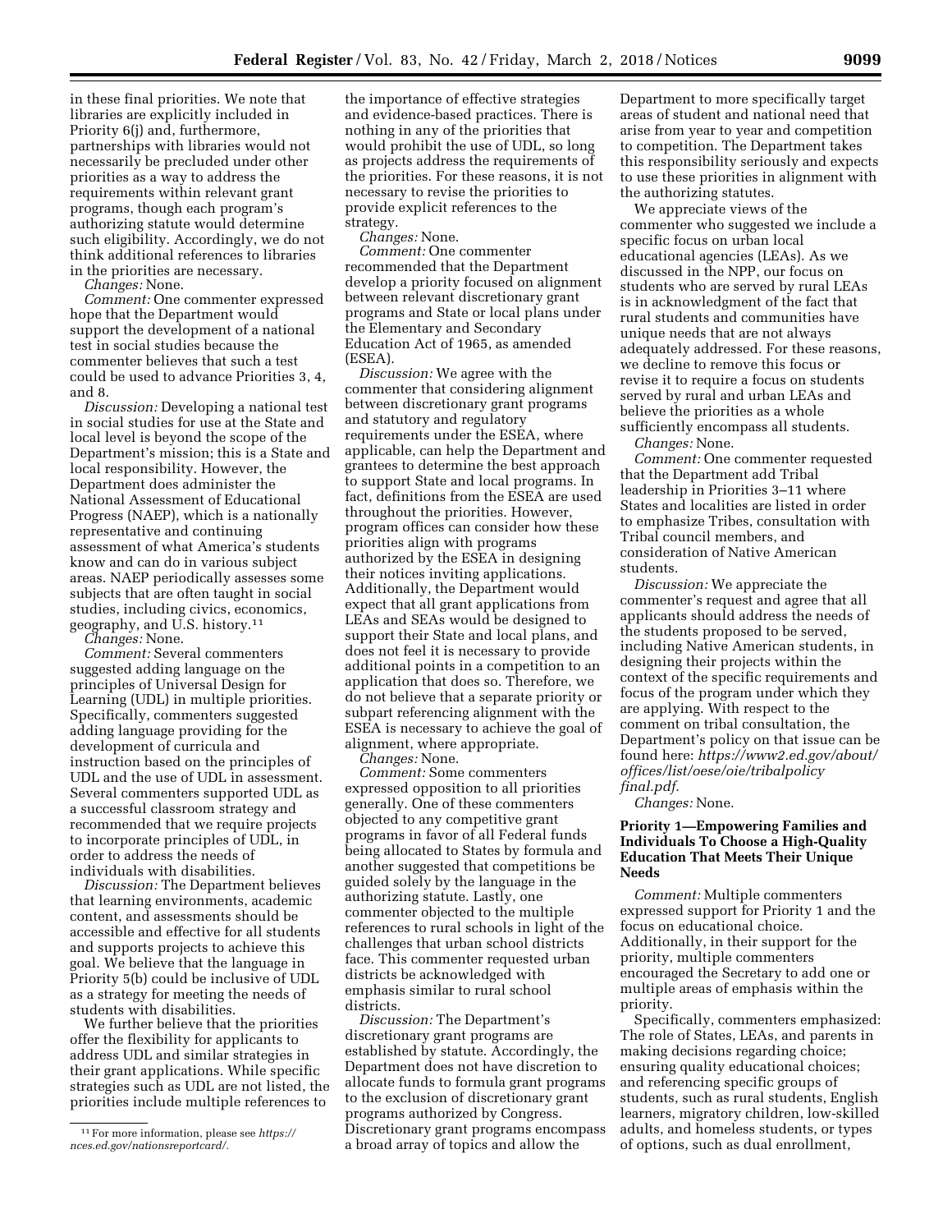in these final priorities. We note that libraries are explicitly included in Priority 6(j) and, furthermore, partnerships with libraries would not necessarily be precluded under other priorities as a way to address the requirements within relevant grant programs, though each program's authorizing statute would determine such eligibility. Accordingly, we do not think additional references to libraries in the priorities are necessary.

*Changes:* None.

*Comment:* One commenter expressed hope that the Department would support the development of a national test in social studies because the commenter believes that such a test could be used to advance Priorities 3, 4, and 8.

*Discussion:* Developing a national test in social studies for use at the State and local level is beyond the scope of the Department's mission; this is a State and local responsibility. However, the Department does administer the National Assessment of Educational Progress (NAEP), which is a nationally representative and continuing assessment of what America's students know and can do in various subject areas. NAEP periodically assesses some subjects that are often taught in social studies, including civics, economics, geography, and U.S. history.[11]

*Changes:* None.

*Comment:* Several commenters suggested adding language on the principles of Universal Design for Learning (UDL) in multiple priorities. Specifically, commenters suggested adding language providing for the development of curricula and instruction based on the principles of UDL and the use of UDL in assessment. Several commenters supported UDL as a successful classroom strategy and recommended that we require projects to incorporate principles of UDL, in order to address the needs of individuals with disabilities.

*Discussion:* The Department believes that learning environments, academic content, and assessments should be accessible and effective for all students and supports projects to achieve this goal. We believe that the language in Priority 5(b) could be inclusive of UDL as a strategy for meeting the needs of students with disabilities.

We further believe that the priorities offer the flexibility for applicants to address UDL and similar strategies in their grant applications. While specific strategies such as UDL are not listed, the priorities include multiple references to the importance of effective strategies and evidence-based practices. There is nothing in any of the priorities that would prohibit the use of UDL, so long as projects address the requirements of the priorities. For these reasons, it is not necessary to revise the priorities to provide explicit references to the strategy.

*Changes:* None.

*Comment:* One commenter recommended that the Department develop a priority focused on alignment between relevant discretionary grant programs and State or local plans under the Elementary and Secondary Education Act of 1965, as amended (ESEA).

*Discussion:* We agree with the commenter that considering alignment between discretionary grant programs and statutory and regulatory requirements under the ESEA, where applicable, can help the Department and grantees to determine the best approach to support State and local programs. In fact, definitions from the ESEA are used throughout the priorities. However, program offices can consider how these priorities align with programs authorized by the ESEA in designing their notices inviting applications. Additionally, the Department would expect that all grant applications from LEAs and SEAs would be designed to support their State and local plans, and does not feel it is necessary to provide additional points in a competition to an application that does so. Therefore, we do not believe that a separate priority or subpart referencing alignment with the ESEA is necessary to achieve the goal of alignment, where appropriate.

*Changes:* None.

*Comment:* Some commenters expressed opposition to all priorities generally. One of these commenters objected to any competitive grant programs in favor of all Federal funds being allocated to States by formula and another suggested that competitions be guided solely by the language in the authorizing statute. Lastly, one commenter objected to the multiple references to rural schools in light of the challenges that urban school districts face. This commenter requested urban districts be acknowledged with emphasis similar to rural school districts.

*Discussion:* The Department's discretionary grant programs are established by statute. Accordingly, the Department does not have discretion to allocate funds to formula grant programs to the exclusion of discretionary grant programs authorized by Congress. Discretionary grant programs encompass a broad array of topics and allow the Department to more specifically target areas of student and national need that arise from year to year and competition to competition. The Department takes this responsibility seriously and expects to use these priorities in alignment with the authorizing statutes.

We appreciate views of the commenter who suggested we include a specific focus on urban local educational agencies (LEAs). As we discussed in the NPP, our focus on students who are served by rural LEAs is in acknowledgment of the fact that rural students and communities have unique needs that are not always adequately addressed. For these reasons, we decline to remove this focus or revise it to require a focus on students served by rural and urban LEAs and believe the priorities as a whole sufficiently encompass all students.

*Changes:* None.

*Comment:* One commenter requested that the Department add Tribal leadership in Priorities 3–11 where States and localities are listed in order to emphasize Tribes, consultation with Tribal council members, and consideration of Native American students.

*Discussion:* We appreciate the commenter's request and agree that all applicants should address the needs of the students proposed to be served, including Native American students, in designing their projects within the context of the specific requirements and focus of the program under which they are applying. With respect to the comment on tribal consultation, the Department's policy on that issue can be found here: *https://www2.ed.gov/about/offices/list/oese/oie/tribalpolicyfinal.pdf.*

*Changes:* None.

### Priority 1—Empowering Families and Individuals To Choose a High-Quality Education That Meets Their Unique Needs

*Comment:* Multiple commenters expressed support for Priority 1 and the focus on educational choice. Additionally, in their support for the priority, multiple commenters encouraged the Secretary to add one or multiple areas of emphasis within the priority.

Specifically, commenters emphasized: The role of States, LEAs, and parents in making decisions regarding choice; ensuring quality educational choices; and referencing specific groups of students, such as rural students, English learners, migratory children, low-skilled adults, and homeless students, or types of options, such as dual enrollment,

---

[11] For more information, please see *https://nces.ed.gov/nationsreportcard/.*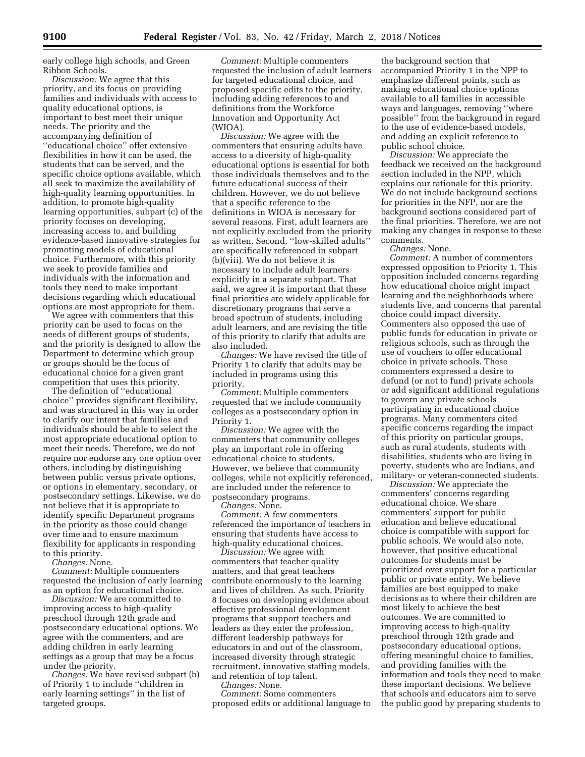early college high schools, and Green Ribbon Schools.

*Discussion:* We agree that this priority, and its focus on providing families and individuals with access to quality educational options, is important to best meet their unique needs. The priority and the accompanying definition of ''educational choice'' offer extensive flexibilities in how it can be used, the students that can be served, and the specific choice options available, which all seek to maximize the availability of high-quality learning opportunities. In addition, to promote high-quality learning opportunities, subpart (c) of the priority focuses on developing, increasing access to, and building evidence-based innovative strategies for promoting models of educational choice. Furthermore, with this priority we seek to provide families and individuals with the information and tools they need to make important decisions regarding which educational options are most appropriate for them.

We agree with commenters that this priority can be used to focus on the needs of different groups of students, and the priority is designed to allow the Department to determine which group or groups should be the focus of educational choice for a given grant competition that uses this priority.

The definition of ''educational choice'' provides significant flexibility, and was structured in this way in order to clarify our intent that families and individuals should be able to select the most appropriate educational option to meet their needs. Therefore, we do not require nor endorse any one option over others, including by distinguishing between public versus private options, or options in elementary, secondary, or postsecondary settings. Likewise, we do not believe that it is appropriate to identify specific Department programs in the priority as those could change over time and to ensure maximum flexibility for applicants in responding to this priority.

*Changes:* None.

*Comment:* Multiple commenters requested the inclusion of early learning as an option for educational choice.

*Discussion:* We are committed to improving access to high-quality preschool through 12th grade and postsecondary educational options. We agree with the commenters, and are adding children in early learning settings as a group that may be a focus under the priority.

*Changes:* We have revised subpart (b) of Priority 1 to include ''children in early learning settings'' in the list of targeted groups.

*Comment:* Multiple commenters requested the inclusion of adult learners for targeted educational choice, and proposed specific edits to the priority, including adding references to and definitions from the Workforce Innovation and Opportunity Act (WIOA).

*Discussion:* We agree with the commenters that ensuring adults have access to a diversity of high-quality educational options is essential for both those individuals themselves and to the future educational success of their children. However, we do not believe that a specific reference to the definitions in WIOA is necessary for several reasons. First, adult learners are not explicitly excluded from the priority as written. Second, ''low-skilled adults'' are specifically referenced in subpart (b)(viii). We do not believe it is necessary to include adult learners explicitly in a separate subpart. That said, we agree it is important that these final priorities are widely applicable for discretionary programs that serve a broad spectrum of students, including adult learners, and are revising the title of this priority to clarify that adults are also included.

*Changes:* We have revised the title of Priority 1 to clarify that adults may be included in programs using this priority.

*Comment:* Multiple commenters requested that we include community colleges as a postsecondary option in Priority 1.

*Discussion:* We agree with the commenters that community colleges play an important role in offering educational choice to students. However, we believe that community colleges, while not explicitly referenced, are included under the reference to postsecondary programs.

*Changes:* None.

*Comment:* A few commenters referenced the importance of teachers in ensuring that students have access to high-quality educational choices.

*Discussion:* We agree with commenters that teacher quality matters, and that great teachers contribute enormously to the learning and lives of children. As such, Priority 8 focuses on developing evidence about effective professional development programs that support teachers and leaders as they enter the profession, different leadership pathways for educators in and out of the classroom, increased diversity through strategic recruitment, innovative staffing models, and retention of top talent.

*Changes:* None.

*Comment:* Some commenters proposed edits or additional language to the background section that accompanied Priority 1 in the NPP to emphasize different points, such as making educational choice options available to all families in accessible ways and languages, removing ''where possible'' from the background in regard to the use of evidence-based models, and adding an explicit reference to public school choice.

*Discussion:* We appreciate the feedback we received on the background section included in the NPP, which explains our rationale for this priority. We do not include background sections for priorities in the NFP, nor are the background sections considered part of the final priorities. Therefore, we are not making any changes in response to these comments.

*Changes:* None.

*Comment:* A number of commenters expressed opposition to Priority 1. This opposition included concerns regarding how educational choice might impact learning and the neighborhoods where students live, and concerns that parental choice could impact diversity. Commenters also opposed the use of public funds for education in private or religious schools, such as through the use of vouchers to offer educational choice in private schools. These commenters expressed a desire to defund (or not to fund) private schools or add significant additional regulations to govern any private schools participating in educational choice programs. Many commenters cited specific concerns regarding the impact of this priority on particular groups, such as rural students, students with disabilities, students who are living in poverty, students who are Indians, and military- or veteran-connected students.

*Discussion:* We appreciate the commenters' concerns regarding educational choice. We share commenters' support for public education and believe educational choice is compatible with support for public schools. We would also note, however, that positive educational outcomes for students must be prioritized over support for a particular public or private entity. We believe families are best equipped to make decisions as to where their children are most likely to achieve the best outcomes. We are committed to improving access to high-quality preschool through 12th grade and postsecondary educational options, offering meaningful choice to families, and providing families with the information and tools they need to make these important decisions. We believe that schools and educators aim to serve the public good by preparing students to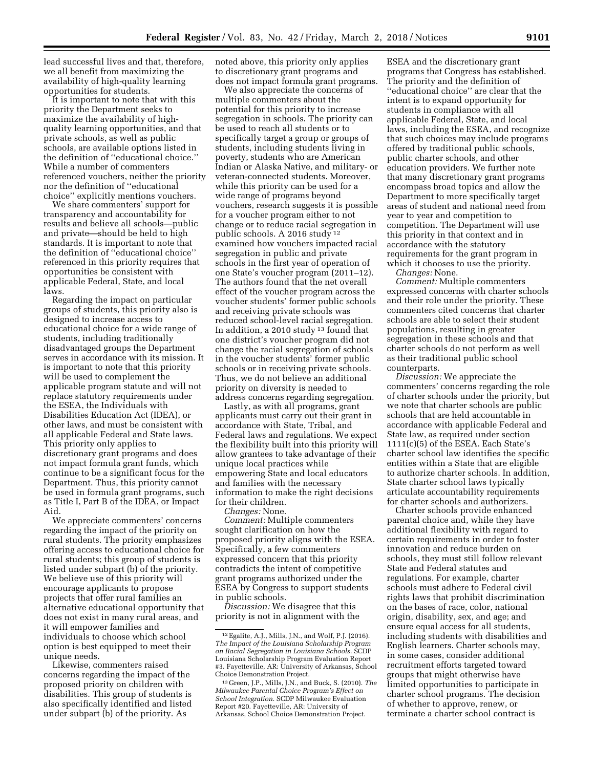lead successful lives and that, therefore, we all benefit from maximizing the availability of high-quality learning opportunities for students.

It is important to note that with this priority the Department seeks to maximize the availability of high-quality learning opportunities, and that private schools, as well as public schools, are available options listed in the definition of ''educational choice.'' While a number of commenters referenced vouchers, neither the priority nor the definition of ''educational choice'' explicitly mentions vouchers.

We share commenters' support for transparency and accountability for results and believe all schools—public and private—should be held to high standards. It is important to note that the definition of ''educational choice'' referenced in this priority requires that opportunities be consistent with applicable Federal, State, and local laws.

Regarding the impact on particular groups of students, this priority also is designed to increase access to educational choice for a wide range of students, including traditionally disadvantaged groups the Department serves in accordance with its mission. It is important to note that this priority will be used to complement the applicable program statute and will not replace statutory requirements under the ESEA, the Individuals with Disabilities Education Act (IDEA), or other laws, and must be consistent with all applicable Federal and State laws. This priority only applies to discretionary grant programs and does not impact formula grant funds, which continue to be a significant focus for the Department. Thus, this priority cannot be used in formula grant programs, such as Title I, Part B of the IDEA, or Impact Aid.

We appreciate commenters' concerns regarding the impact of the priority on rural students. The priority emphasizes offering access to educational choice for rural students; this group of students is listed under subpart (b) of the priority. We believe use of this priority will encourage applicants to propose projects that offer rural families an alternative educational opportunity that does not exist in many rural areas, and it will empower families and individuals to choose which school option is best equipped to meet their unique needs.

Likewise, commenters raised concerns regarding the impact of the proposed priority on children with disabilities. This group of students is also specifically identified and listed under subpart (b) of the priority. As noted above, this priority only applies to discretionary grant programs and does not impact formula grant programs.

We also appreciate the concerns of multiple commenters about the potential for this priority to increase segregation in schools. The priority can be used to reach all students or to specifically target a group or groups of students, including students living in poverty, students who are American Indian or Alaska Native, and military- or veteran-connected students. Moreover, while this priority can be used for a wide range of programs beyond vouchers, research suggests it is possible for a voucher program either to not change or to reduce racial segregation in public schools. A 2016 study [12] examined how vouchers impacted racial segregation in public and private schools in the first year of operation of one State's voucher program (2011–12). The authors found that the net overall effect of the voucher program across the voucher students' former public schools and receiving private schools was reduced school-level racial segregation. In addition, a 2010 study [13] found that one district's voucher program did not change the racial segregation of schools in the voucher students' former public schools or in receiving private schools. Thus, we do not believe an additional priority on diversity is needed to address concerns regarding segregation.

Lastly, as with all programs, grant applicants must carry out their grant in accordance with State, Tribal, and Federal laws and regulations. We expect the flexibility built into this priority will allow grantees to take advantage of their unique local practices while empowering State and local educators and families with the necessary information to make the right decisions for their children.

*Changes:* None.

*Comment:* Multiple commenters sought clarification on how the proposed priority aligns with the ESEA. Specifically, a few commenters expressed concern that this priority contradicts the intent of competitive grant programs authorized under the ESEA by Congress to support students in public schools.

*Discussion:* We disagree that this priority is not in alignment with the ESEA and the discretionary grant programs that Congress has established. The priority and the definition of ''educational choice'' are clear that the intent is to expand opportunity for students in compliance with all applicable Federal, State, and local laws, including the ESEA, and recognize that such choices may include programs offered by traditional public schools, public charter schools, and other education providers. We further note that many discretionary grant programs encompass broad topics and allow the Department to more specifically target areas of student and national need from year to year and competition to competition. The Department will use this priority in that context and in accordance with the statutory requirements for the grant program in which it chooses to use the priority.

*Changes:* None.

*Comment:* Multiple commenters expressed concerns with charter schools and their role under the priority. These commenters cited concerns that charter schools are able to select their student populations, resulting in greater segregation in these schools and that charter schools do not perform as well as their traditional public school counterparts.

*Discussion:* We appreciate the commenters' concerns regarding the role of charter schools under the priority, but we note that charter schools are public schools that are held accountable in accordance with applicable Federal and State law, as required under section 1111(c)(5) of the ESEA. Each State's charter school law identifies the specific entities within a State that are eligible to authorize charter schools. In addition, State charter school laws typically articulate accountability requirements for charter schools and authorizers.

Charter schools provide enhanced parental choice and, while they have additional flexibility with regard to certain requirements in order to foster innovation and reduce burden on schools, they must still follow relevant State and Federal statutes and regulations. For example, charter schools must adhere to Federal civil rights laws that prohibit discrimination on the bases of race, color, national origin, disability, sex, and age; and ensure equal access for all students, including students with disabilities and English learners. Charter schools may, in some cases, consider additional recruitment efforts targeted toward groups that might otherwise have limited opportunities to participate in charter school programs. The decision of whether to approve, renew, or terminate a charter school contract is

---

[12] Egalite, A.J., Mills, J.N., and Wolf, P.J. (2016). *The Impact of the Louisiana Scholarship Program on Racial Segregation in Louisiana Schools.* SCDP Louisiana Scholarship Program Evaluation Report #3. Fayetteville, AR: University of Arkansas, School Choice Demonstration Project.

[13] Green, J.P., Mills, J.N., and Buck, S. (2010). *The Milwaukee Parental Choice Program's Effect on School Integration.* SCDP Milwaukee Evaluation Report #20. Fayetteville, AR: University of Arkansas, School Choice Demonstration Project.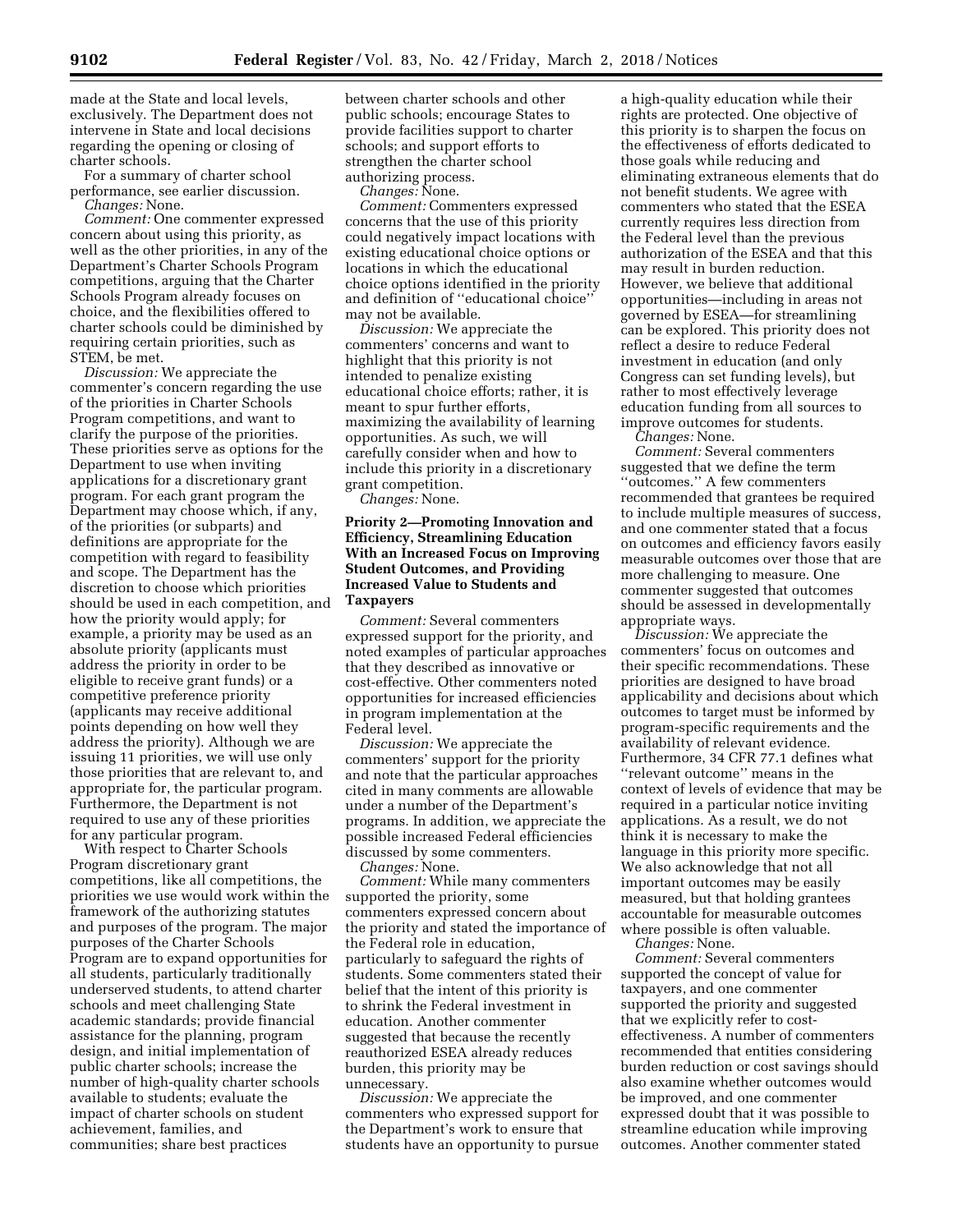made at the State and local levels, exclusively. The Department does not intervene in State and local decisions regarding the opening or closing of charter schools.

For a summary of charter school performance, see earlier discussion.

*Changes:* None.

*Comment:* One commenter expressed concern about using this priority, as well as the other priorities, in any of the Department's Charter Schools Program competitions, arguing that the Charter Schools Program already focuses on choice, and the flexibilities offered to charter schools could be diminished by requiring certain priorities, such as STEM, be met.

*Discussion:* We appreciate the commenter's concern regarding the use of the priorities in Charter Schools Program competitions, and want to clarify the purpose of the priorities. These priorities serve as options for the Department to use when inviting applications for a discretionary grant program. For each grant program the Department may choose which, if any, of the priorities (or subparts) and definitions are appropriate for the competition with regard to feasibility and scope. The Department has the discretion to choose which priorities should be used in each competition, and how the priority would apply; for example, a priority may be used as an absolute priority (applicants must address the priority in order to be eligible to receive grant funds) or a competitive preference priority (applicants may receive additional points depending on how well they address the priority). Although we are issuing 11 priorities, we will use only those priorities that are relevant to, and appropriate for, the particular program. Furthermore, the Department is not required to use any of these priorities for any particular program.

With respect to Charter Schools Program discretionary grant competitions, like all competitions, the priorities we use would work within the framework of the authorizing statutes and purposes of the program. The major purposes of the Charter Schools Program are to expand opportunities for all students, particularly traditionally underserved students, to attend charter schools and meet challenging State academic standards; provide financial assistance for the planning, program design, and initial implementation of public charter schools; increase the number of high-quality charter schools available to students; evaluate the impact of charter schools on student achievement, families, and communities; share best practices between charter schools and other public schools; encourage States to provide facilities support to charter schools; and support efforts to strengthen the charter school authorizing process.

*Changes:* None.

*Comment:* Commenters expressed concerns that the use of this priority could negatively impact locations with existing educational choice options or locations in which the educational choice options identified in the priority and definition of "educational choice" may not be available.

*Discussion:* We appreciate the commenters' concerns and want to highlight that this priority is not intended to penalize existing educational choice efforts; rather, it is meant to spur further efforts, maximizing the availability of learning opportunities. As such, we will carefully consider when and how to include this priority in a discretionary grant competition.

*Changes:* None.

**Priority 2—Promoting Innovation and Efficiency, Streamlining Education With an Increased Focus on Improving Student Outcomes, and Providing Increased Value to Students and Taxpayers**

*Comment:* Several commenters expressed support for the priority, and noted examples of particular approaches that they described as innovative or cost-effective. Other commenters noted opportunities for increased efficiencies in program implementation at the Federal level.

*Discussion:* We appreciate the commenters' support for the priority and note that the particular approaches cited in many comments are allowable under a number of the Department's programs. In addition, we appreciate the possible increased Federal efficiencies discussed by some commenters.

*Changes:* None.

*Comment:* While many commenters supported the priority, some commenters expressed concern about the priority and stated the importance of the Federal role in education, particularly to safeguard the rights of students. Some commenters stated their belief that the intent of this priority is to shrink the Federal investment in education. Another commenter suggested that because the recently reauthorized ESEA already reduces burden, this priority may be unnecessary.

*Discussion:* We appreciate the commenters who expressed support for the Department's work to ensure that students have an opportunity to pursue a high-quality education while their rights are protected. One objective of this priority is to sharpen the focus on the effectiveness of efforts dedicated to those goals while reducing and eliminating extraneous elements that do not benefit students. We agree with commenters who stated that the ESEA currently requires less direction from the Federal level than the previous authorization of the ESEA and that this may result in burden reduction. However, we believe that additional opportunities—including in areas not governed by ESEA—for streamlining can be explored. This priority does not reflect a desire to reduce Federal investment in education (and only Congress can set funding levels), but rather to most effectively leverage education funding from all sources to improve outcomes for students.

*Changes:* None.

*Comment:* Several commenters suggested that we define the term "outcomes." A few commenters recommended that grantees be required to include multiple measures of success, and one commenter stated that a focus on outcomes and efficiency favors easily measurable outcomes over those that are more challenging to measure. One commenter suggested that outcomes should be assessed in developmentally appropriate ways.

*Discussion:* We appreciate the commenters' focus on outcomes and their specific recommendations. These priorities are designed to have broad applicability and decisions about which outcomes to target must be informed by program-specific requirements and the availability of relevant evidence. Furthermore, 34 CFR 77.1 defines what "relevant outcome" means in the context of levels of evidence that may be required in a particular notice inviting applications. As a result, we do not think it is necessary to make the language in this priority more specific. We also acknowledge that not all important outcomes may be easily measured, but that holding grantees accountable for measurable outcomes where possible is often valuable.

*Changes:* None.

*Comment:* Several commenters supported the concept of value for taxpayers, and one commenter supported the priority and suggested that we explicitly refer to cost-effectiveness. A number of commenters recommended that entities considering burden reduction or cost savings should also examine whether outcomes would be improved, and one commenter expressed doubt that it was possible to streamline education while improving outcomes. Another commenter stated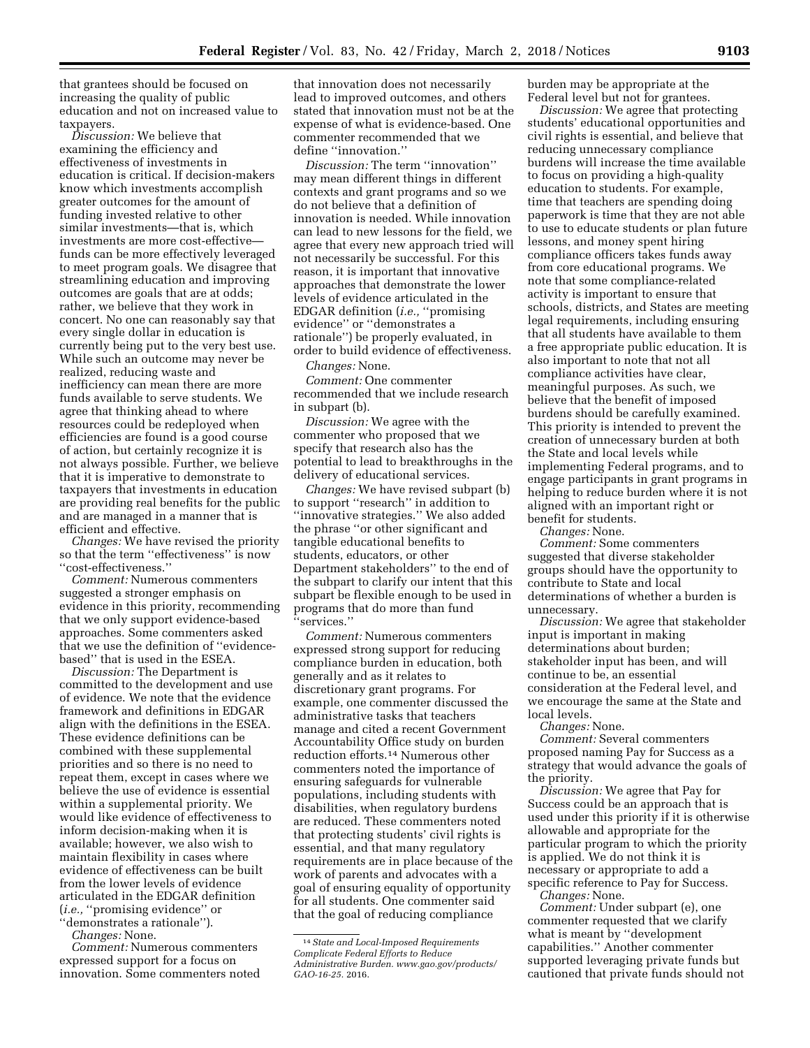that grantees should be focused on increasing the quality of public education and not on increased value to taxpayers.

*Discussion:* We believe that examining the efficiency and effectiveness of investments in education is critical. If decision-makers know which investments accomplish greater outcomes for the amount of funding invested relative to other similar investments—that is, which investments are more cost-effective—funds can be more effectively leveraged to meet program goals. We disagree that streamlining education and improving outcomes are goals that are at odds; rather, we believe that they work in concert. No one can reasonably say that every single dollar in education is currently being put to the very best use. While such an outcome may never be realized, reducing waste and inefficiency can mean there are more funds available to serve students. We agree that thinking ahead to where resources could be redeployed when efficiencies are found is a good course of action, but certainly recognize it is not always possible. Further, we believe that it is imperative to demonstrate to taxpayers that investments in education are providing real benefits for the public and are managed in a manner that is efficient and effective.

*Changes:* We have revised the priority so that the term ''effectiveness'' is now ''cost-effectiveness.''

*Comment:* Numerous commenters suggested a stronger emphasis on evidence in this priority, recommending that we only support evidence-based approaches. Some commenters asked that we use the definition of ''evidence-based'' that is used in the ESEA.

*Discussion:* The Department is committed to the development and use of evidence. We note that the evidence framework and definitions in EDGAR align with the definitions in the ESEA. These evidence definitions can be combined with these supplemental priorities and so there is no need to repeat them, except in cases where we believe the use of evidence is essential within a supplemental priority. We would like evidence of effectiveness to inform decision-making when it is available; however, we also wish to maintain flexibility in cases where evidence of effectiveness can be built from the lower levels of evidence articulated in the EDGAR definition (*i.e.,* ''promising evidence'' or ''demonstrates a rationale'').

*Changes:* None.

*Comment:* Numerous commenters expressed support for a focus on innovation. Some commenters noted that innovation does not necessarily lead to improved outcomes, and others stated that innovation must not be at the expense of what is evidence-based. One commenter recommended that we define ''innovation.''

*Discussion:* The term ''innovation'' may mean different things in different contexts and grant programs and so we do not believe that a definition of innovation is needed. While innovation can lead to new lessons for the field, we agree that every new approach tried will not necessarily be successful. For this reason, it is important that innovative approaches that demonstrate the lower levels of evidence articulated in the EDGAR definition (*i.e.,* ''promising evidence'' or ''demonstrates a rationale'') be properly evaluated, in order to build evidence of effectiveness.

*Changes:* None.

*Comment:* One commenter recommended that we include research in subpart (b).

*Discussion:* We agree with the commenter who proposed that we specify that research also has the potential to lead to breakthroughs in the delivery of educational services.

*Changes:* We have revised subpart (b) to support ''research'' in addition to ''innovative strategies.'' We also added the phrase ''or other significant and tangible educational benefits to students, educators, or other Department stakeholders'' to the end of the subpart to clarify our intent that this subpart be flexible enough to be used in programs that do more than fund ''services.''

*Comment:* Numerous commenters expressed strong support for reducing compliance burden in education, both generally and as it relates to discretionary grant programs. For example, one commenter discussed the administrative tasks that teachers manage and cited a recent Government Accountability Office study on burden reduction efforts.[14] Numerous other commenters noted the importance of ensuring safeguards for vulnerable populations, including students with disabilities, when regulatory burdens are reduced. These commenters noted that protecting students' civil rights is essential, and that many regulatory requirements are in place because of the work of parents and advocates with a goal of ensuring equality of opportunity for all students. One commenter said that the goal of reducing compliance burden may be appropriate at the Federal level but not for grantees.

*Discussion:* We agree that protecting students' educational opportunities and civil rights is essential, and believe that reducing unnecessary compliance burdens will increase the time available to focus on providing a high-quality education to students. For example, time that teachers are spending doing paperwork is time that they are not able to use to educate students or plan future lessons, and money spent hiring compliance officers takes funds away from core educational programs. We note that some compliance-related activity is important to ensure that schools, districts, and States are meeting legal requirements, including ensuring that all students have available to them a free appropriate public education. It is also important to note that not all compliance activities have clear, meaningful purposes. As such, we believe that the benefit of imposed burdens should be carefully examined. This priority is intended to prevent the creation of unnecessary burden at both the State and local levels while implementing Federal programs, and to engage participants in grant programs in helping to reduce burden where it is not aligned with an important right or benefit for students.

*Changes:* None.

*Comment:* Some commenters suggested that diverse stakeholder groups should have the opportunity to contribute to State and local determinations of whether a burden is unnecessary.

*Discussion:* We agree that stakeholder input is important in making determinations about burden; stakeholder input has been, and will continue to be, an essential consideration at the Federal level, and we encourage the same at the State and local levels.

*Changes:* None.

*Comment:* Several commenters proposed naming Pay for Success as a strategy that would advance the goals of the priority.

*Discussion:* We agree that Pay for Success could be an approach that is used under this priority if it is otherwise allowable and appropriate for the particular program to which the priority is applied. We do not think it is necessary or appropriate to add a specific reference to Pay for Success.

*Changes:* None.

*Comment:* Under subpart (e), one commenter requested that we clarify what is meant by ''development capabilities.'' Another commenter supported leveraging private funds but cautioned that private funds should not

---

[14] *State and Local-Imposed Requirements Complicate Federal Efforts to Reduce Administrative Burden. www.gao.gov/products/GAO-16-25.* 2016.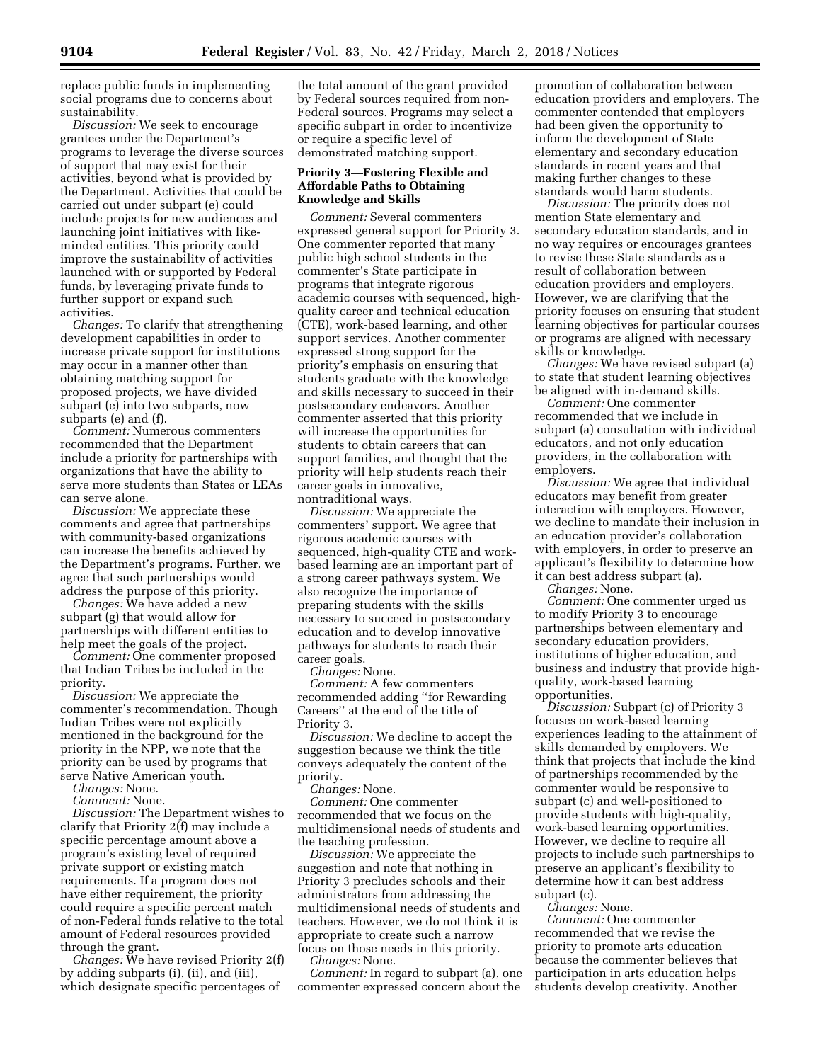replace public funds in implementing social programs due to concerns about sustainability.

*Discussion:* We seek to encourage grantees under the Department's programs to leverage the diverse sources of support that may exist for their activities, beyond what is provided by the Department. Activities that could be carried out under subpart (e) could include projects for new audiences and launching joint initiatives with like-minded entities. This priority could improve the sustainability of activities launched with or supported by Federal funds, by leveraging private funds to further support or expand such activities.

*Changes:* To clarify that strengthening development capabilities in order to increase private support for institutions may occur in a manner other than obtaining matching support for proposed projects, we have divided subpart (e) into two subparts, now subparts (e) and (f).

*Comment:* Numerous commenters recommended that the Department include a priority for partnerships with organizations that have the ability to serve more students than States or LEAs can serve alone.

*Discussion:* We appreciate these comments and agree that partnerships with community-based organizations can increase the benefits achieved by the Department's programs. Further, we agree that such partnerships would address the purpose of this priority.

*Changes:* We have added a new subpart (g) that would allow for partnerships with different entities to help meet the goals of the project.

*Comment:* One commenter proposed that Indian Tribes be included in the priority.

*Discussion:* We appreciate the commenter's recommendation. Though Indian Tribes were not explicitly mentioned in the background for the priority in the NPP, we note that the priority can be used by programs that serve Native American youth.

*Changes:* None.

*Comment:* None.

*Discussion:* The Department wishes to clarify that Priority 2(f) may include a specific percentage amount above a program's existing level of required private support or existing match requirements. If a program does not have either requirement, the priority could require a specific percent match of non-Federal funds relative to the total amount of Federal resources provided through the grant.

*Changes:* We have revised Priority 2(f) by adding subparts (i), (ii), and (iii), which designate specific percentages of the total amount of the grant provided by Federal sources required from non-Federal sources. Programs may select a specific subpart in order to incentivize or require a specific level of demonstrated matching support.

**Priority 3—Fostering Flexible and Affordable Paths to Obtaining Knowledge and Skills**

*Comment:* Several commenters expressed general support for Priority 3. One commenter reported that many public high school students in the commenter's State participate in programs that integrate rigorous academic courses with sequenced, high-quality career and technical education (CTE), work-based learning, and other support services. Another commenter expressed strong support for the priority's emphasis on ensuring that students graduate with the knowledge and skills necessary to succeed in their postsecondary endeavors. Another commenter asserted that this priority will increase the opportunities for students to obtain careers that can support families, and thought that the priority will help students reach their career goals in innovative, nontraditional ways.

*Discussion:* We appreciate the commenters' support. We agree that rigorous academic courses with sequenced, high-quality CTE and work-based learning are an important part of a strong career pathways system. We also recognize the importance of preparing students with the skills necessary to succeed in postsecondary education and to develop innovative pathways for students to reach their career goals.

*Changes:* None.

*Comment:* A few commenters recommended adding "for Rewarding Careers" at the end of the title of Priority 3.

*Discussion:* We decline to accept the suggestion because we think the title conveys adequately the content of the priority.

*Changes:* None.

*Comment:* One commenter recommended that we focus on the multidimensional needs of students and the teaching profession.

*Discussion:* We appreciate the suggestion and note that nothing in Priority 3 precludes schools and their administrators from addressing the multidimensional needs of students and teachers. However, we do not think it is appropriate to create such a narrow focus on those needs in this priority.

*Changes:* None.

*Comment:* In regard to subpart (a), one commenter expressed concern about the promotion of collaboration between education providers and employers. The commenter contended that employers had been given the opportunity to inform the development of State elementary and secondary education standards in recent years and that making further changes to these standards would harm students.

*Discussion:* The priority does not mention State elementary and secondary education standards, and in no way requires or encourages grantees to revise these State standards as a result of collaboration between education providers and employers. However, we are clarifying that the priority focuses on ensuring that student learning objectives for particular courses or programs are aligned with necessary skills or knowledge.

*Changes:* We have revised subpart (a) to state that student learning objectives be aligned with in-demand skills.

*Comment:* One commenter recommended that we include in subpart (a) consultation with individual educators, and not only education providers, in the collaboration with employers.

*Discussion:* We agree that individual educators may benefit from greater interaction with employers. However, we decline to mandate their inclusion in an education provider's collaboration with employers, in order to preserve an applicant's flexibility to determine how it can best address subpart (a).

*Changes:* None.

*Comment:* One commenter urged us to modify Priority 3 to encourage partnerships between elementary and secondary education providers, institutions of higher education, and business and industry that provide high-quality, work-based learning opportunities.

*Discussion:* Subpart (c) of Priority 3 focuses on work-based learning experiences leading to the attainment of skills demanded by employers. We think that projects that include the kind of partnerships recommended by the commenter would be responsive to subpart (c) and well-positioned to provide students with high-quality, work-based learning opportunities. However, we decline to require all projects to include such partnerships to preserve an applicant's flexibility to determine how it can best address subpart (c).

*Changes:* None.

*Comment:* One commenter recommended that we revise the priority to promote arts education because the commenter believes that participation in arts education helps students develop creativity. Another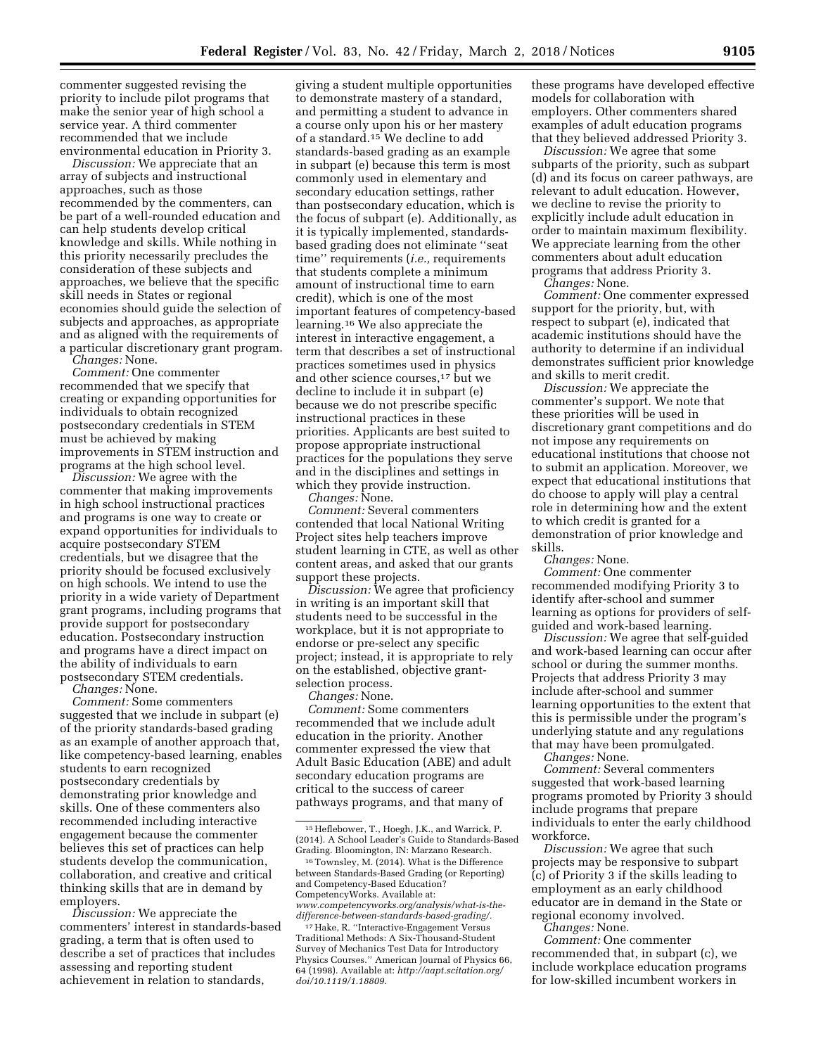commenter suggested revising the priority to include pilot programs that make the senior year of high school a service year. A third commenter recommended that we include environmental education in Priority 3.

*Discussion:* We appreciate that an array of subjects and instructional approaches, such as those recommended by the commenters, can be part of a well-rounded education and can help students develop critical knowledge and skills. While nothing in this priority necessarily precludes the consideration of these subjects and approaches, we believe that the specific skill needs in States or regional economies should guide the selection of subjects and approaches, as appropriate and as aligned with the requirements of a particular discretionary grant program.

*Changes:* None.

*Comment:* One commenter recommended that we specify that creating or expanding opportunities for individuals to obtain recognized postsecondary credentials in STEM must be achieved by making improvements in STEM instruction and programs at the high school level.

*Discussion:* We agree with the commenter that making improvements in high school instructional practices and programs is one way to create or expand opportunities for individuals to acquire postsecondary STEM credentials, but we disagree that the priority should be focused exclusively on high schools. We intend to use the priority in a wide variety of Department grant programs, including programs that provide support for postsecondary education. Postsecondary instruction and programs have a direct impact on the ability of individuals to earn postsecondary STEM credentials.

*Changes:* None.

*Comment:* Some commenters suggested that we include in subpart (e) of the priority standards-based grading as an example of another approach that, like competency-based learning, enables students to earn recognized postsecondary credentials by demonstrating prior knowledge and skills. One of these commenters also recommended including interactive engagement because the commenter believes this set of practices can help students develop the communication, collaboration, and creative and critical thinking skills that are in demand by employers.

*Discussion:* We appreciate the commenters' interest in standards-based grading, a term that is often used to describe a set of practices that includes assessing and reporting student achievement in relation to standards, giving a student multiple opportunities to demonstrate mastery of a standard, and permitting a student to advance in a course only upon his or her mastery of a standard.[15] We decline to add standards-based grading as an example in subpart (e) because this term is most commonly used in elementary and secondary education settings, rather than postsecondary education, which is the focus of subpart (e). Additionally, as it is typically implemented, standards-based grading does not eliminate "seat time" requirements (*i.e.,* requirements that students complete a minimum amount of instructional time to earn credit), which is one of the most important features of competency-based learning.[16] We also appreciate the interest in interactive engagement, a term that describes a set of instructional practices sometimes used in physics and other science courses,[17] but we decline to include it in subpart (e) because we do not prescribe specific instructional practices in these priorities. Applicants are best suited to propose appropriate instructional practices for the populations they serve and in the disciplines and settings in which they provide instruction.

*Changes:* None.

*Comment:* Several commenters contended that local National Writing Project sites help teachers improve student learning in CTE, as well as other content areas, and asked that our grants support these projects.

*Discussion:* We agree that proficiency in writing is an important skill that students need to be successful in the workplace, but it is not appropriate to endorse or pre-select any specific project; instead, it is appropriate to rely on the established, objective grant-selection process.

*Changes:* None.

*Comment:* Some commenters recommended that we include adult education in the priority. Another commenter expressed the view that Adult Basic Education (ABE) and adult secondary education programs are critical to the success of career pathways programs, and that many of these programs have developed effective models for collaboration with employers. Other commenters shared examples of adult education programs that they believed addressed Priority 3.

*Discussion:* We agree that some subparts of the priority, such as subpart (d) and its focus on career pathways, are relevant to adult education. However, we decline to revise the priority to explicitly include adult education in order to maintain maximum flexibility. We appreciate learning from the other commenters about adult education programs that address Priority 3.

*Changes:* None.

*Comment:* One commenter expressed support for the priority, but, with respect to subpart (e), indicated that academic institutions should have the authority to determine if an individual demonstrates sufficient prior knowledge and skills to merit credit.

*Discussion:* We appreciate the commenter's support. We note that these priorities will be used in discretionary grant competitions and do not impose any requirements on educational institutions that choose not to submit an application. Moreover, we expect that educational institutions that do choose to apply will play a central role in determining how and the extent to which credit is granted for a demonstration of prior knowledge and skills.

*Changes:* None.

*Comment:* One commenter recommended modifying Priority 3 to identify after-school and summer learning as options for providers of self-guided and work-based learning.

*Discussion:* We agree that self-guided and work-based learning can occur after school or during the summer months. Projects that address Priority 3 may include after-school and summer learning opportunities to the extent that this is permissible under the program's underlying statute and any regulations that may have been promulgated.

*Changes:* None.

*Comment:* Several commenters suggested that work-based learning programs promoted by Priority 3 should include programs that prepare individuals to enter the early childhood workforce.

*Discussion:* We agree that such projects may be responsive to subpart (c) of Priority 3 if the skills leading to employment as an early childhood educator are in demand in the State or regional economy involved.

*Changes:* None.

*Comment:* One commenter recommended that, in subpart (c), we include workplace education programs for low-skilled incumbent workers in

---

[15] Heflebower, T., Hoegh, J.K., and Warrick, P. (2014). A School Leader's Guide to Standards-Based Grading. Bloomington, IN: Marzano Research.

[16] Townsley, M. (2014). What is the Difference between Standards-Based Grading (or Reporting) and Competency-Based Education? CompetencyWorks. Available at: *www.competencyworks.org/analysis/what-is-the-difference-between-standards-based-grading/.*

[17] Hake, R. "Interactive-Engagement Versus Traditional Methods: A Six-Thousand-Student Survey of Mechanics Test Data for Introductory Physics Courses." American Journal of Physics 66, 64 (1998). Available at: *http://aapt.scitation.org/doi/10.1119/1.18809.*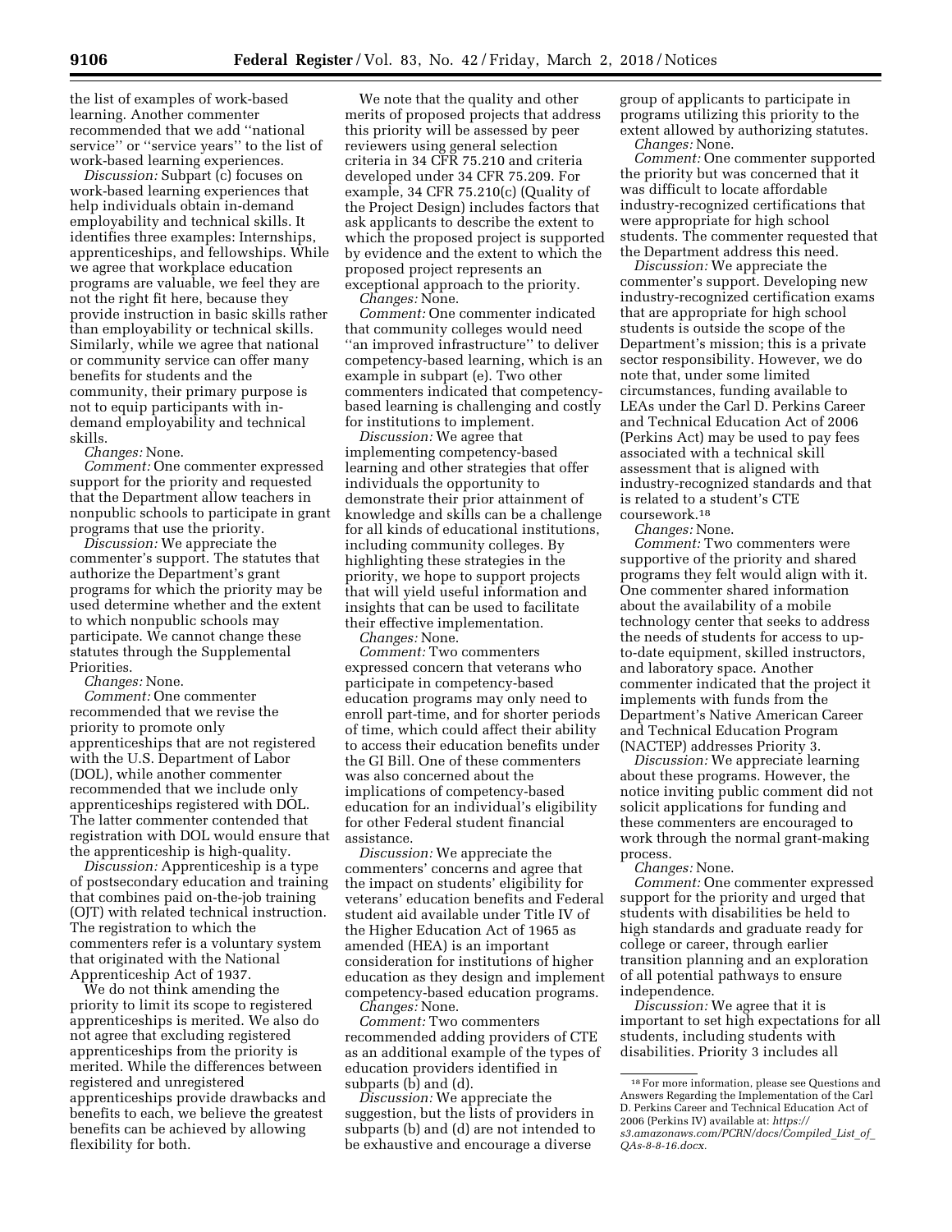the list of examples of work-based learning. Another commenter recommended that we add ''national service'' or ''service years'' to the list of work-based learning experiences.

*Discussion:* Subpart (c) focuses on work-based learning experiences that help individuals obtain in-demand employability and technical skills. It identifies three examples: Internships, apprenticeships, and fellowships. While we agree that workplace education programs are valuable, we feel they are not the right fit here, because they provide instruction in basic skills rather than employability or technical skills. Similarly, while we agree that national or community service can offer many benefits for students and the community, their primary purpose is not to equip participants with in-demand employability and technical skills.

*Changes:* None.

*Comment:* One commenter expressed support for the priority and requested that the Department allow teachers in nonpublic schools to participate in grant programs that use the priority.

*Discussion:* We appreciate the commenter's support. The statutes that authorize the Department's grant programs for which the priority may be used determine whether and the extent to which nonpublic schools may participate. We cannot change these statutes through the Supplemental Priorities.

*Changes:* None.

*Comment:* One commenter recommended that we revise the priority to promote only apprenticeships that are not registered with the U.S. Department of Labor (DOL), while another commenter recommended that we include only apprenticeships registered with DOL. The latter commenter contended that registration with DOL would ensure that the apprenticeship is high-quality.

*Discussion:* Apprenticeship is a type of postsecondary education and training that combines paid on-the-job training (OJT) with related technical instruction. The registration to which the commenters refer is a voluntary system that originated with the National Apprenticeship Act of 1937.

We do not think amending the priority to limit its scope to registered apprenticeships is merited. We also do not agree that excluding registered apprenticeships from the priority is merited. While the differences between registered and unregistered apprenticeships provide drawbacks and benefits to each, we believe the greatest benefits can be achieved by allowing flexibility for both.

We note that the quality and other merits of proposed projects that address this priority will be assessed by peer reviewers using general selection criteria in 34 CFR 75.210 and criteria developed under 34 CFR 75.209. For example, 34 CFR 75.210(c) (Quality of the Project Design) includes factors that ask applicants to describe the extent to which the proposed project is supported by evidence and the extent to which the proposed project represents an exceptional approach to the priority.

*Changes:* None.

*Comment:* One commenter indicated that community colleges would need ''an improved infrastructure'' to deliver competency-based learning, which is an example in subpart (e). Two other commenters indicated that competency-based learning is challenging and costly for institutions to implement.

*Discussion:* We agree that implementing competency-based learning and other strategies that offer individuals the opportunity to demonstrate their prior attainment of knowledge and skills can be a challenge for all kinds of educational institutions, including community colleges. By highlighting these strategies in the priority, we hope to support projects that will yield useful information and insights that can be used to facilitate their effective implementation.

*Changes:* None.

*Comment:* Two commenters expressed concern that veterans who participate in competency-based education programs may only need to enroll part-time, and for shorter periods of time, which could affect their ability to access their education benefits under the GI Bill. One of these commenters was also concerned about the implications of competency-based education for an individual's eligibility for other Federal student financial assistance.

*Discussion:* We appreciate the commenters' concerns and agree that the impact on students' eligibility for veterans' education benefits and Federal student aid available under Title IV of the Higher Education Act of 1965 as amended (HEA) is an important consideration for institutions of higher education as they design and implement competency-based education programs.

*Changes:* None.

*Comment:* Two commenters recommended adding providers of CTE as an additional example of the types of education providers identified in subparts (b) and (d).

*Discussion:* We appreciate the suggestion, but the lists of providers in subparts (b) and (d) are not intended to be exhaustive and encourage a diverse group of applicants to participate in programs utilizing this priority to the extent allowed by authorizing statutes.

*Changes:* None.

*Comment:* One commenter supported the priority but was concerned that it was difficult to locate affordable industry-recognized certifications that were appropriate for high school students. The commenter requested that the Department address this need.

*Discussion:* We appreciate the commenter's support. Developing new industry-recognized certification exams that are appropriate for high school students is outside the scope of the Department's mission; this is a private sector responsibility. However, we do note that, under some limited circumstances, funding available to LEAs under the Carl D. Perkins Career and Technical Education Act of 2006 (Perkins Act) may be used to pay fees associated with a technical skill assessment that is aligned with industry-recognized standards and that is related to a student's CTE coursework.[18]

*Changes:* None.

*Comment:* Two commenters were supportive of the priority and shared programs they felt would align with it. One commenter shared information about the availability of a mobile technology center that seeks to address the needs of students for access to up-to-date equipment, skilled instructors, and laboratory space. Another commenter indicated that the project it implements with funds from the Department's Native American Career and Technical Education Program (NACTEP) addresses Priority 3.

*Discussion:* We appreciate learning about these programs. However, the notice inviting public comment did not solicit applications for funding and these commenters are encouraged to work through the normal grant-making process.

*Changes:* None.

*Comment:* One commenter expressed support for the priority and urged that students with disabilities be held to high standards and graduate ready for college or career, through earlier transition planning and an exploration of all potential pathways to ensure independence.

*Discussion:* We agree that it is important to set high expectations for all students, including students with disabilities. Priority 3 includes all

[18] For more information, please see Questions and Answers Regarding the Implementation of the Carl D. Perkins Career and Technical Education Act of 2006 (Perkins IV) available at: *https://s3.amazonaws.com/PCRN/docs/Compiled_List_of_QAs-8-8-16.docx.*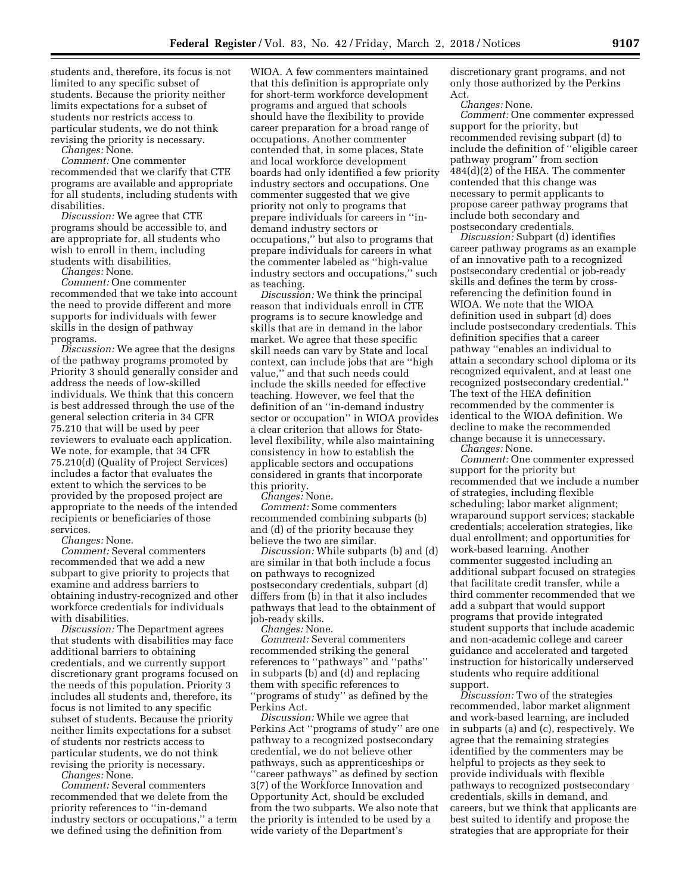students and, therefore, its focus is not limited to any specific subset of students. Because the priority neither limits expectations for a subset of students nor restricts access to particular students, we do not think revising the priority is necessary.

*Changes:* None.

*Comment:* One commenter recommended that we clarify that CTE programs are available and appropriate for all students, including students with disabilities.

*Discussion:* We agree that CTE programs should be accessible to, and are appropriate for, all students who wish to enroll in them, including students with disabilities.

*Changes:* None.

*Comment:* One commenter recommended that we take into account the need to provide different and more supports for individuals with fewer skills in the design of pathway programs.

*Discussion:* We agree that the designs of the pathway programs promoted by Priority 3 should generally consider and address the needs of low-skilled individuals. We think that this concern is best addressed through the use of the general selection criteria in 34 CFR 75.210 that will be used by peer reviewers to evaluate each application. We note, for example, that 34 CFR 75.210(d) (Quality of Project Services) includes a factor that evaluates the extent to which the services to be provided by the proposed project are appropriate to the needs of the intended recipients or beneficiaries of those services.

*Changes:* None.

*Comment:* Several commenters recommended that we add a new subpart to give priority to projects that examine and address barriers to obtaining industry-recognized and other workforce credentials for individuals with disabilities.

*Discussion:* The Department agrees that students with disabilities may face additional barriers to obtaining credentials, and we currently support discretionary grant programs focused on the needs of this population. Priority 3 includes all students and, therefore, its focus is not limited to any specific subset of students. Because the priority neither limits expectations for a subset of students nor restricts access to particular students, we do not think revising the priority is necessary.

*Changes:* None.

*Comment:* Several commenters recommended that we delete from the priority references to ''in-demand industry sectors or occupations,'' a term we defined using the definition from WIOA. A few commenters maintained that this definition is appropriate only for short-term workforce development programs and argued that schools should have the flexibility to provide career preparation for a broad range of occupations. Another commenter contended that, in some places, State and local workforce development boards had only identified a few priority industry sectors and occupations. One commenter suggested that we give priority not only to programs that prepare individuals for careers in ''in-demand industry sectors or occupations,'' but also to programs that prepare individuals for careers in what the commenter labeled as ''high-value industry sectors and occupations,'' such as teaching.

*Discussion:* We think the principal reason that individuals enroll in CTE programs is to secure knowledge and skills that are in demand in the labor market. We agree that these specific skill needs can vary by State and local context, can include jobs that are ''high value,'' and that such needs could include the skills needed for effective teaching. However, we feel that the definition of an ''in-demand industry sector or occupation'' in WIOA provides a clear criterion that allows for State-level flexibility, while also maintaining consistency in how to establish the applicable sectors and occupations considered in grants that incorporate this priority.

*Changes:* None.

*Comment:* Some commenters recommended combining subparts (b) and (d) of the priority because they believe the two are similar.

*Discussion:* While subparts (b) and (d) are similar in that both include a focus on pathways to recognized postsecondary credentials, subpart (d) differs from (b) in that it also includes pathways that lead to the obtainment of job-ready skills.

*Changes:* None.

*Comment:* Several commenters recommended striking the general references to ''pathways'' and ''paths'' in subparts (b) and (d) and replacing them with specific references to ''programs of study'' as defined by the Perkins Act.

*Discussion:* While we agree that Perkins Act ''programs of study'' are one pathway to a recognized postsecondary credential, we do not believe other pathways, such as apprenticeships or ''career pathways'' as defined by section 3(7) of the Workforce Innovation and Opportunity Act, should be excluded from the two subparts. We also note that the priority is intended to be used by a wide variety of the Department's discretionary grant programs, and not only those authorized by the Perkins Act.

*Changes:* None.

*Comment:* One commenter expressed support for the priority, but recommended revising subpart (d) to include the definition of ''eligible career pathway program'' from section 484(d)(2) of the HEA. The commenter contended that this change was necessary to permit applicants to propose career pathway programs that include both secondary and postsecondary credentials.

*Discussion:* Subpart (d) identifies career pathway programs as an example of an innovative path to a recognized postsecondary credential or job-ready skills and defines the term by cross-referencing the definition found in WIOA. We note that the WIOA definition used in subpart (d) does include postsecondary credentials. This definition specifies that a career pathway ''enables an individual to attain a secondary school diploma or its recognized equivalent, and at least one recognized postsecondary credential.'' The text of the HEA definition recommended by the commenter is identical to the WIOA definition. We decline to make the recommended change because it is unnecessary.

*Changes:* None.

*Comment:* One commenter expressed support for the priority but recommended that we include a number of strategies, including flexible scheduling; labor market alignment; wraparound support services; stackable credentials; acceleration strategies, like dual enrollment; and opportunities for work-based learning. Another commenter suggested including an additional subpart focused on strategies that facilitate credit transfer, while a third commenter recommended that we add a subpart that would support programs that provide integrated student supports that include academic and non-academic college and career guidance and accelerated and targeted instruction for historically underserved students who require additional support.

*Discussion:* Two of the strategies recommended, labor market alignment and work-based learning, are included in subparts (a) and (c), respectively. We agree that the remaining strategies identified by the commenters may be helpful to projects as they seek to provide individuals with flexible pathways to recognized postsecondary credentials, skills in demand, and careers, but we think that applicants are best suited to identify and propose the strategies that are appropriate for their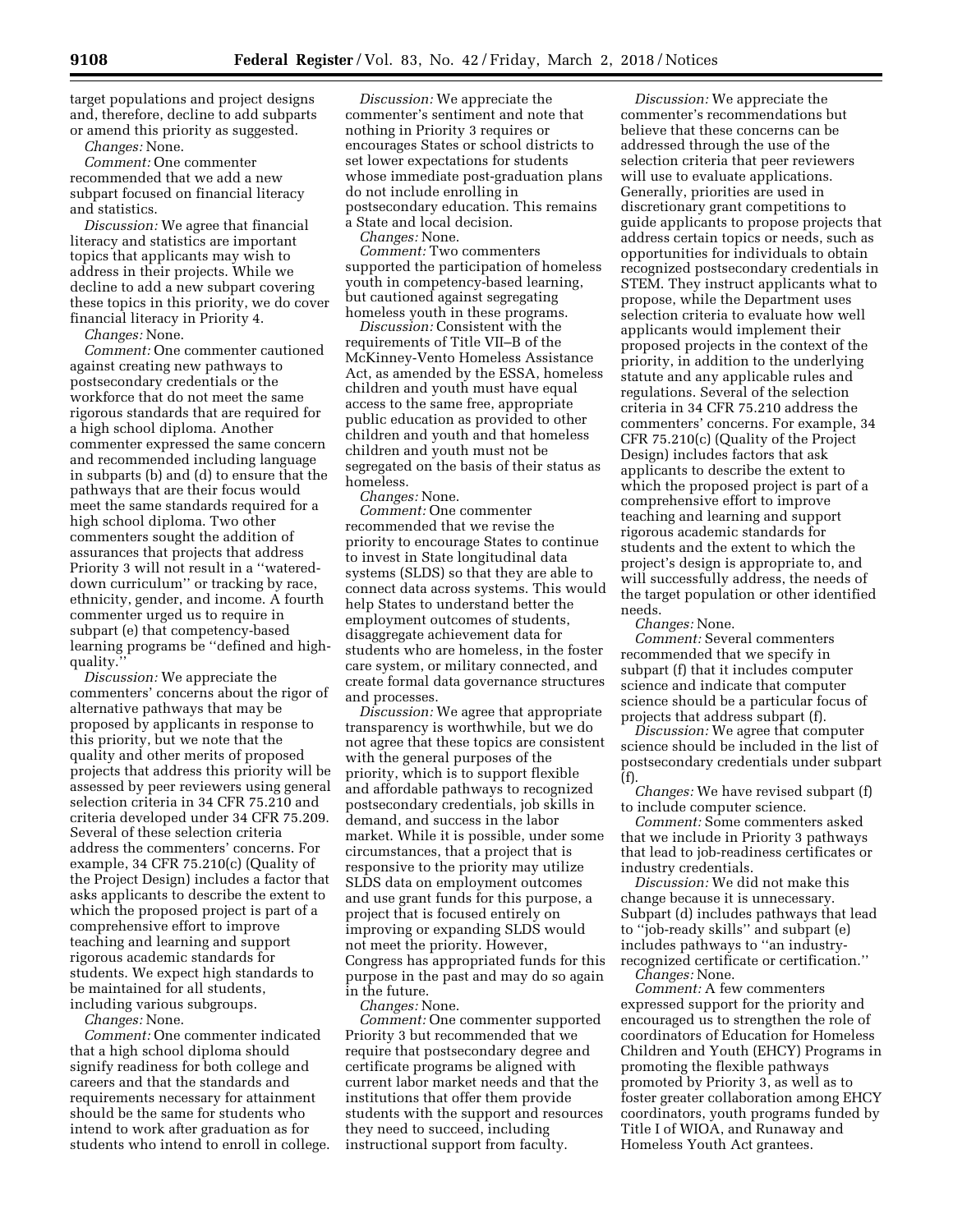target populations and project designs and, therefore, decline to add subparts or amend this priority as suggested.

*Changes:* None.

*Comment:* One commenter recommended that we add a new subpart focused on financial literacy and statistics.

*Discussion:* We agree that financial literacy and statistics are important topics that applicants may wish to address in their projects. While we decline to add a new subpart covering these topics in this priority, we do cover financial literacy in Priority 4.

*Changes:* None.

*Comment:* One commenter cautioned against creating new pathways to postsecondary credentials or the workforce that do not meet the same rigorous standards that are required for a high school diploma. Another commenter expressed the same concern and recommended including language in subparts (b) and (d) to ensure that the pathways that are their focus would meet the same standards required for a high school diploma. Two other commenters sought the addition of assurances that projects that address Priority 3 will not result in a ''watered-down curriculum'' or tracking by race, ethnicity, gender, and income. A fourth commenter urged us to require in subpart (e) that competency-based learning programs be ''defined and high-quality.''

*Discussion:* We appreciate the commenters' concerns about the rigor of alternative pathways that may be proposed by applicants in response to this priority, but we note that the quality and other merits of proposed projects that address this priority will be assessed by peer reviewers using general selection criteria in 34 CFR 75.210 and criteria developed under 34 CFR 75.209. Several of these selection criteria address the commenters' concerns. For example, 34 CFR 75.210(c) (Quality of the Project Design) includes a factor that asks applicants to describe the extent to which the proposed project is part of a comprehensive effort to improve teaching and learning and support rigorous academic standards for students. We expect high standards to be maintained for all students, including various subgroups.

*Changes:* None.

*Comment:* One commenter indicated that a high school diploma should signify readiness for both college and careers and that the standards and requirements necessary for attainment should be the same for students who intend to work after graduation as for students who intend to enroll in college.

*Discussion:* We appreciate the commenter's sentiment and note that nothing in Priority 3 requires or encourages States or school districts to set lower expectations for students whose immediate post-graduation plans do not include enrolling in postsecondary education. This remains a State and local decision.

*Changes:* None.

*Comment:* Two commenters supported the participation of homeless youth in competency-based learning, but cautioned against segregating homeless youth in these programs.

*Discussion:* Consistent with the requirements of Title VII–B of the McKinney-Vento Homeless Assistance Act, as amended by the ESSA, homeless children and youth must have equal access to the same free, appropriate public education as provided to other children and youth and that homeless children and youth must not be segregated on the basis of their status as homeless.

*Changes:* None.

*Comment:* One commenter recommended that we revise the priority to encourage States to continue to invest in State longitudinal data systems (SLDS) so that they are able to connect data across systems. This would help States to understand better the employment outcomes of students, disaggregate achievement data for students who are homeless, in the foster care system, or military connected, and create formal data governance structures and processes.

*Discussion:* We agree that appropriate transparency is worthwhile, but we do not agree that these topics are consistent with the general purposes of the priority, which is to support flexible and affordable pathways to recognized postsecondary credentials, job skills in demand, and success in the labor market. While it is possible, under some circumstances, that a project that is responsive to the priority may utilize SLDS data on employment outcomes and use grant funds for this purpose, a project that is focused entirely on improving or expanding SLDS would not meet the priority. However, Congress has appropriated funds for this purpose in the past and may do so again in the future.

*Changes:* None.

*Comment:* One commenter supported Priority 3 but recommended that we require that postsecondary degree and certificate programs be aligned with current labor market needs and that the institutions that offer them provide students with the support and resources they need to succeed, including instructional support from faculty.

*Discussion:* We appreciate the commenter's recommendations but believe that these concerns can be addressed through the use of the selection criteria that peer reviewers will use to evaluate applications. Generally, priorities are used in discretionary grant competitions to guide applicants to propose projects that address certain topics or needs, such as opportunities for individuals to obtain recognized postsecondary credentials in STEM. They instruct applicants what to propose, while the Department uses selection criteria to evaluate how well applicants would implement their proposed projects in the context of the priority, in addition to the underlying statute and any applicable rules and regulations. Several of the selection criteria in 34 CFR 75.210 address the commenters' concerns. For example, 34 CFR 75.210(c) (Quality of the Project Design) includes factors that ask applicants to describe the extent to which the proposed project is part of a comprehensive effort to improve teaching and learning and support rigorous academic standards for students and the extent to which the project's design is appropriate to, and will successfully address, the needs of the target population or other identified needs.

*Changes:* None.

*Comment:* Several commenters recommended that we specify in subpart (f) that it includes computer science and indicate that computer science should be a particular focus of projects that address subpart (f).

*Discussion:* We agree that computer science should be included in the list of postsecondary credentials under subpart (f).

*Changes:* We have revised subpart (f) to include computer science.

*Comment:* Some commenters asked that we include in Priority 3 pathways that lead to job-readiness certificates or industry credentials.

*Discussion:* We did not make this change because it is unnecessary. Subpart (d) includes pathways that lead to ''job-ready skills'' and subpart (e) includes pathways to ''an industry-recognized certificate or certification.''

*Changes:* None.

*Comment:* A few commenters expressed support for the priority and encouraged us to strengthen the role of coordinators of Education for Homeless Children and Youth (EHCY) Programs in promoting the flexible pathways promoted by Priority 3, as well as to foster greater collaboration among EHCY coordinators, youth programs funded by Title I of WIOA, and Runaway and Homeless Youth Act grantees.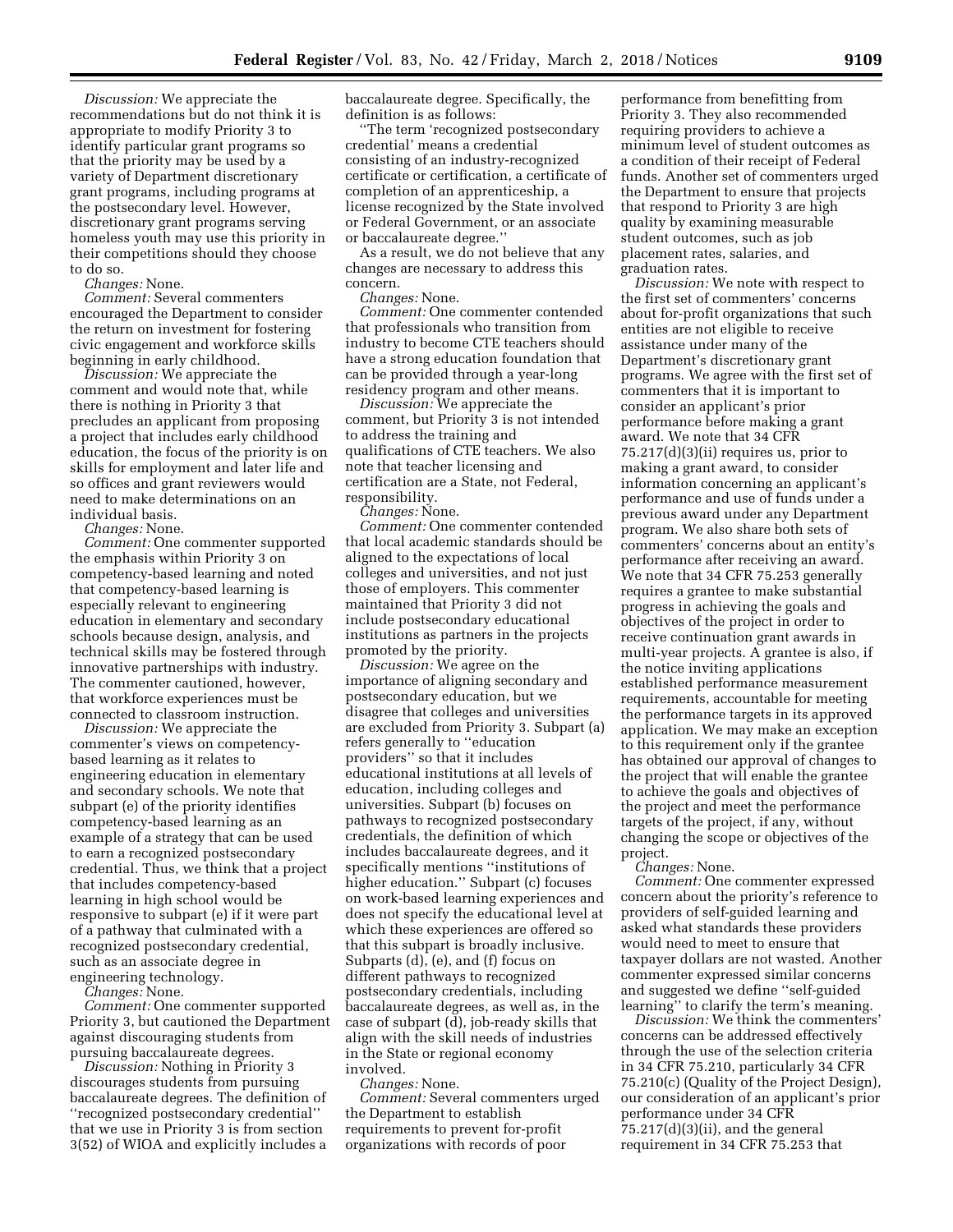*Discussion:* We appreciate the recommendations but do not think it is appropriate to modify Priority 3 to identify particular grant programs so that the priority may be used by a variety of Department discretionary grant programs, including programs at the postsecondary level. However, discretionary grant programs serving homeless youth may use this priority in their competitions should they choose to do so.

*Changes:* None.

*Comment:* Several commenters encouraged the Department to consider the return on investment for fostering civic engagement and workforce skills beginning in early childhood.

*Discussion:* We appreciate the comment and would note that, while there is nothing in Priority 3 that precludes an applicant from proposing a project that includes early childhood education, the focus of the priority is on skills for employment and later life and so offices and grant reviewers would need to make determinations on an individual basis.

*Changes:* None.

*Comment:* One commenter supported the emphasis within Priority 3 on competency-based learning and noted that competency-based learning is especially relevant to engineering education in elementary and secondary schools because design, analysis, and technical skills may be fostered through innovative partnerships with industry. The commenter cautioned, however, that workforce experiences must be connected to classroom instruction.

*Discussion:* We appreciate the commenter's views on competency-based learning as it relates to engineering education in elementary and secondary schools. We note that subpart (e) of the priority identifies competency-based learning as an example of a strategy that can be used to earn a recognized postsecondary credential. Thus, we think that a project that includes competency-based learning in high school would be responsive to subpart (e) if it were part of a pathway that culminated with a recognized postsecondary credential, such as an associate degree in engineering technology.

*Changes:* None.

*Comment:* One commenter supported Priority 3, but cautioned the Department against discouraging students from pursuing baccalaureate degrees.

*Discussion:* Nothing in Priority 3 discourages students from pursuing baccalaureate degrees. The definition of ''recognized postsecondary credential'' that we use in Priority 3 is from section 3(52) of WIOA and explicitly includes a baccalaureate degree. Specifically, the definition is as follows:

''The term 'recognized postsecondary credential' means a credential consisting of an industry-recognized certificate or certification, a certificate of completion of an apprenticeship, a license recognized by the State involved or Federal Government, or an associate or baccalaureate degree.''

As a result, we do not believe that any changes are necessary to address this concern.

*Changes:* None.

*Comment:* One commenter contended that professionals who transition from industry to become CTE teachers should have a strong education foundation that can be provided through a year-long residency program and other means.

*Discussion:* We appreciate the comment, but Priority 3 is not intended to address the training and qualifications of CTE teachers. We also note that teacher licensing and certification are a State, not Federal, responsibility.

*Changes:* None.

*Comment:* One commenter contended that local academic standards should be aligned to the expectations of local colleges and universities, and not just those of employers. This commenter maintained that Priority 3 did not include postsecondary educational institutions as partners in the projects promoted by the priority.

*Discussion:* We agree on the importance of aligning secondary and postsecondary education, but we disagree that colleges and universities are excluded from Priority 3. Subpart (a) refers generally to ''education providers'' so that it includes educational institutions at all levels of education, including colleges and universities. Subpart (b) focuses on pathways to recognized postsecondary credentials, the definition of which includes baccalaureate degrees, and it specifically mentions ''institutions of higher education.'' Subpart (c) focuses on work-based learning experiences and does not specify the educational level at which these experiences are offered so that this subpart is broadly inclusive. Subparts (d), (e), and (f) focus on different pathways to recognized postsecondary credentials, including baccalaureate degrees, as well as, in the case of subpart (d), job-ready skills that align with the skill needs of industries in the State or regional economy involved.

*Changes:* None.

*Comment:* Several commenters urged the Department to establish requirements to prevent for-profit organizations with records of poor performance from benefitting from Priority 3. They also recommended requiring providers to achieve a minimum level of student outcomes as a condition of their receipt of Federal funds. Another set of commenters urged the Department to ensure that projects that respond to Priority 3 are high quality by examining measurable student outcomes, such as job placement rates, salaries, and graduation rates.

*Discussion:* We note with respect to the first set of commenters' concerns about for-profit organizations that such entities are not eligible to receive assistance under many of the Department's discretionary grant programs. We agree with the first set of commenters that it is important to consider an applicant's prior performance before making a grant award. We note that 34 CFR 75.217(d)(3)(ii) requires us, prior to making a grant award, to consider information concerning an applicant's performance and use of funds under a previous award under any Department program. We also share both sets of commenters' concerns about an entity's performance after receiving an award. We note that 34 CFR 75.253 generally requires a grantee to make substantial progress in achieving the goals and objectives of the project in order to receive continuation grant awards in multi-year projects. A grantee is also, if the notice inviting applications established performance measurement requirements, accountable for meeting the performance targets in its approved application. We may make an exception to this requirement only if the grantee has obtained our approval of changes to the project that will enable the grantee to achieve the goals and objectives of the project and meet the performance targets of the project, if any, without changing the scope or objectives of the project.

*Changes:* None.

*Comment:* One commenter expressed concern about the priority's reference to providers of self-guided learning and asked what standards these providers would need to meet to ensure that taxpayer dollars are not wasted. Another commenter expressed similar concerns and suggested we define ''self-guided learning'' to clarify the term's meaning.

*Discussion:* We think the commenters' concerns can be addressed effectively through the use of the selection criteria in 34 CFR 75.210, particularly 34 CFR 75.210(c) (Quality of the Project Design), our consideration of an applicant's prior performance under 34 CFR 75.217(d)(3)(ii), and the general requirement in 34 CFR 75.253 that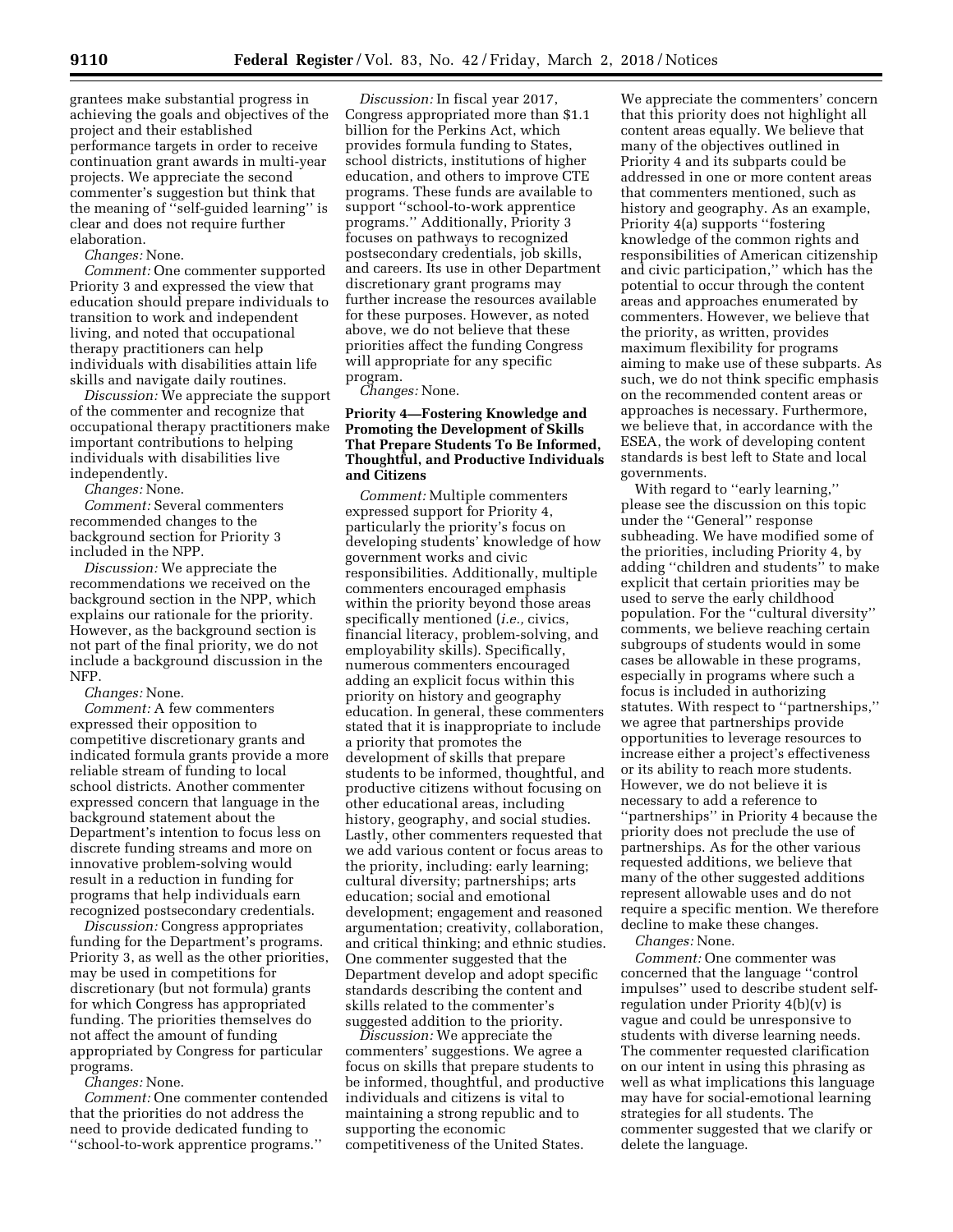grantees make substantial progress in achieving the goals and objectives of the project and their established performance targets in order to receive continuation grant awards in multi-year projects. We appreciate the second commenter's suggestion but think that the meaning of ''self-guided learning'' is clear and does not require further elaboration.

*Changes:* None.

*Comment:* One commenter supported Priority 3 and expressed the view that education should prepare individuals to transition to work and independent living, and noted that occupational therapy practitioners can help individuals with disabilities attain life skills and navigate daily routines.

*Discussion:* We appreciate the support of the commenter and recognize that occupational therapy practitioners make important contributions to helping individuals with disabilities live independently.

*Changes:* None.

*Comment:* Several commenters recommended changes to the background section for Priority 3 included in the NPP.

*Discussion:* We appreciate the recommendations we received on the background section in the NPP, which explains our rationale for the priority. However, as the background section is not part of the final priority, we do not include a background discussion in the NFP.

*Changes:* None.

*Comment:* A few commenters expressed their opposition to competitive discretionary grants and indicated formula grants provide a more reliable stream of funding to local school districts. Another commenter expressed concern that language in the background statement about the Department's intention to focus less on discrete funding streams and more on innovative problem-solving would result in a reduction in funding for programs that help individuals earn recognized postsecondary credentials.

*Discussion:* Congress appropriates funding for the Department's programs. Priority 3, as well as the other priorities, may be used in competitions for discretionary (but not formula) grants for which Congress has appropriated funding. The priorities themselves do not affect the amount of funding appropriated by Congress for particular programs.

*Changes:* None.

*Comment:* One commenter contended that the priorities do not address the need to provide dedicated funding to ''school-to-work apprentice programs.''

*Discussion:* In fiscal year 2017, Congress appropriated more than $1.1 billion for the Perkins Act, which provides formula funding to States, school districts, institutions of higher education, and others to improve CTE programs. These funds are available to support ''school-to-work apprentice programs.'' Additionally, Priority 3 focuses on pathways to recognized postsecondary credentials, job skills, and careers. Its use in other Department discretionary grant programs may further increase the resources available for these purposes. However, as noted above, we do not believe that these priorities affect the funding Congress will appropriate for any specific program.

*Changes:* None.

**Priority 4—Fostering Knowledge and Promoting the Development of Skills That Prepare Students To Be Informed, Thoughtful, and Productive Individuals and Citizens**

*Comment:* Multiple commenters expressed support for Priority 4, particularly the priority's focus on developing students' knowledge of how government works and civic responsibilities. Additionally, multiple commenters encouraged emphasis within the priority beyond those areas specifically mentioned (*i.e.,* civics, financial literacy, problem-solving, and employability skills). Specifically, numerous commenters encouraged adding an explicit focus within this priority on history and geography education. In general, these commenters stated that it is inappropriate to include a priority that promotes the development of skills that prepare students to be informed, thoughtful, and productive citizens without focusing on other educational areas, including history, geography, and social studies. Lastly, other commenters requested that we add various content or focus areas to the priority, including: early learning; cultural diversity; partnerships; arts education; social and emotional development; engagement and reasoned argumentation; creativity, collaboration, and critical thinking; and ethnic studies. One commenter suggested that the Department develop and adopt specific standards describing the content and skills related to the commenter's suggested addition to the priority.

*Discussion:* We appreciate the commenters' suggestions. We agree a focus on skills that prepare students to be informed, thoughtful, and productive individuals and citizens is vital to maintaining a strong republic and to supporting the economic competitiveness of the United States. We appreciate the commenters' concern that this priority does not highlight all content areas equally. We believe that many of the objectives outlined in Priority 4 and its subparts could be addressed in one or more content areas that commenters mentioned, such as history and geography. As an example, Priority 4(a) supports ''fostering knowledge of the common rights and responsibilities of American citizenship and civic participation,'' which has the potential to occur through the content areas and approaches enumerated by commenters. However, we believe that the priority, as written, provides maximum flexibility for programs aiming to make use of these subparts. As such, we do not think specific emphasis on the recommended content areas or approaches is necessary. Furthermore, we believe that, in accordance with the ESEA, the work of developing content standards is best left to State and local governments.

With regard to ''early learning,'' please see the discussion on this topic under the ''General'' response subheading. We have modified some of the priorities, including Priority 4, by adding ''children and students'' to make explicit that certain priorities may be used to serve the early childhood population. For the ''cultural diversity'' comments, we believe reaching certain subgroups of students would in some cases be allowable in these programs, especially in programs where such a focus is included in authorizing statutes. With respect to ''partnerships,'' we agree that partnerships provide opportunities to leverage resources to increase either a project's effectiveness or its ability to reach more students. However, we do not believe it is necessary to add a reference to ''partnerships'' in Priority 4 because the priority does not preclude the use of partnerships. As for the other various requested additions, we believe that many of the other suggested additions represent allowable uses and do not require a specific mention. We therefore decline to make these changes.

*Changes:* None.

*Comment:* One commenter was concerned that the language ''control impulses'' used to describe student self-regulation under Priority 4(b)(v) is vague and could be unresponsive to students with diverse learning needs. The commenter requested clarification on our intent in using this phrasing as well as what implications this language may have for social-emotional learning strategies for all students. The commenter suggested that we clarify or delete the language.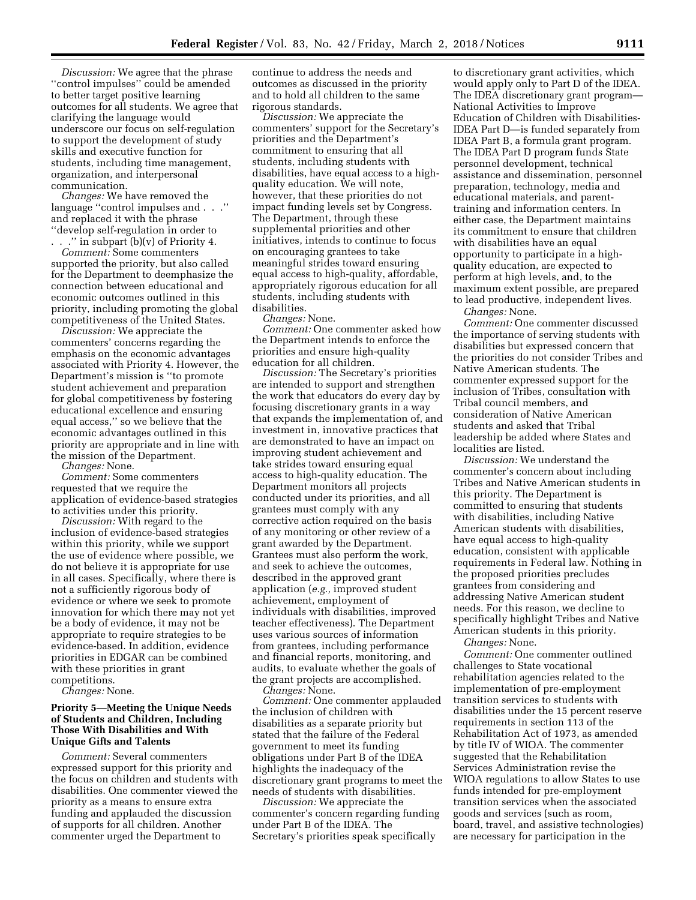*Discussion:* We agree that the phrase ''control impulses'' could be amended to better target positive learning outcomes for all students. We agree that clarifying the language would underscore our focus on self-regulation to support the development of study skills and executive function for students, including time management, organization, and interpersonal communication.

*Changes:* We have removed the language ''control impulses and . . .'' and replaced it with the phrase ''develop self-regulation in order to . . .'' in subpart (b)(v) of Priority 4.

*Comment:* Some commenters supported the priority, but also called for the Department to deemphasize the connection between educational and economic outcomes outlined in this priority, including promoting the global competitiveness of the United States.

*Discussion:* We appreciate the commenters' concerns regarding the emphasis on the economic advantages associated with Priority 4. However, the Department's mission is ''to promote student achievement and preparation for global competitiveness by fostering educational excellence and ensuring equal access,'' so we believe that the economic advantages outlined in this priority are appropriate and in line with the mission of the Department.

*Changes:* None.

*Comment:* Some commenters requested that we require the application of evidence-based strategies to activities under this priority.

*Discussion:* With regard to the inclusion of evidence-based strategies within this priority, while we support the use of evidence where possible, we do not believe it is appropriate for use in all cases. Specifically, where there is not a sufficiently rigorous body of evidence or where we seek to promote innovation for which there may not yet be a body of evidence, it may not be appropriate to require strategies to be evidence-based. In addition, evidence priorities in EDGAR can be combined with these priorities in grant competitions.

*Changes:* None.

**Priority 5—Meeting the Unique Needs of Students and Children, Including Those With Disabilities and With Unique Gifts and Talents**

*Comment:* Several commenters expressed support for this priority and the focus on children and students with disabilities. One commenter viewed the priority as a means to ensure extra funding and applauded the discussion of supports for all children. Another commenter urged the Department to continue to address the needs and outcomes as discussed in the priority and to hold all children to the same rigorous standards.

*Discussion:* We appreciate the commenters' support for the Secretary's priorities and the Department's commitment to ensuring that all students, including students with disabilities, have equal access to a high-quality education. We will note, however, that these priorities do not impact funding levels set by Congress. The Department, through these supplemental priorities and other initiatives, intends to continue to focus on encouraging grantees to take meaningful strides toward ensuring equal access to high-quality, affordable, appropriately rigorous education for all students, including students with disabilities.

*Changes:* None.

*Comment:* One commenter asked how the Department intends to enforce the priorities and ensure high-quality education for all children.

*Discussion:* The Secretary's priorities are intended to support and strengthen the work that educators do every day by focusing discretionary grants in a way that expands the implementation of, and investment in, innovative practices that are demonstrated to have an impact on improving student achievement and take strides toward ensuring equal access to high-quality education. The Department monitors all projects conducted under its priorities, and all grantees must comply with any corrective action required on the basis of any monitoring or other review of a grant awarded by the Department. Grantees must also perform the work, and seek to achieve the outcomes, described in the approved grant application (*e.g.,* improved student achievement, employment of individuals with disabilities, improved teacher effectiveness). The Department uses various sources of information from grantees, including performance and financial reports, monitoring, and audits, to evaluate whether the goals of the grant projects are accomplished.

*Changes:* None.

*Comment:* One commenter applauded the inclusion of children with disabilities as a separate priority but stated that the failure of the Federal government to meet its funding obligations under Part B of the IDEA highlights the inadequacy of the discretionary grant programs to meet the needs of students with disabilities.

*Discussion:* We appreciate the commenter's concern regarding funding under Part B of the IDEA. The Secretary's priorities speak specifically to discretionary grant activities, which would apply only to Part D of the IDEA. The IDEA discretionary grant program—National Activities to Improve Education of Children with Disabilities-IDEA Part D—is funded separately from IDEA Part B, a formula grant program. The IDEA Part D program funds State personnel development, technical assistance and dissemination, personnel preparation, technology, media and educational materials, and parent-training and information centers. In either case, the Department maintains its commitment to ensure that children with disabilities have an equal opportunity to participate in a high-quality education, are expected to perform at high levels, and, to the maximum extent possible, are prepared to lead productive, independent lives.

*Changes:* None.

*Comment:* One commenter discussed the importance of serving students with disabilities but expressed concern that the priorities do not consider Tribes and Native American students. The commenter expressed support for the inclusion of Tribes, consultation with Tribal council members, and consideration of Native American students and asked that Tribal leadership be added where States and localities are listed.

*Discussion:* We understand the commenter's concern about including Tribes and Native American students in this priority. The Department is committed to ensuring that students with disabilities, including Native American students with disabilities, have equal access to high-quality education, consistent with applicable requirements in Federal law. Nothing in the proposed priorities precludes grantees from considering and addressing Native American student needs. For this reason, we decline to specifically highlight Tribes and Native American students in this priority.

*Changes:* None.

*Comment:* One commenter outlined challenges to State vocational rehabilitation agencies related to the implementation of pre-employment transition services to students with disabilities under the 15 percent reserve requirements in section 113 of the Rehabilitation Act of 1973, as amended by title IV of WIOA. The commenter suggested that the Rehabilitation Services Administration revise the WIOA regulations to allow States to use funds intended for pre-employment transition services when the associated goods and services (such as room, board, travel, and assistive technologies) are necessary for participation in the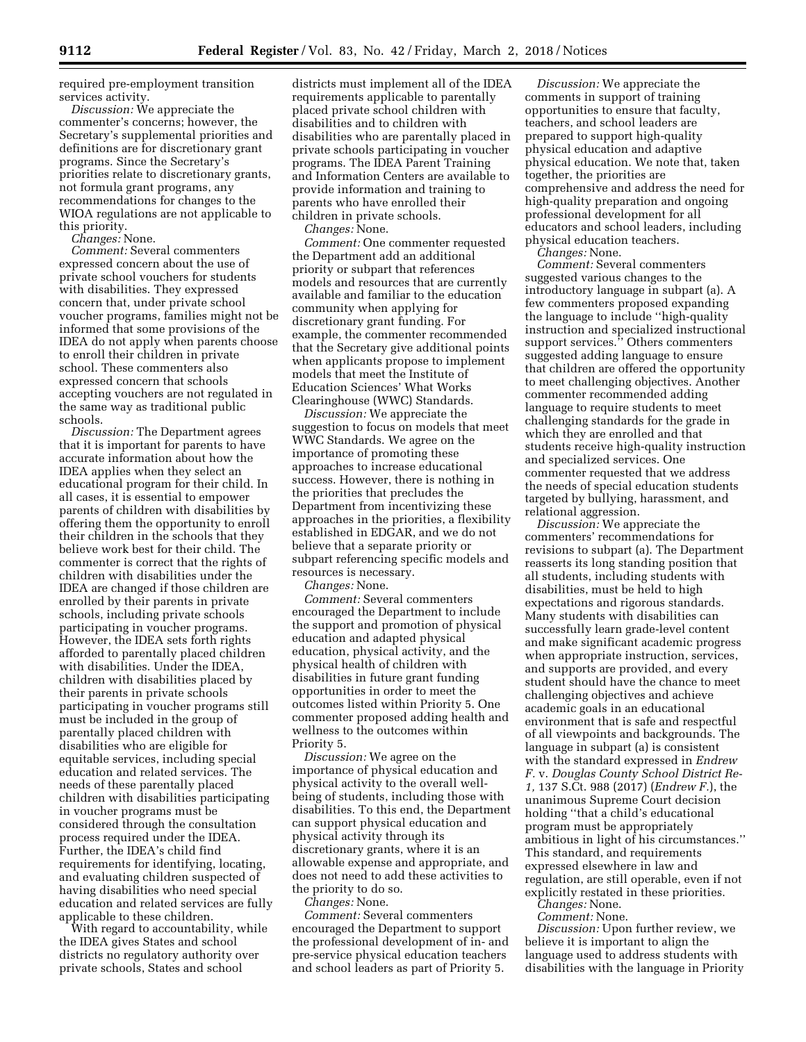required pre-employment transition services activity.

*Discussion:* We appreciate the commenter's concerns; however, the Secretary's supplemental priorities and definitions are for discretionary grant programs. Since the Secretary's priorities relate to discretionary grants, not formula grant programs, any recommendations for changes to the WIOA regulations are not applicable to this priority.

*Changes:* None.

*Comment:* Several commenters expressed concern about the use of private school vouchers for students with disabilities. They expressed concern that, under private school voucher programs, families might not be informed that some provisions of the IDEA do not apply when parents choose to enroll their children in private school. These commenters also expressed concern that schools accepting vouchers are not regulated in the same way as traditional public schools.

*Discussion:* The Department agrees that it is important for parents to have accurate information about how the IDEA applies when they select an educational program for their child. In all cases, it is essential to empower parents of children with disabilities by offering them the opportunity to enroll their children in the schools that they believe work best for their child. The commenter is correct that the rights of children with disabilities under the IDEA are changed if those children are enrolled by their parents in private schools, including private schools participating in voucher programs. However, the IDEA sets forth rights afforded to parentally placed children with disabilities. Under the IDEA, children with disabilities placed by their parents in private schools participating in voucher programs still must be included in the group of parentally placed children with disabilities who are eligible for equitable services, including special education and related services. The needs of these parentally placed children with disabilities participating in voucher programs must be considered through the consultation process required under the IDEA. Further, the IDEA's child find requirements for identifying, locating, and evaluating children suspected of having disabilities who need special education and related services are fully applicable to these children.

With regard to accountability, while the IDEA gives States and school districts no regulatory authority over private schools, States and school districts must implement all of the IDEA requirements applicable to parentally placed private school children with disabilities and to children with disabilities who are parentally placed in private schools participating in voucher programs. The IDEA Parent Training and Information Centers are available to provide information and training to parents who have enrolled their children in private schools.

*Changes:* None.

*Comment:* One commenter requested the Department add an additional priority or subpart that references models and resources that are currently available and familiar to the education community when applying for discretionary grant funding. For example, the commenter recommended that the Secretary give additional points when applicants propose to implement models that meet the Institute of Education Sciences' What Works Clearinghouse (WWC) Standards.

*Discussion:* We appreciate the suggestion to focus on models that meet WWC Standards. We agree on the importance of promoting these approaches to increase educational success. However, there is nothing in the priorities that precludes the Department from incentivizing these approaches in the priorities, a flexibility established in EDGAR, and we do not believe that a separate priority or subpart referencing specific models and resources is necessary.

*Changes:* None.

*Comment:* Several commenters encouraged the Department to include the support and promotion of physical education and adapted physical education, physical activity, and the physical health of children with disabilities in future grant funding opportunities in order to meet the outcomes listed within Priority 5. One commenter proposed adding health and wellness to the outcomes within Priority 5.

*Discussion:* We agree on the importance of physical education and physical activity to the overall well-being of students, including those with disabilities. To this end, the Department can support physical education and physical activity through its discretionary grants, where it is an allowable expense and appropriate, and does not need to add these activities to the priority to do so.

*Changes:* None.

*Comment:* Several commenters encouraged the Department to support the professional development of in- and pre-service physical education teachers and school leaders as part of Priority 5.

*Discussion:* We appreciate the comments in support of training opportunities to ensure that faculty, teachers, and school leaders are prepared to support high-quality physical education and adaptive physical education. We note that, taken together, the priorities are comprehensive and address the need for high-quality preparation and ongoing professional development for all educators and school leaders, including physical education teachers.

*Changes:* None.

*Comment:* Several commenters suggested various changes to the introductory language in subpart (a). A few commenters proposed expanding the language to include "high-quality instruction and specialized instructional support services." Others commenters suggested adding language to ensure that children are offered the opportunity to meet challenging objectives. Another commenter recommended adding language to require students to meet challenging standards for the grade in which they are enrolled and that students receive high-quality instruction and specialized services. One commenter requested that we address the needs of special education students targeted by bullying, harassment, and relational aggression.

*Discussion:* We appreciate the commenters' recommendations for revisions to subpart (a). The Department reasserts its long standing position that all students, including students with disabilities, must be held to high expectations and rigorous standards. Many students with disabilities can successfully learn grade-level content and make significant academic progress when appropriate instruction, services, and supports are provided, and every student should have the chance to meet challenging objectives and achieve academic goals in an educational environment that is safe and respectful of all viewpoints and backgrounds. The language in subpart (a) is consistent with the standard expressed in *Endrew F.* v. *Douglas County School District Re-1,* 137 S.Ct. 988 (2017) (*Endrew F.*), the unanimous Supreme Court decision holding "that a child's educational program must be appropriately ambitious in light of his circumstances." This standard, and requirements expressed elsewhere in law and regulation, are still operable, even if not explicitly restated in these priorities.

*Changes:* None.

*Comment:* None.

*Discussion:* Upon further review, we believe it is important to align the language used to address students with disabilities with the language in Priority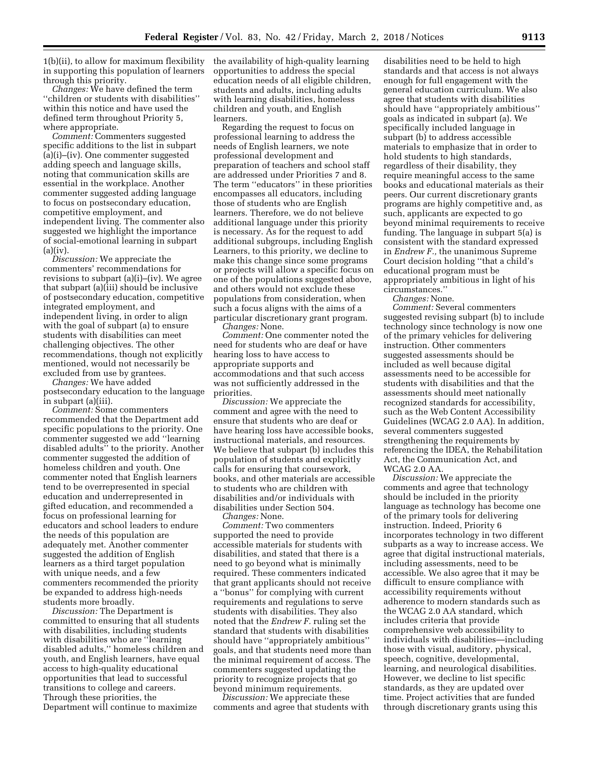1(b)(ii), to allow for maximum flexibility in supporting this population of learners through this priority.

*Changes:* We have defined the term ''children or students with disabilities'' within this notice and have used the defined term throughout Priority 5, where appropriate.

*Comment:* Commenters suggested specific additions to the list in subpart (a)(i)–(iv). One commenter suggested adding speech and language skills, noting that communication skills are essential in the workplace. Another commenter suggested adding language to focus on postsecondary education, competitive employment, and independent living. The commenter also suggested we highlight the importance of social-emotional learning in subpart (a)(iv).

*Discussion:* We appreciate the commenters' recommendations for revisions to subpart (a)(i)–(iv). We agree that subpart (a)(iii) should be inclusive of postsecondary education, competitive integrated employment, and independent living, in order to align with the goal of subpart (a) to ensure students with disabilities can meet challenging objectives. The other recommendations, though not explicitly mentioned, would not necessarily be excluded from use by grantees.

*Changes:* We have added postsecondary education to the language in subpart (a)(iii).

*Comment:* Some commenters recommended that the Department add specific populations to the priority. One commenter suggested we add ''learning disabled adults'' to the priority. Another commenter suggested the addition of homeless children and youth. One commenter noted that English learners tend to be overrepresented in special education and underrepresented in gifted education, and recommended a focus on professional learning for educators and school leaders to endure the needs of this population are adequately met. Another commenter suggested the addition of English learners as a third target population with unique needs, and a few commenters recommended the priority be expanded to address high-needs students more broadly.

*Discussion:* The Department is committed to ensuring that all students with disabilities, including students with disabilities who are ''learning disabled adults,'' homeless children and youth, and English learners, have equal access to high-quality educational opportunities that lead to successful transitions to college and careers. Through these priorities, the Department will continue to maximize the availability of high-quality learning opportunities to address the special education needs of all eligible children, students and adults, including adults with learning disabilities, homeless children and youth, and English learners.

Regarding the request to focus on professional learning to address the needs of English learners, we note professional development and preparation of teachers and school staff are addressed under Priorities 7 and 8. The term ''educators'' in these priorities encompasses all educators, including those of students who are English learners. Therefore, we do not believe additional language under this priority is necessary. As for the request to add additional subgroups, including English Learners, to this priority, we decline to make this change since some programs or projects will allow a specific focus on one of the populations suggested above, and others would not exclude these populations from consideration, when such a focus aligns with the aims of a particular discretionary grant program.

*Changes:* None.

*Comment:* One commenter noted the need for students who are deaf or have hearing loss to have access to appropriate supports and accommodations and that such access was not sufficiently addressed in the priorities.

*Discussion:* We appreciate the comment and agree with the need to ensure that students who are deaf or have hearing loss have accessible books, instructional materials, and resources. We believe that subpart (b) includes this population of students and explicitly calls for ensuring that coursework, books, and other materials are accessible to students who are children with disabilities and/or individuals with disabilities under Section 504.

*Changes:* None.

*Comment:* Two commenters supported the need to provide accessible materials for students with disabilities, and stated that there is a need to go beyond what is minimally required. These commenters indicated that grant applicants should not receive a ''bonus'' for complying with current requirements and regulations to serve students with disabilities. They also noted that the *Endrew F.* ruling set the standard that students with disabilities should have ''appropriately ambitious'' goals, and that students need more than the minimal requirement of access. The commenters suggested updating the priority to recognize projects that go beyond minimum requirements.

*Discussion:* We appreciate these comments and agree that students with disabilities need to be held to high standards and that access is not always enough for full engagement with the general education curriculum. We also agree that students with disabilities should have ''appropriately ambitious'' goals as indicated in subpart (a). We specifically included language in subpart (b) to address accessible materials to emphasize that in order to hold students to high standards, regardless of their disability, they require meaningful access to the same books and educational materials as their peers. Our current discretionary grants programs are highly competitive and, as such, applicants are expected to go beyond minimal requirements to receive funding. The language in subpart 5(a) is consistent with the standard expressed in *Endrew F.,* the unanimous Supreme Court decision holding ''that a child's educational program must be appropriately ambitious in light of his circumstances.''

*Changes:* None.

*Comment:* Several commenters suggested revising subpart (b) to include technology since technology is now one of the primary vehicles for delivering instruction. Other commenters suggested assessments should be included as well because digital assessments need to be accessible for students with disabilities and that the assessments should meet nationally recognized standards for accessibility, such as the Web Content Accessibility Guidelines (WCAG 2.0 AA). In addition, several commenters suggested strengthening the requirements by referencing the IDEA, the Rehabilitation Act, the Communication Act, and WCAG 2.0 AA.

*Discussion:* We appreciate the comments and agree that technology should be included in the priority language as technology has become one of the primary tools for delivering instruction. Indeed, Priority 6 incorporates technology in two different subparts as a way to increase access. We agree that digital instructional materials, including assessments, need to be accessible. We also agree that it may be difficult to ensure compliance with accessibility requirements without adherence to modern standards such as the WCAG 2.0 AA standard, which includes criteria that provide comprehensive web accessibility to individuals with disabilities—including those with visual, auditory, physical, speech, cognitive, developmental, learning, and neurological disabilities. However, we decline to list specific standards, as they are updated over time. Project activities that are funded through discretionary grants using this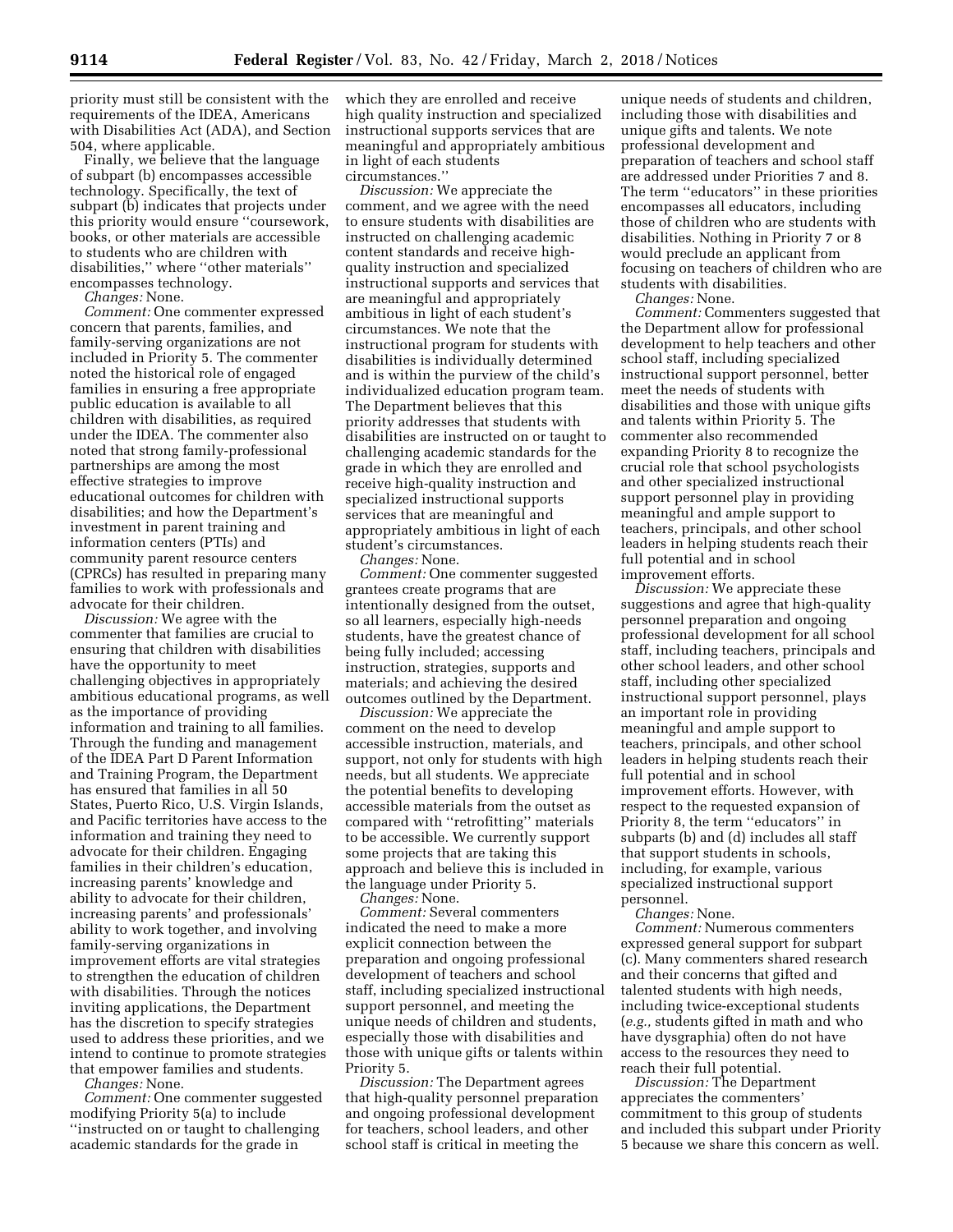priority must still be consistent with the requirements of the IDEA, Americans with Disabilities Act (ADA), and Section 504, where applicable.

Finally, we believe that the language of subpart (b) encompasses accessible technology. Specifically, the text of subpart (b) indicates that projects under this priority would ensure ''coursework, books, or other materials are accessible to students who are children with disabilities,'' where ''other materials'' encompasses technology.

*Changes:* None.

*Comment:* One commenter expressed concern that parents, families, and family-serving organizations are not included in Priority 5. The commenter noted the historical role of engaged families in ensuring a free appropriate public education is available to all children with disabilities, as required under the IDEA. The commenter also noted that strong family-professional partnerships are among the most effective strategies to improve educational outcomes for children with disabilities; and how the Department's investment in parent training and information centers (PTIs) and community parent resource centers (CPRCs) has resulted in preparing many families to work with professionals and advocate for their children.

*Discussion:* We agree with the commenter that families are crucial to ensuring that children with disabilities have the opportunity to meet challenging objectives in appropriately ambitious educational programs, as well as the importance of providing information and training to all families. Through the funding and management of the IDEA Part D Parent Information and Training Program, the Department has ensured that families in all 50 States, Puerto Rico, U.S. Virgin Islands, and Pacific territories have access to the information and training they need to advocate for their children. Engaging families in their children's education, increasing parents' knowledge and ability to advocate for their children, increasing parents' and professionals' ability to work together, and involving family-serving organizations in improvement efforts are vital strategies to strengthen the education of children with disabilities. Through the notices inviting applications, the Department has the discretion to specify strategies used to address these priorities, and we intend to continue to promote strategies that empower families and students.

*Changes:* None.

*Comment:* One commenter suggested modifying Priority 5(a) to include ''instructed on or taught to challenging academic standards for the grade in which they are enrolled and receive high quality instruction and specialized instructional supports services that are meaningful and appropriately ambitious in light of each students circumstances.''

*Discussion:* We appreciate the comment, and we agree with the need to ensure students with disabilities are instructed on challenging academic content standards and receive high-quality instruction and specialized instructional supports and services that are meaningful and appropriately ambitious in light of each student's circumstances. We note that the instructional program for students with disabilities is individually determined and is within the purview of the child's individualized education program team. The Department believes that this priority addresses that students with disabilities are instructed on or taught to challenging academic standards for the grade in which they are enrolled and receive high-quality instruction and specialized instructional supports services that are meaningful and appropriately ambitious in light of each student's circumstances.

*Changes:* None.

*Comment:* One commenter suggested grantees create programs that are intentionally designed from the outset, so all learners, especially high-needs students, have the greatest chance of being fully included; accessing instruction, strategies, supports and materials; and achieving the desired outcomes outlined by the Department.

*Discussion:* We appreciate the comment on the need to develop accessible instruction, materials, and support, not only for students with high needs, but all students. We appreciate the potential benefits to developing accessible materials from the outset as compared with ''retrofitting'' materials to be accessible. We currently support some projects that are taking this approach and believe this is included in the language under Priority 5.

*Changes:* None.

*Comment:* Several commenters indicated the need to make a more explicit connection between the preparation and ongoing professional development of teachers and school staff, including specialized instructional support personnel, and meeting the unique needs of children and students, especially those with disabilities and those with unique gifts or talents within Priority 5.

*Discussion:* The Department agrees that high-quality personnel preparation and ongoing professional development for teachers, school leaders, and other school staff is critical in meeting the unique needs of students and children, including those with disabilities and unique gifts and talents. We note professional development and preparation of teachers and school staff are addressed under Priorities 7 and 8. The term ''educators'' in these priorities encompasses all educators, including those of children who are students with disabilities. Nothing in Priority 7 or 8 would preclude an applicant from focusing on teachers of children who are students with disabilities.

*Changes:* None.

*Comment:* Commenters suggested that the Department allow for professional development to help teachers and other school staff, including specialized instructional support personnel, better meet the needs of students with disabilities and those with unique gifts and talents within Priority 5. The commenter also recommended expanding Priority 8 to recognize the crucial role that school psychologists and other specialized instructional support personnel play in providing meaningful and ample support to teachers, principals, and other school leaders in helping students reach their full potential and in school improvement efforts.

*Discussion:* We appreciate these suggestions and agree that high-quality personnel preparation and ongoing professional development for all school staff, including teachers, principals and other school leaders, and other school staff, including other specialized instructional support personnel, plays an important role in providing meaningful and ample support to teachers, principals, and other school leaders in helping students reach their full potential and in school improvement efforts. However, with respect to the requested expansion of Priority 8, the term ''educators'' in subparts (b) and (d) includes all staff that support students in schools, including, for example, various specialized instructional support personnel.

*Changes:* None.

*Comment:* Numerous commenters expressed general support for subpart (c). Many commenters shared research and their concerns that gifted and talented students with high needs, including twice-exceptional students (*e.g.,* students gifted in math and who have dysgraphia) often do not have access to the resources they need to reach their full potential.

*Discussion:* The Department appreciates the commenters' commitment to this group of students and included this subpart under Priority 5 because we share this concern as well.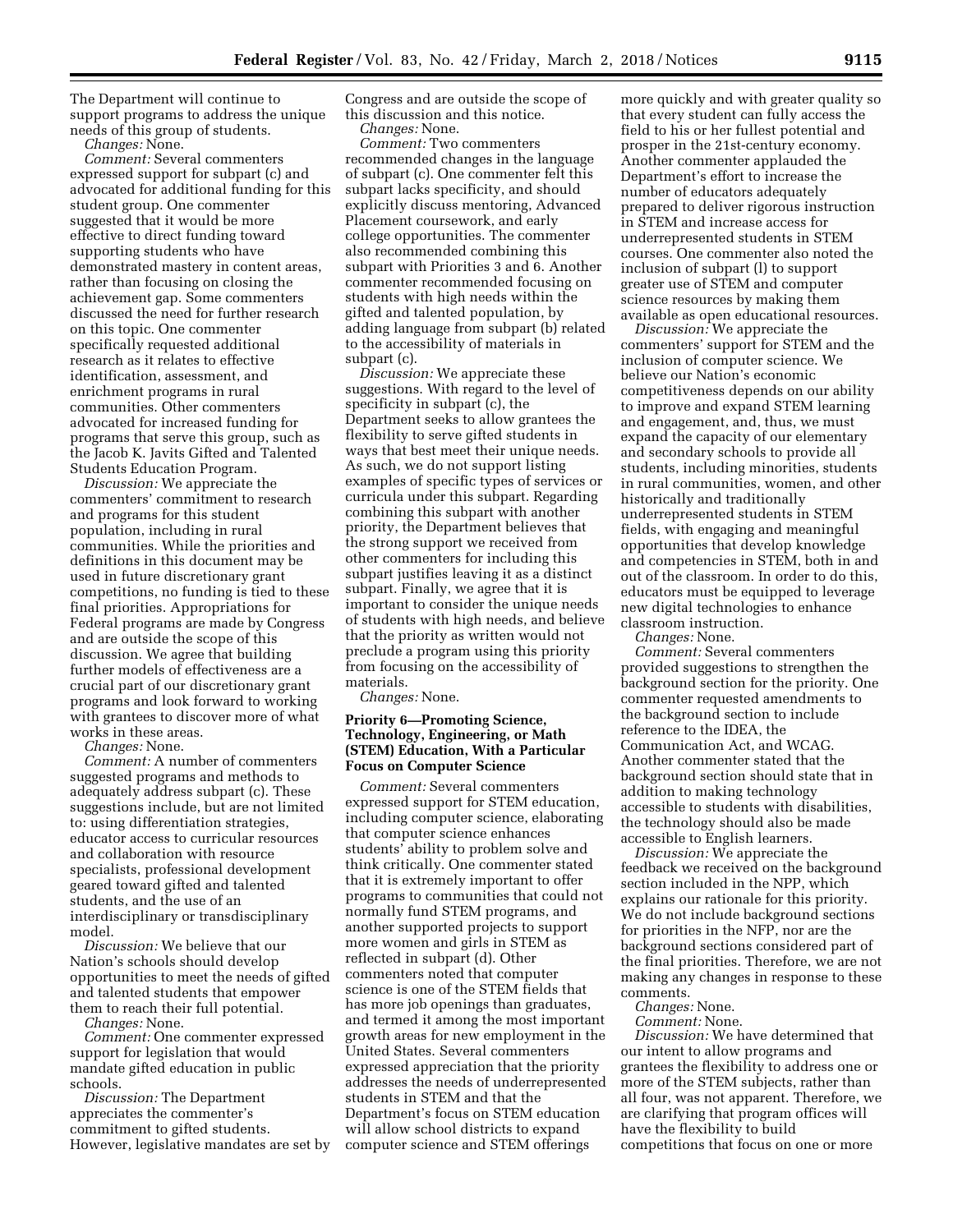The Department will continue to support programs to address the unique needs of this group of students.

*Changes:* None.

*Comment:* Several commenters expressed support for subpart (c) and advocated for additional funding for this student group. One commenter suggested that it would be more effective to direct funding toward supporting students who have demonstrated mastery in content areas, rather than focusing on closing the achievement gap. Some commenters discussed the need for further research on this topic. One commenter specifically requested additional research as it relates to effective identification, assessment, and enrichment programs in rural communities. Other commenters advocated for increased funding for programs that serve this group, such as the Jacob K. Javits Gifted and Talented Students Education Program.

*Discussion:* We appreciate the commenters' commitment to research and programs for this student population, including in rural communities. While the priorities and definitions in this document may be used in future discretionary grant competitions, no funding is tied to these final priorities. Appropriations for Federal programs are made by Congress and are outside the scope of this discussion. We agree that building further models of effectiveness are a crucial part of our discretionary grant programs and look forward to working with grantees to discover more of what works in these areas.

*Changes:* None.

*Comment:* A number of commenters suggested programs and methods to adequately address subpart (c). These suggestions include, but are not limited to: using differentiation strategies, educator access to curricular resources and collaboration with resource specialists, professional development geared toward gifted and talented students, and the use of an interdisciplinary or transdisciplinary model.

*Discussion:* We believe that our Nation's schools should develop opportunities to meet the needs of gifted and talented students that empower them to reach their full potential.

*Changes:* None.

*Comment:* One commenter expressed support for legislation that would mandate gifted education in public schools.

*Discussion:* The Department appreciates the commenter's commitment to gifted students. However, legislative mandates are set by Congress and are outside the scope of this discussion and this notice.

*Changes:* None.

*Comment:* Two commenters recommended changes in the language of subpart (c). One commenter felt this subpart lacks specificity, and should explicitly discuss mentoring, Advanced Placement coursework, and early college opportunities. The commenter also recommended combining this subpart with Priorities 3 and 6. Another commenter recommended focusing on students with high needs within the gifted and talented population, by adding language from subpart (b) related to the accessibility of materials in subpart (c).

*Discussion:* We appreciate these suggestions. With regard to the level of specificity in subpart (c), the Department seeks to allow grantees the flexibility to serve gifted students in ways that best meet their unique needs. As such, we do not support listing examples of specific types of services or curricula under this subpart. Regarding combining this subpart with another priority, the Department believes that the strong support we received from other commenters for including this subpart justifies leaving it as a distinct subpart. Finally, we agree that it is important to consider the unique needs of students with high needs, and believe that the priority as written would not preclude a program using this priority from focusing on the accessibility of materials.

*Changes:* None.

### Priority 6—Promoting Science, Technology, Engineering, or Math (STEM) Education, With a Particular Focus on Computer Science

*Comment:* Several commenters expressed support for STEM education, including computer science, elaborating that computer science enhances students' ability to problem solve and think critically. One commenter stated that it is extremely important to offer programs to communities that could not normally fund STEM programs, and another supported projects to support more women and girls in STEM as reflected in subpart (d). Other commenters noted that computer science is one of the STEM fields that has more job openings than graduates, and termed it among the most important growth areas for new employment in the United States. Several commenters expressed appreciation that the priority addresses the needs of underrepresented students in STEM and that the Department's focus on STEM education will allow school districts to expand computer science and STEM offerings more quickly and with greater quality so that every student can fully access the field to his or her fullest potential and prosper in the 21st-century economy. Another commenter applauded the Department's effort to increase the number of educators adequately prepared to deliver rigorous instruction in STEM and increase access for underrepresented students in STEM courses. One commenter also noted the inclusion of subpart (l) to support greater use of STEM and computer science resources by making them available as open educational resources.

*Discussion:* We appreciate the commenters' support for STEM and the inclusion of computer science. We believe our Nation's economic competitiveness depends on our ability to improve and expand STEM learning and engagement, and, thus, we must expand the capacity of our elementary and secondary schools to provide all students, including minorities, students in rural communities, women, and other historically and traditionally underrepresented students in STEM fields, with engaging and meaningful opportunities that develop knowledge and competencies in STEM, both in and out of the classroom. In order to do this, educators must be equipped to leverage new digital technologies to enhance classroom instruction.

*Changes:* None.

*Comment:* Several commenters provided suggestions to strengthen the background section for the priority. One commenter requested amendments to the background section to include reference to the IDEA, the Communication Act, and WCAG. Another commenter stated that the background section should state that in addition to making technology accessible to students with disabilities, the technology should also be made accessible to English learners.

*Discussion:* We appreciate the feedback we received on the background section included in the NPP, which explains our rationale for this priority. We do not include background sections for priorities in the NFP, nor are the background sections considered part of the final priorities. Therefore, we are not making any changes in response to these comments.

*Changes:* None.

*Comment:* None.

*Discussion:* We have determined that our intent to allow programs and grantees the flexibility to address one or more of the STEM subjects, rather than all four, was not apparent. Therefore, we are clarifying that program offices will have the flexibility to build competitions that focus on one or more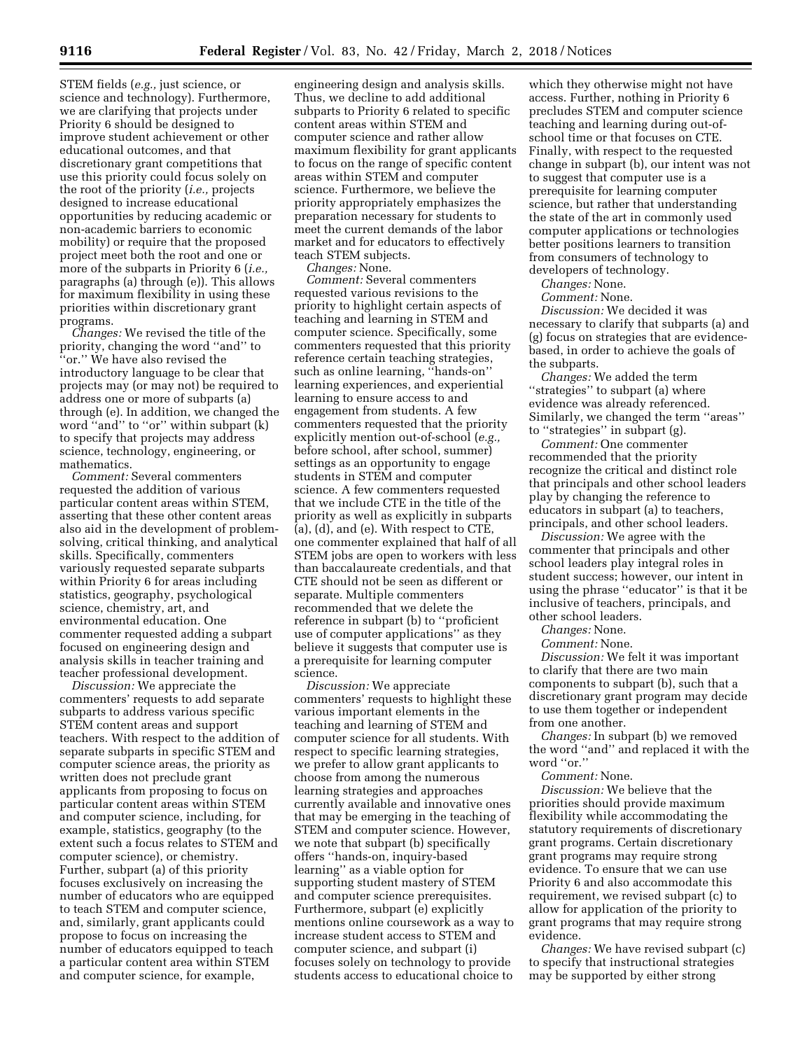STEM fields (*e.g.,* just science, or science and technology). Furthermore, we are clarifying that projects under Priority 6 should be designed to improve student achievement or other educational outcomes, and that discretionary grant competitions that use this priority could focus solely on the root of the priority (*i.e.,* projects designed to increase educational opportunities by reducing academic or non-academic barriers to economic mobility) or require that the proposed project meet both the root and one or more of the subparts in Priority 6 (*i.e.,* paragraphs (a) through (e)). This allows for maximum flexibility in using these priorities within discretionary grant programs.

*Changes:* We revised the title of the priority, changing the word ''and'' to ''or.'' We have also revised the introductory language to be clear that projects may (or may not) be required to address one or more of subparts (a) through (e). In addition, we changed the word ''and'' to ''or'' within subpart (k) to specify that projects may address science, technology, engineering, or mathematics.

*Comment:* Several commenters requested the addition of various particular content areas within STEM, asserting that these other content areas also aid in the development of problem-solving, critical thinking, and analytical skills. Specifically, commenters variously requested separate subparts within Priority 6 for areas including statistics, geography, psychological science, chemistry, art, and environmental education. One commenter requested adding a subpart focused on engineering design and analysis skills in teacher training and teacher professional development.

*Discussion:* We appreciate the commenters' requests to add separate subparts to address various specific STEM content areas and support teachers. With respect to the addition of separate subparts in specific STEM and computer science areas, the priority as written does not preclude grant applicants from proposing to focus on particular content areas within STEM and computer science, including, for example, statistics, geography (to the extent such a focus relates to STEM and computer science), or chemistry. Further, subpart (a) of this priority focuses exclusively on increasing the number of educators who are equipped to teach STEM and computer science, and, similarly, grant applicants could propose to focus on increasing the number of educators equipped to teach a particular content area within STEM and computer science, for example, engineering design and analysis skills. Thus, we decline to add additional subparts to Priority 6 related to specific content areas within STEM and computer science and rather allow maximum flexibility for grant applicants to focus on the range of specific content areas within STEM and computer science. Furthermore, we believe the priority appropriately emphasizes the preparation necessary for students to meet the current demands of the labor market and for educators to effectively teach STEM subjects.

*Changes:* None.

*Comment:* Several commenters requested various revisions to the priority to highlight certain aspects of teaching and learning in STEM and computer science. Specifically, some commenters requested that this priority reference certain teaching strategies, such as online learning, ''hands-on'' learning experiences, and experiential learning to ensure access to and engagement from students. A few commenters requested that the priority explicitly mention out-of-school (*e.g.,* before school, after school, summer) settings as an opportunity to engage students in STEM and computer science. A few commenters requested that we include CTE in the title of the priority as well as explicitly in subparts (a), (d), and (e). With respect to CTE, one commenter explained that half of all STEM jobs are open to workers with less than baccalaureate credentials, and that CTE should not be seen as different or separate. Multiple commenters recommended that we delete the reference in subpart (b) to ''proficient use of computer applications'' as they believe it suggests that computer use is a prerequisite for learning computer science.

*Discussion:* We appreciate commenters' requests to highlight these various important elements in the teaching and learning of STEM and computer science for all students. With respect to specific learning strategies, we prefer to allow grant applicants to choose from among the numerous learning strategies and approaches currently available and innovative ones that may be emerging in the teaching of STEM and computer science. However, we note that subpart (b) specifically offers ''hands-on, inquiry-based learning'' as a viable option for supporting student mastery of STEM and computer science prerequisites. Furthermore, subpart (e) explicitly mentions online coursework as a way to increase student access to STEM and computer science, and subpart (i) focuses solely on technology to provide students access to educational choice to which they otherwise might not have access. Further, nothing in Priority 6 precludes STEM and computer science teaching and learning during out-of-school time or that focuses on CTE. Finally, with respect to the requested change in subpart (b), our intent was not to suggest that computer use is a prerequisite for learning computer science, but rather that understanding the state of the art in commonly used computer applications or technologies better positions learners to transition from consumers of technology to developers of technology.

*Changes:* None.

*Comment:* None.

*Discussion:* We decided it was necessary to clarify that subparts (a) and (g) focus on strategies that are evidence-based, in order to achieve the goals of the subparts.

*Changes:* We added the term ''strategies'' to subpart (a) where evidence was already referenced. Similarly, we changed the term ''areas'' to ''strategies'' in subpart (g).

*Comment:* One commenter recommended that the priority recognize the critical and distinct role that principals and other school leaders play by changing the reference to educators in subpart (a) to teachers, principals, and other school leaders.

*Discussion:* We agree with the commenter that principals and other school leaders play integral roles in student success; however, our intent in using the phrase ''educator'' is that it be inclusive of teachers, principals, and other school leaders.

*Changes:* None.

*Comment:* None.

*Discussion:* We felt it was important to clarify that there are two main components to subpart (b), such that a discretionary grant program may decide to use them together or independent from one another.

*Changes:* In subpart (b) we removed the word ''and'' and replaced it with the word ''or.''

*Comment:* None.

*Discussion:* We believe that the priorities should provide maximum flexibility while accommodating the statutory requirements of discretionary grant programs. Certain discretionary grant programs may require strong evidence. To ensure that we can use Priority 6 and also accommodate this requirement, we revised subpart (c) to allow for application of the priority to grant programs that may require strong evidence.

*Changes:* We have revised subpart (c) to specify that instructional strategies may be supported by either strong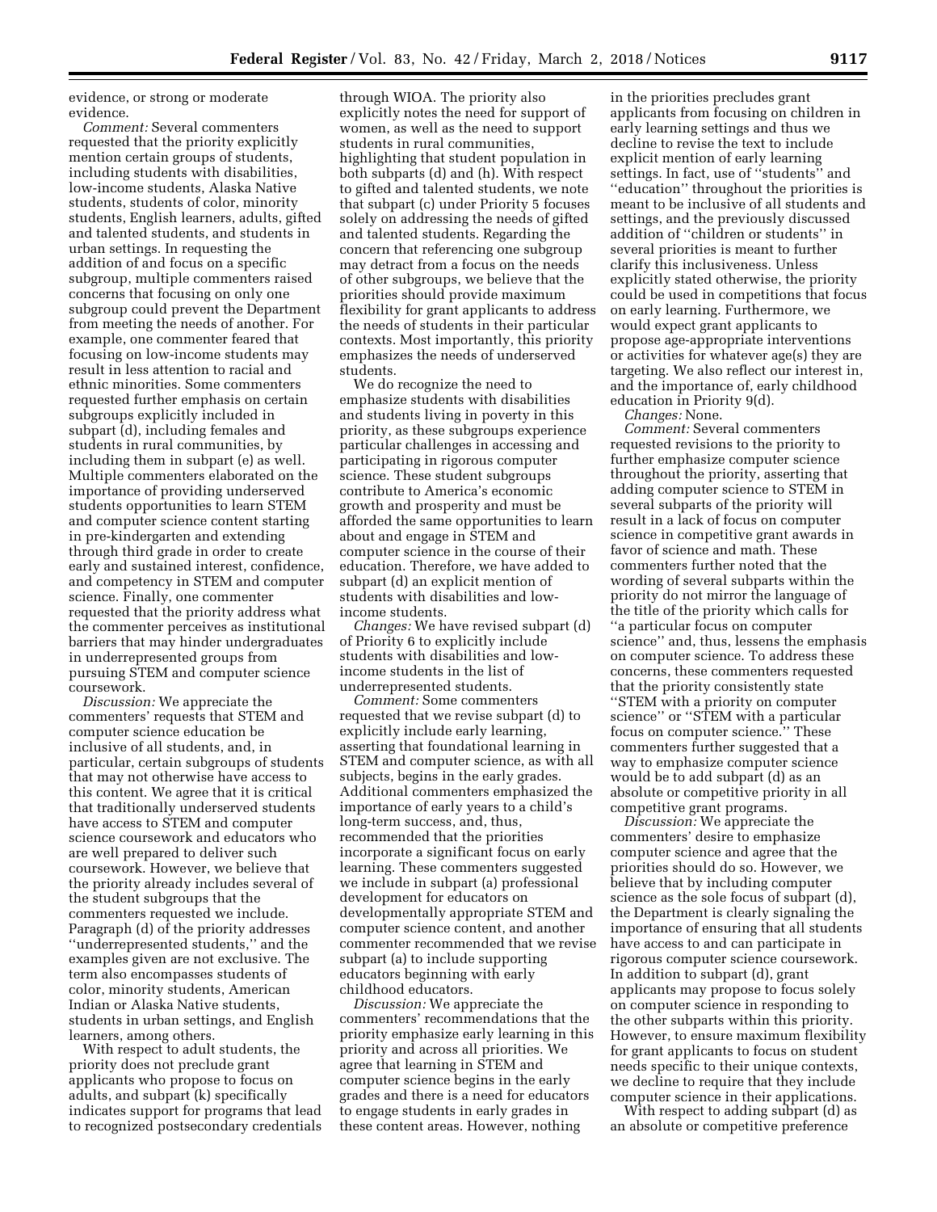evidence, or strong or moderate evidence.

*Comment:* Several commenters requested that the priority explicitly mention certain groups of students, including students with disabilities, low-income students, Alaska Native students, students of color, minority students, English learners, adults, gifted and talented students, and students in urban settings. In requesting the addition of and focus on a specific subgroup, multiple commenters raised concerns that focusing on only one subgroup could prevent the Department from meeting the needs of another. For example, one commenter feared that focusing on low-income students may result in less attention to racial and ethnic minorities. Some commenters requested further emphasis on certain subgroups explicitly included in subpart (d), including females and students in rural communities, by including them in subpart (e) as well. Multiple commenters elaborated on the importance of providing underserved students opportunities to learn STEM and computer science content starting in pre-kindergarten and extending through third grade in order to create early and sustained interest, confidence, and competency in STEM and computer science. Finally, one commenter requested that the priority address what the commenter perceives as institutional barriers that may hinder undergraduates in underrepresented groups from pursuing STEM and computer science coursework.

*Discussion:* We appreciate the commenters' requests that STEM and computer science education be inclusive of all students, and, in particular, certain subgroups of students that may not otherwise have access to this content. We agree that it is critical that traditionally underserved students have access to STEM and computer science coursework and educators who are well prepared to deliver such coursework. However, we believe that the priority already includes several of the student subgroups that the commenters requested we include. Paragraph (d) of the priority addresses ''underrepresented students,'' and the examples given are not exclusive. The term also encompasses students of color, minority students, American Indian or Alaska Native students, students in urban settings, and English learners, among others.

With respect to adult students, the priority does not preclude grant applicants who propose to focus on adults, and subpart (k) specifically indicates support for programs that lead to recognized postsecondary credentials through WIOA. The priority also explicitly notes the need for support of women, as well as the need to support students in rural communities, highlighting that student population in both subparts (d) and (h). With respect to gifted and talented students, we note that subpart (c) under Priority 5 focuses solely on addressing the needs of gifted and talented students. Regarding the concern that referencing one subgroup may detract from a focus on the needs of other subgroups, we believe that the priorities should provide maximum flexibility for grant applicants to address the needs of students in their particular contexts. Most importantly, this priority emphasizes the needs of underserved students.

We do recognize the need to emphasize students with disabilities and students living in poverty in this priority, as these subgroups experience particular challenges in accessing and participating in rigorous computer science. These student subgroups contribute to America's economic growth and prosperity and must be afforded the same opportunities to learn about and engage in STEM and computer science in the course of their education. Therefore, we have added to subpart (d) an explicit mention of students with disabilities and low-income students.

*Changes:* We have revised subpart (d) of Priority 6 to explicitly include students with disabilities and low-income students in the list of underrepresented students.

*Comment:* Some commenters requested that we revise subpart (d) to explicitly include early learning, asserting that foundational learning in STEM and computer science, as with all subjects, begins in the early grades. Additional commenters emphasized the importance of early years to a child's long-term success, and, thus, recommended that the priorities incorporate a significant focus on early learning. These commenters suggested we include in subpart (a) professional development for educators on developmentally appropriate STEM and computer science content, and another commenter recommended that we revise subpart (a) to include supporting educators beginning with early childhood educators.

*Discussion:* We appreciate the commenters' recommendations that the priority emphasize early learning in this priority and across all priorities. We agree that learning in STEM and computer science begins in the early grades and there is a need for educators to engage students in early grades in these content areas. However, nothing in the priorities precludes grant applicants from focusing on children in early learning settings and thus we decline to revise the text to include explicit mention of early learning settings. In fact, use of ''students'' and ''education'' throughout the priorities is meant to be inclusive of all students and settings, and the previously discussed addition of ''children or students'' in several priorities is meant to further clarify this inclusiveness. Unless explicitly stated otherwise, the priority could be used in competitions that focus on early learning. Furthermore, we would expect grant applicants to propose age-appropriate interventions or activities for whatever age(s) they are targeting. We also reflect our interest in, and the importance of, early childhood education in Priority 9(d).

*Changes:* None.

*Comment:* Several commenters requested revisions to the priority to further emphasize computer science throughout the priority, asserting that adding computer science to STEM in several subparts of the priority will result in a lack of focus on computer science in competitive grant awards in favor of science and math. These commenters further noted that the wording of several subparts within the priority do not mirror the language of the title of the priority which calls for ''a particular focus on computer science'' and, thus, lessens the emphasis on computer science. To address these concerns, these commenters requested that the priority consistently state ''STEM with a priority on computer science'' or ''STEM with a particular focus on computer science.'' These commenters further suggested that a way to emphasize computer science would be to add subpart (d) as an absolute or competitive priority in all competitive grant programs.

*Discussion:* We appreciate the commenters' desire to emphasize computer science and agree that the priorities should do so. However, we believe that by including computer science as the sole focus of subpart (d), the Department is clearly signaling the importance of ensuring that all students have access to and can participate in rigorous computer science coursework. In addition to subpart (d), grant applicants may propose to focus solely on computer science in responding to the other subparts within this priority. However, to ensure maximum flexibility for grant applicants to focus on student needs specific to their unique contexts, we decline to require that they include computer science in their applications.

With respect to adding subpart (d) as an absolute or competitive preference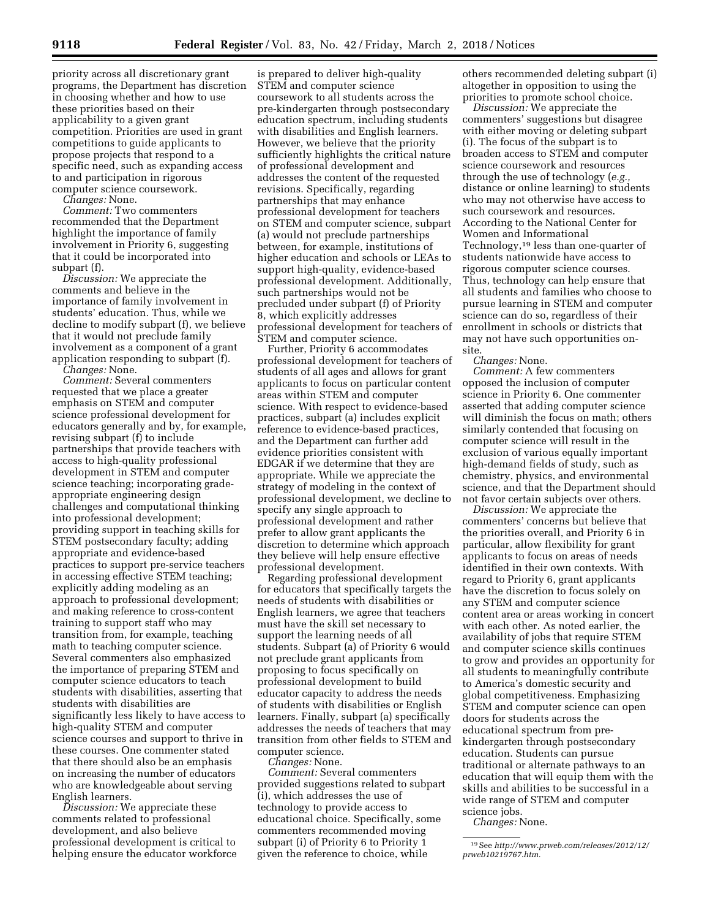priority across all discretionary grant programs, the Department has discretion in choosing whether and how to use these priorities based on their applicability to a given grant competition. Priorities are used in grant competitions to guide applicants to propose projects that respond to a specific need, such as expanding access to and participation in rigorous computer science coursework.

*Changes:* None.

*Comment:* Two commenters recommended that the Department highlight the importance of family involvement in Priority 6, suggesting that it could be incorporated into subpart (f).

*Discussion:* We appreciate the comments and believe in the importance of family involvement in students' education. Thus, while we decline to modify subpart (f), we believe that it would not preclude family involvement as a component of a grant application responding to subpart (f).

*Changes:* None.

*Comment:* Several commenters requested that we place a greater emphasis on STEM and computer science professional development for educators generally and by, for example, revising subpart (f) to include partnerships that provide teachers with access to high-quality professional development in STEM and computer science teaching; incorporating grade-appropriate engineering design challenges and computational thinking into professional development; providing support in teaching skills for STEM postsecondary faculty; adding appropriate and evidence-based practices to support pre-service teachers in accessing effective STEM teaching; explicitly adding modeling as an approach to professional development; and making reference to cross-content training to support staff who may transition from, for example, teaching math to teaching computer science. Several commenters also emphasized the importance of preparing STEM and computer science educators to teach students with disabilities, asserting that students with disabilities are significantly less likely to have access to high-quality STEM and computer science courses and support to thrive in these courses. One commenter stated that there should also be an emphasis on increasing the number of educators who are knowledgeable about serving English learners.

*Discussion:* We appreciate these comments related to professional development, and also believe professional development is critical to helping ensure the educator workforce is prepared to deliver high-quality STEM and computer science coursework to all students across the pre-kindergarten through postsecondary education spectrum, including students with disabilities and English learners. However, we believe that the priority sufficiently highlights the critical nature of professional development and addresses the content of the requested revisions. Specifically, regarding partnerships that may enhance professional development for teachers on STEM and computer science, subpart (a) would not preclude partnerships between, for example, institutions of higher education and schools or LEAs to support high-quality, evidence-based professional development. Additionally, such partnerships would not be precluded under subpart (f) of Priority 8, which explicitly addresses professional development for teachers of STEM and computer science.

Further, Priority 6 accommodates professional development for teachers of students of all ages and allows for grant applicants to focus on particular content areas within STEM and computer science. With respect to evidence-based practices, subpart (a) includes explicit reference to evidence-based practices, and the Department can further add evidence priorities consistent with EDGAR if we determine that they are appropriate. While we appreciate the strategy of modeling in the context of professional development, we decline to specify any single approach to professional development and rather prefer to allow grant applicants the discretion to determine which approach they believe will help ensure effective professional development.

Regarding professional development for educators that specifically targets the needs of students with disabilities or English learners, we agree that teachers must have the skill set necessary to support the learning needs of all students. Subpart (a) of Priority 6 would not preclude grant applicants from proposing to focus specifically on professional development to build educator capacity to address the needs of students with disabilities or English learners. Finally, subpart (a) specifically addresses the needs of teachers that may transition from other fields to STEM and computer science.

*Changes:* None.

*Comment:* Several commenters provided suggestions related to subpart (i), which addresses the use of technology to provide access to educational choice. Specifically, some commenters recommended moving subpart (i) of Priority 6 to Priority 1 given the reference to choice, while others recommended deleting subpart (i) altogether in opposition to using the priorities to promote school choice.

*Discussion:* We appreciate the commenters' suggestions but disagree with either moving or deleting subpart (i). The focus of the subpart is to broaden access to STEM and computer science coursework and resources through the use of technology (*e.g.,* distance or online learning) to students who may not otherwise have access to such coursework and resources. According to the National Center for Women and Informational Technology,[19] less than one-quarter of students nationwide have access to rigorous computer science courses. Thus, technology can help ensure that all students and families who choose to pursue learning in STEM and computer science can do so, regardless of their enrollment in schools or districts that may not have such opportunities on-site.

*Changes:* None.

*Comment:* A few commenters opposed the inclusion of computer science in Priority 6. One commenter asserted that adding computer science will diminish the focus on math; others similarly contended that focusing on computer science will result in the exclusion of various equally important high-demand fields of study, such as chemistry, physics, and environmental science, and that the Department should not favor certain subjects over others.

*Discussion:* We appreciate the commenters' concerns but believe that the priorities overall, and Priority 6 in particular, allow flexibility for grant applicants to focus on areas of needs identified in their own contexts. With regard to Priority 6, grant applicants have the discretion to focus solely on any STEM and computer science content area or areas working in concert with each other. As noted earlier, the availability of jobs that require STEM and computer science skills continues to grow and provides an opportunity for all students to meaningfully contribute to America's domestic security and global competitiveness. Emphasizing STEM and computer science can open doors for students across the educational spectrum from pre-kindergarten through postsecondary education. Students can pursue traditional or alternate pathways to an education that will equip them with the skills and abilities to be successful in a wide range of STEM and computer science jobs.

*Changes:* None.

---

[19] See *http://www.prweb.com/releases/2012/12/prweb10219767.htm.*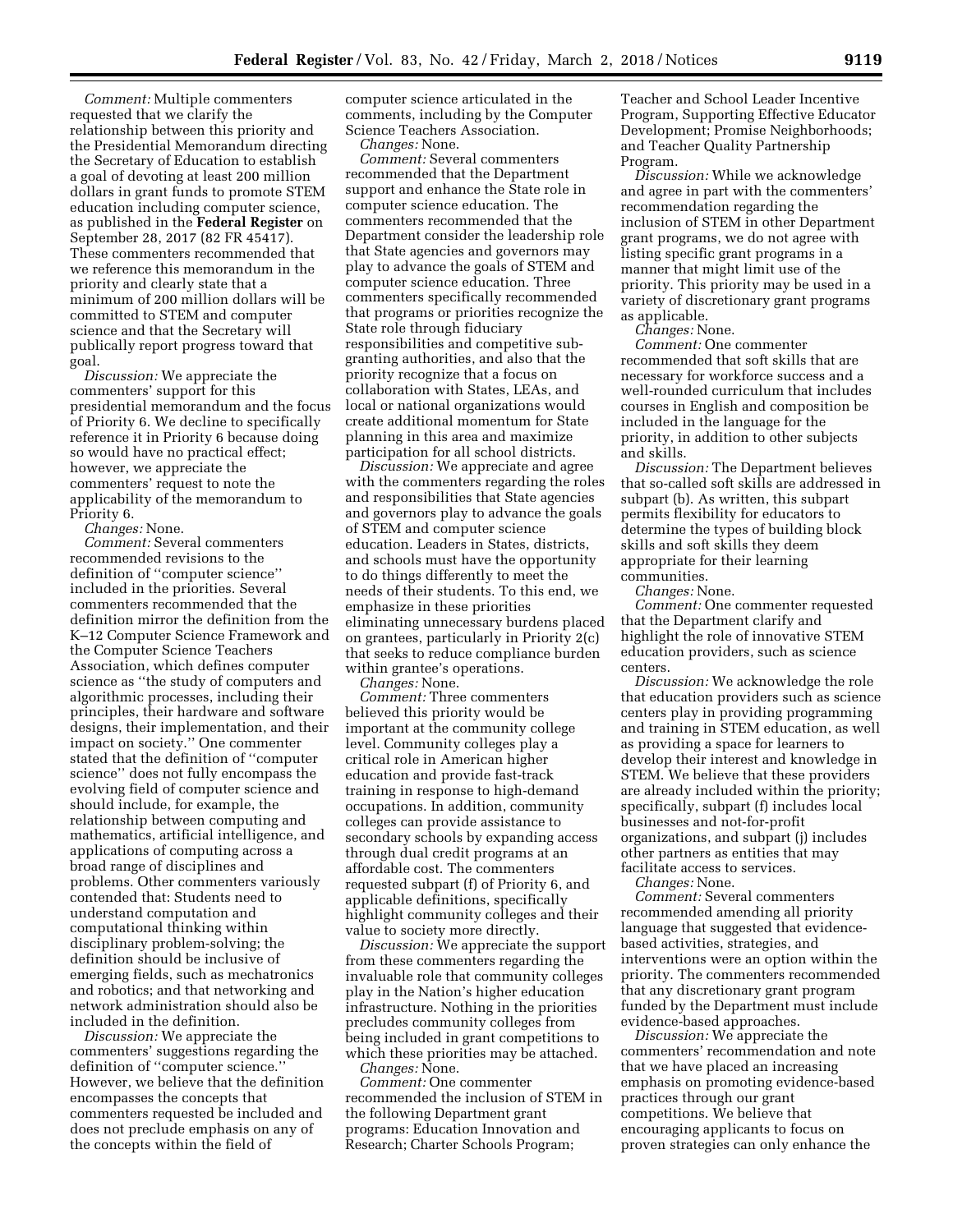*Comment:* Multiple commenters requested that we clarify the relationship between this priority and the Presidential Memorandum directing the Secretary of Education to establish a goal of devoting at least 200 million dollars in grant funds to promote STEM education including computer science, as published in the **Federal Register** on September 28, 2017 (82 FR 45417). These commenters recommended that we reference this memorandum in the priority and clearly state that a minimum of 200 million dollars will be committed to STEM and computer science and that the Secretary will publically report progress toward that goal.

*Discussion:* We appreciate the commenters' support for this presidential memorandum and the focus of Priority 6. We decline to specifically reference it in Priority 6 because doing so would have no practical effect; however, we appreciate the commenters' request to note the applicability of the memorandum to Priority 6.

*Changes:* None.

*Comment:* Several commenters recommended revisions to the definition of "computer science" included in the priorities. Several commenters recommended that the definition mirror the definition from the K–12 Computer Science Framework and the Computer Science Teachers Association, which defines computer science as "the study of computers and algorithmic processes, including their principles, their hardware and software designs, their implementation, and their impact on society." One commenter stated that the definition of "computer science" does not fully encompass the evolving field of computer science and should include, for example, the relationship between computing and mathematics, artificial intelligence, and applications of computing across a broad range of disciplines and problems. Other commenters variously contended that: Students need to understand computation and computational thinking within disciplinary problem-solving; the definition should be inclusive of emerging fields, such as mechatronics and robotics; and that networking and network administration should also be included in the definition.

*Discussion:* We appreciate the commenters' suggestions regarding the definition of "computer science." However, we believe that the definition encompasses the concepts that commenters requested be included and does not preclude emphasis on any of the concepts within the field of computer science articulated in the comments, including by the Computer Science Teachers Association.

*Changes:* None.

*Comment:* Several commenters recommended that the Department support and enhance the State role in computer science education. The commenters recommended that the Department consider the leadership role that State agencies and governors may play to advance the goals of STEM and computer science education. Three commenters specifically recommended that programs or priorities recognize the State role through fiduciary responsibilities and competitive sub-granting authorities, and also that the priority recognize that a focus on collaboration with States, LEAs, and local or national organizations would create additional momentum for State planning in this area and maximize participation for all school districts.

*Discussion:* We appreciate and agree with the commenters regarding the roles and responsibilities that State agencies and governors play to advance the goals of STEM and computer science education. Leaders in States, districts, and schools must have the opportunity to do things differently to meet the needs of their students. To this end, we emphasize in these priorities eliminating unnecessary burdens placed on grantees, particularly in Priority 2(c) that seeks to reduce compliance burden within grantee's operations.

*Changes:* None.

*Comment:* Three commenters believed this priority would be important at the community college level. Community colleges play a critical role in American higher education and provide fast-track training in response to high-demand occupations. In addition, community colleges can provide assistance to secondary schools by expanding access through dual credit programs at an affordable cost. The commenters requested subpart (f) of Priority 6, and applicable definitions, specifically highlight community colleges and their value to society more directly.

*Discussion:* We appreciate the support from these commenters regarding the invaluable role that community colleges play in the Nation's higher education infrastructure. Nothing in the priorities precludes community colleges from being included in grant competitions to which these priorities may be attached.

*Changes:* None.

*Comment:* One commenter recommended the inclusion of STEM in the following Department grant programs: Education Innovation and Research; Charter Schools Program; Teacher and School Leader Incentive Program, Supporting Effective Educator Development; Promise Neighborhoods; and Teacher Quality Partnership Program.

*Discussion:* While we acknowledge and agree in part with the commenters' recommendation regarding the inclusion of STEM in other Department grant programs, we do not agree with listing specific grant programs in a manner that might limit use of the priority. This priority may be used in a variety of discretionary grant programs as applicable.

*Changes:* None.

*Comment:* One commenter recommended that soft skills that are necessary for workforce success and a well-rounded curriculum that includes courses in English and composition be included in the language for the priority, in addition to other subjects and skills.

*Discussion:* The Department believes that so-called soft skills are addressed in subpart (b). As written, this subpart permits flexibility for educators to determine the types of building block skills and soft skills they deem appropriate for their learning communities.

*Changes:* None.

*Comment:* One commenter requested that the Department clarify and highlight the role of innovative STEM education providers, such as science centers.

*Discussion:* We acknowledge the role that education providers such as science centers play in providing programming and training in STEM education, as well as providing a space for learners to develop their interest and knowledge in STEM. We believe that these providers are already included within the priority; specifically, subpart (f) includes local businesses and not-for-profit organizations, and subpart (j) includes other partners as entities that may facilitate access to services.

*Changes:* None.

*Comment:* Several commenters recommended amending all priority language that suggested that evidence-based activities, strategies, and interventions were an option within the priority. The commenters recommended that any discretionary grant program funded by the Department must include evidence-based approaches.

*Discussion:* We appreciate the commenters' recommendation and note that we have placed an increasing emphasis on promoting evidence-based practices through our grant competitions. We believe that encouraging applicants to focus on proven strategies can only enhance the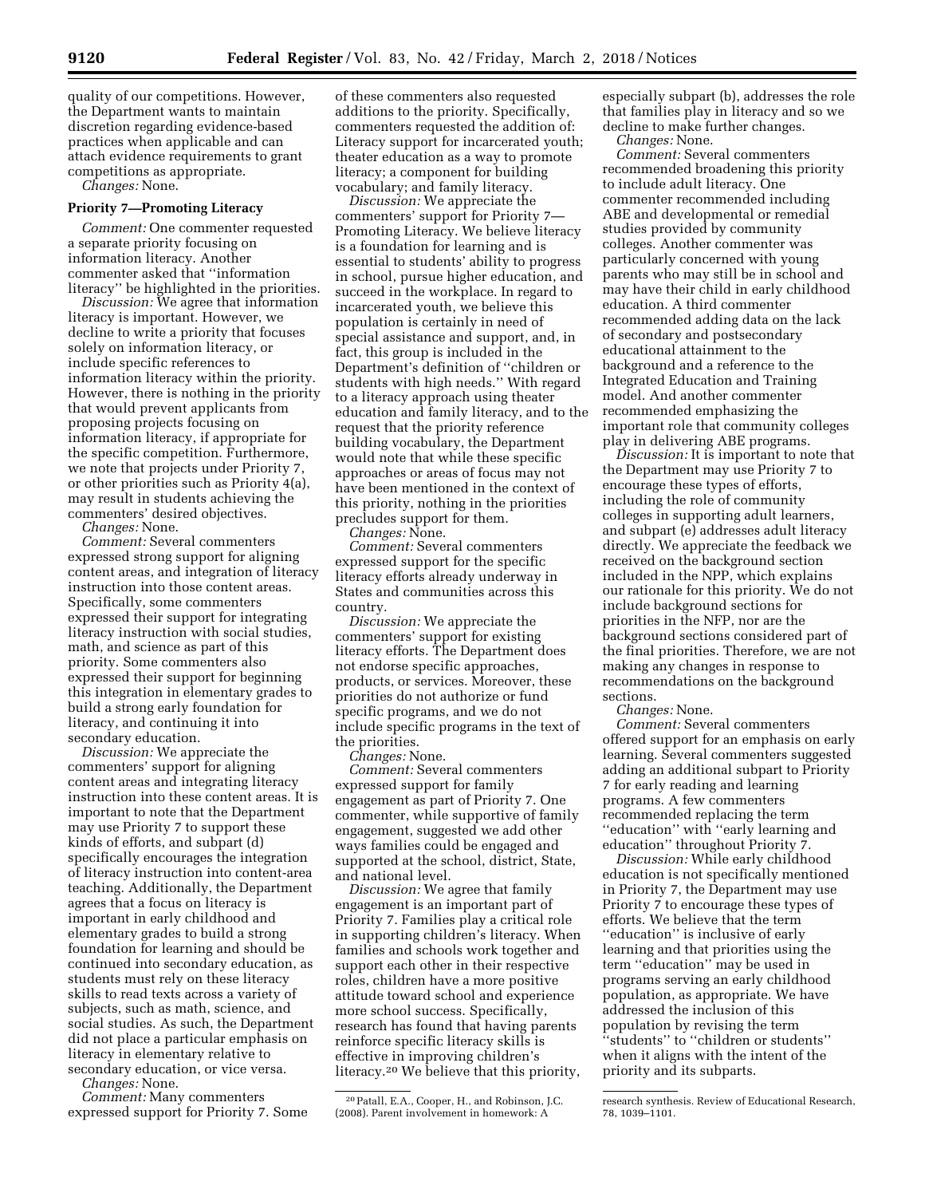quality of our competitions. However, the Department wants to maintain discretion regarding evidence-based practices when applicable and can attach evidence requirements to grant competitions as appropriate.

*Changes:* None.

**Priority 7—Promoting Literacy**

*Comment:* One commenter requested a separate priority focusing on information literacy. Another commenter asked that ''information literacy'' be highlighted in the priorities.

*Discussion:* We agree that information literacy is important. However, we decline to write a priority that focuses solely on information literacy, or include specific references to information literacy within the priority. However, there is nothing in the priority that would prevent applicants from proposing projects focusing on information literacy, if appropriate for the specific competition. Furthermore, we note that projects under Priority 7, or other priorities such as Priority 4(a), may result in students achieving the commenters' desired objectives.

*Changes:* None.

*Comment:* Several commenters expressed strong support for aligning content areas, and integration of literacy instruction into those content areas. Specifically, some commenters expressed their support for integrating literacy instruction with social studies, math, and science as part of this priority. Some commenters also expressed their support for beginning this integration in elementary grades to build a strong early foundation for literacy, and continuing it into secondary education.

*Discussion:* We appreciate the commenters' support for aligning content areas and integrating literacy instruction into these content areas. It is important to note that the Department may use Priority 7 to support these kinds of efforts, and subpart (d) specifically encourages the integration of literacy instruction into content-area teaching. Additionally, the Department agrees that a focus on literacy is important in early childhood and elementary grades to build a strong foundation for learning and should be continued into secondary education, as students must rely on these literacy skills to read texts across a variety of subjects, such as math, science, and social studies. As such, the Department did not place a particular emphasis on literacy in elementary relative to secondary education, or vice versa.

*Changes:* None.

*Comment:* Many commenters expressed support for Priority 7. Some of these commenters also requested additions to the priority. Specifically, commenters requested the addition of: Literacy support for incarcerated youth; theater education as a way to promote literacy; a component for building vocabulary; and family literacy.

*Discussion:* We appreciate the commenters' support for Priority 7—Promoting Literacy. We believe literacy is a foundation for learning and is essential to students' ability to progress in school, pursue higher education, and succeed in the workplace. In regard to incarcerated youth, we believe this population is certainly in need of special assistance and support, and, in fact, this group is included in the Department's definition of ''children or students with high needs.'' With regard to a literacy approach using theater education and family literacy, and to the request that the priority reference building vocabulary, the Department would note that while these specific approaches or areas of focus may not have been mentioned in the context of this priority, nothing in the priorities precludes support for them.

*Changes:* None.

*Comment:* Several commenters expressed support for the specific literacy efforts already underway in States and communities across this country.

*Discussion:* We appreciate the commenters' support for existing literacy efforts. The Department does not endorse specific approaches, products, or services. Moreover, these priorities do not authorize or fund specific programs, and we do not include specific programs in the text of the priorities.

*Changes:* None.

*Comment:* Several commenters expressed support for family engagement as part of Priority 7. One commenter, while supportive of family engagement, suggested we add other ways families could be engaged and supported at the school, district, State, and national level.

*Discussion:* We agree that family engagement is an important part of Priority 7. Families play a critical role in supporting children's literacy. When families and schools work together and support each other in their respective roles, children have a more positive attitude toward school and experience more school success. Specifically, research has found that having parents reinforce specific literacy skills is effective in improving children's literacy.[20] We believe that this priority, especially subpart (b), addresses the role that families play in literacy and so we decline to make further changes.

*Changes:* None.

*Comment:* Several commenters recommended broadening this priority to include adult literacy. One commenter recommended including ABE and developmental or remedial studies provided by community colleges. Another commenter was particularly concerned with young parents who may still be in school and may have their child in early childhood education. A third commenter recommended adding data on the lack of secondary and postsecondary educational attainment to the background and a reference to the Integrated Education and Training model. And another commenter recommended emphasizing the important role that community colleges play in delivering ABE programs.

*Discussion:* It is important to note that the Department may use Priority 7 to encourage these types of efforts, including the role of community colleges in supporting adult learners, and subpart (e) addresses adult literacy directly. We appreciate the feedback we received on the background section included in the NPP, which explains our rationale for this priority. We do not include background sections for priorities in the NFP, nor are the background sections considered part of the final priorities. Therefore, we are not making any changes in response to recommendations on the background sections.

*Changes:* None.

*Comment:* Several commenters offered support for an emphasis on early learning. Several commenters suggested adding an additional subpart to Priority 7 for early reading and learning programs. A few commenters recommended replacing the term ''education'' with ''early learning and education'' throughout Priority 7.

*Discussion:* While early childhood education is not specifically mentioned in Priority 7, the Department may use Priority 7 to encourage these types of efforts. We believe that the term ''education'' is inclusive of early learning and that priorities using the term ''education'' may be used in programs serving an early childhood population, as appropriate. We have addressed the inclusion of this population by revising the term ''students'' to ''children or students'' when it aligns with the intent of the priority and its subparts.

---

[20] Patall, E.A., Cooper, H., and Robinson, J.C. (2008). Parent involvement in homework: A research synthesis. Review of Educational Research, 78, 1039–1101.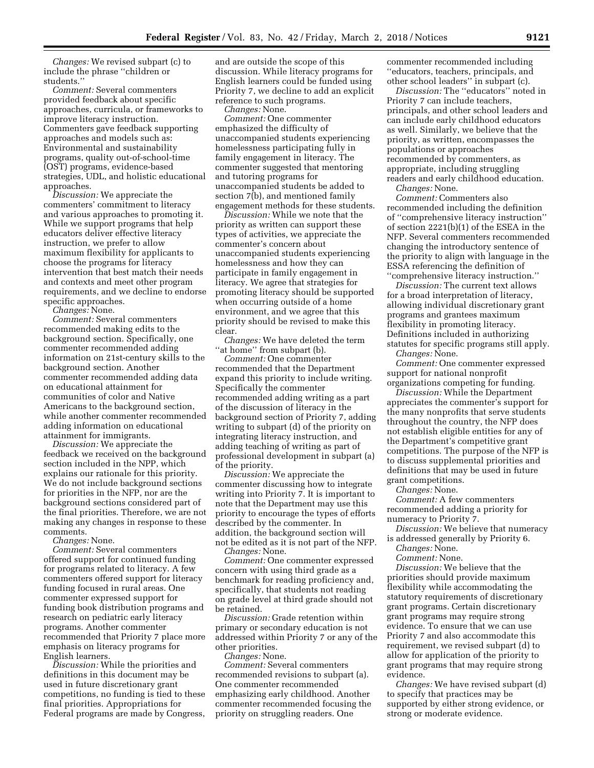*Changes:* We revised subpart (c) to include the phrase ''children or students.''

*Comment:* Several commenters provided feedback about specific approaches, curricula, or frameworks to improve literacy instruction. Commenters gave feedback supporting approaches and models such as: Environmental and sustainability programs, quality out-of-school-time (OST) programs, evidence-based strategies, UDL, and holistic educational approaches.

*Discussion:* We appreciate the commenters' commitment to literacy and various approaches to promoting it. While we support programs that help educators deliver effective literacy instruction, we prefer to allow maximum flexibility for applicants to choose the programs for literacy intervention that best match their needs and contexts and meet other program requirements, and we decline to endorse specific approaches.

*Changes:* None.

*Comment:* Several commenters recommended making edits to the background section. Specifically, one commenter recommended adding information on 21st-century skills to the background section. Another commenter recommended adding data on educational attainment for communities of color and Native Americans to the background section, while another commenter recommended adding information on educational attainment for immigrants.

*Discussion:* We appreciate the feedback we received on the background section included in the NPP, which explains our rationale for this priority. We do not include background sections for priorities in the NFP, nor are the background sections considered part of the final priorities. Therefore, we are not making any changes in response to these comments.

*Changes:* None.

*Comment:* Several commenters offered support for continued funding for programs related to literacy. A few commenters offered support for literacy funding focused in rural areas. One commenter expressed support for funding book distribution programs and research on pediatric early literacy programs. Another commenter recommended that Priority 7 place more emphasis on literacy programs for English learners.

*Discussion:* While the priorities and definitions in this document may be used in future discretionary grant competitions, no funding is tied to these final priorities. Appropriations for Federal programs are made by Congress, and are outside the scope of this discussion. While literacy programs for English learners could be funded using Priority 7, we decline to add an explicit reference to such programs.

*Changes:* None.

*Comment:* One commenter emphasized the difficulty of unaccompanied students experiencing homelessness participating fully in family engagement in literacy. The commenter suggested that mentoring and tutoring programs for unaccompanied students be added to section 7(b), and mentioned family engagement methods for these students.

*Discussion:* While we note that the priority as written can support these types of activities, we appreciate the commenter's concern about unaccompanied students experiencing homelessness and how they can participate in family engagement in literacy. We agree that strategies for promoting literacy should be supported when occurring outside of a home environment, and we agree that this priority should be revised to make this clear.

*Changes:* We have deleted the term ''at home'' from subpart (b).

*Comment:* One commenter recommended that the Department expand this priority to include writing. Specifically the commenter recommended adding writing as a part of the discussion of literacy in the background section of Priority 7, adding writing to subpart (d) of the priority on integrating literacy instruction, and adding teaching of writing as part of professional development in subpart (a) of the priority.

*Discussion:* We appreciate the commenter discussing how to integrate writing into Priority 7. It is important to note that the Department may use this priority to encourage the types of efforts described by the commenter. In addition, the background section will not be edited as it is not part of the NFP.

*Changes:* None.

*Comment:* One commenter expressed concern with using third grade as a benchmark for reading proficiency and, specifically, that students not reading on grade level at third grade should not be retained.

*Discussion:* Grade retention within primary or secondary education is not addressed within Priority 7 or any of the other priorities.

*Changes:* None.

*Comment:* Several commenters recommended revisions to subpart (a). One commenter recommended emphasizing early childhood. Another commenter recommended focusing the priority on struggling readers. One commenter recommended including ''educators, teachers, principals, and other school leaders'' in subpart (c).

*Discussion:* The ''educators'' noted in Priority 7 can include teachers, principals, and other school leaders and can include early childhood educators as well. Similarly, we believe that the priority, as written, encompasses the populations or approaches recommended by commenters, as appropriate, including struggling readers and early childhood education.

*Changes:* None.

*Comment:* Commenters also recommended including the definition of ''comprehensive literacy instruction'' of section 2221(b)(1) of the ESEA in the NFP. Several commenters recommended changing the introductory sentence of the priority to align with language in the ESSA referencing the definition of ''comprehensive literacy instruction.''

*Discussion:* The current text allows for a broad interpretation of literacy, allowing individual discretionary grant programs and grantees maximum flexibility in promoting literacy. Definitions included in authorizing statutes for specific programs still apply.

*Changes:* None.

*Comment:* One commenter expressed support for national nonprofit organizations competing for funding.

*Discussion:* While the Department appreciates the commenter's support for the many nonprofits that serve students throughout the country, the NFP does not establish eligible entities for any of the Department's competitive grant competitions. The purpose of the NFP is to discuss supplemental priorities and definitions that may be used in future grant competitions.

*Changes:* None.

*Comment:* A few commenters recommended adding a priority for numeracy to Priority 7.

*Discussion:* We believe that numeracy is addressed generally by Priority 6.

*Changes:* None.

*Comment:* None.

*Discussion:* We believe that the priorities should provide maximum flexibility while accommodating the statutory requirements of discretionary grant programs. Certain discretionary grant programs may require strong evidence. To ensure that we can use Priority 7 and also accommodate this requirement, we revised subpart (d) to allow for application of the priority to grant programs that may require strong evidence.

*Changes:* We have revised subpart (d) to specify that practices may be supported by either strong evidence, or strong or moderate evidence.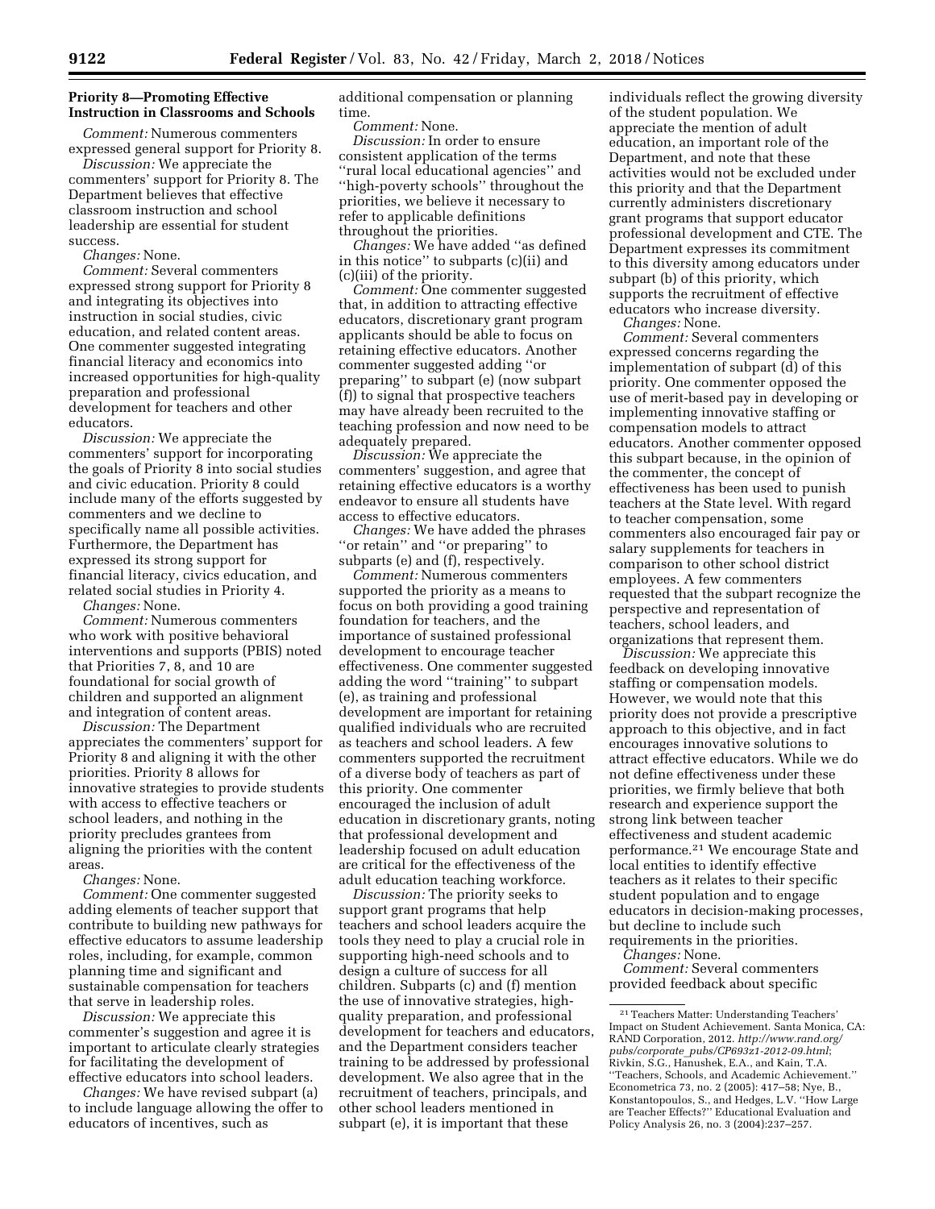**Priority 8—Promoting Effective Instruction in Classrooms and Schools**

*Comment:* Numerous commenters expressed general support for Priority 8.

*Discussion:* We appreciate the commenters' support for Priority 8. The Department believes that effective classroom instruction and school leadership are essential for student success.

*Changes:* None.

*Comment:* Several commenters expressed strong support for Priority 8 and integrating its objectives into instruction in social studies, civic education, and related content areas. One commenter suggested integrating financial literacy and economics into increased opportunities for high-quality preparation and professional development for teachers and other educators.

*Discussion:* We appreciate the commenters' support for incorporating the goals of Priority 8 into social studies and civic education. Priority 8 could include many of the efforts suggested by commenters and we decline to specifically name all possible activities. Furthermore, the Department has expressed its strong support for financial literacy, civics education, and related social studies in Priority 4.

*Changes:* None.

*Comment:* Numerous commenters who work with positive behavioral interventions and supports (PBIS) noted that Priorities 7, 8, and 10 are foundational for social growth of children and supported an alignment and integration of content areas.

*Discussion:* The Department appreciates the commenters' support for Priority 8 and aligning it with the other priorities. Priority 8 allows for innovative strategies to provide students with access to effective teachers or school leaders, and nothing in the priority precludes grantees from aligning the priorities with the content areas.

*Changes:* None.

*Comment:* One commenter suggested adding elements of teacher support that contribute to building new pathways for effective educators to assume leadership roles, including, for example, common planning time and significant and sustainable compensation for teachers that serve in leadership roles.

*Discussion:* We appreciate this commenter's suggestion and agree it is important to articulate clearly strategies for facilitating the development of effective educators into school leaders.

*Changes:* We have revised subpart (a) to include language allowing the offer to educators of incentives, such as additional compensation or planning time.

*Comment:* None.

*Discussion:* In order to ensure consistent application of the terms ''rural local educational agencies'' and ''high-poverty schools'' throughout the priorities, we believe it necessary to refer to applicable definitions throughout the priorities.

*Changes:* We have added ''as defined in this notice'' to subparts (c)(ii) and (c)(iii) of the priority.

*Comment:* One commenter suggested that, in addition to attracting effective educators, discretionary grant program applicants should be able to focus on retaining effective educators. Another commenter suggested adding ''or preparing'' to subpart (e) (now subpart (f)) to signal that prospective teachers may have already been recruited to the teaching profession and now need to be adequately prepared.

*Discussion:* We appreciate the commenters' suggestion, and agree that retaining effective educators is a worthy endeavor to ensure all students have access to effective educators.

*Changes:* We have added the phrases ''or retain'' and ''or preparing'' to subparts (e) and (f), respectively.

*Comment:* Numerous commenters supported the priority as a means to focus on both providing a good training foundation for teachers, and the importance of sustained professional development to encourage teacher effectiveness. One commenter suggested adding the word ''training'' to subpart (e), as training and professional development are important for retaining qualified individuals who are recruited as teachers and school leaders. A few commenters supported the recruitment of a diverse body of teachers as part of this priority. One commenter encouraged the inclusion of adult education in discretionary grants, noting that professional development and leadership focused on adult education are critical for the effectiveness of the adult education teaching workforce.

*Discussion:* The priority seeks to support grant programs that help teachers and school leaders acquire the tools they need to play a crucial role in supporting high-need schools and to design a culture of success for all children. Subparts (c) and (f) mention the use of innovative strategies, high-quality preparation, and professional development for teachers and educators, and the Department considers teacher training to be addressed by professional development. We also agree that in the recruitment of teachers, principals, and other school leaders mentioned in subpart (e), it is important that these individuals reflect the growing diversity of the student population. We appreciate the mention of adult education, an important role of the Department, and note that these activities would not be excluded under this priority and that the Department currently administers discretionary grant programs that support educator professional development and CTE. The Department expresses its commitment to this diversity among educators under subpart (b) of this priority, which supports the recruitment of effective educators who increase diversity.

*Changes:* None.

*Comment:* Several commenters expressed concerns regarding the implementation of subpart (d) of this priority. One commenter opposed the use of merit-based pay in developing or implementing innovative staffing or compensation models to attract educators. Another commenter opposed this subpart because, in the opinion of the commenter, the concept of effectiveness has been used to punish teachers at the State level. With regard to teacher compensation, some commenters also encouraged fair pay or salary supplements for teachers in comparison to other school district employees. A few commenters requested that the subpart recognize the perspective and representation of teachers, school leaders, and organizations that represent them.

*Discussion:* We appreciate this feedback on developing innovative staffing or compensation models. However, we would note that this priority does not provide a prescriptive approach to this objective, and in fact encourages innovative solutions to attract effective educators. While we do not define effectiveness under these priorities, we firmly believe that both research and experience support the strong link between teacher effectiveness and student academic performance.[21] We encourage State and local entities to identify effective teachers as it relates to their specific student population and to engage educators in decision-making processes, but decline to include such requirements in the priorities.

*Changes:* None.

*Comment:* Several commenters provided feedback about specific

[21] Teachers Matter: Understanding Teachers' Impact on Student Achievement. Santa Monica, CA: RAND Corporation, 2012. *http://www.rand.org/pubs/corporate_pubs/CP693z1-2012-09.html*; Rivkin, S.G., Hanushek, E.A., and Kain, T.A. ''Teachers, Schools, and Academic Achievement.'' Econometrica 73, no. 2 (2005): 417–58; Nye, B., Konstantopoulos, S., and Hedges, L.V. ''How Large are Teacher Effects?'' Educational Evaluation and Policy Analysis 26, no. 3 (2004):237–257.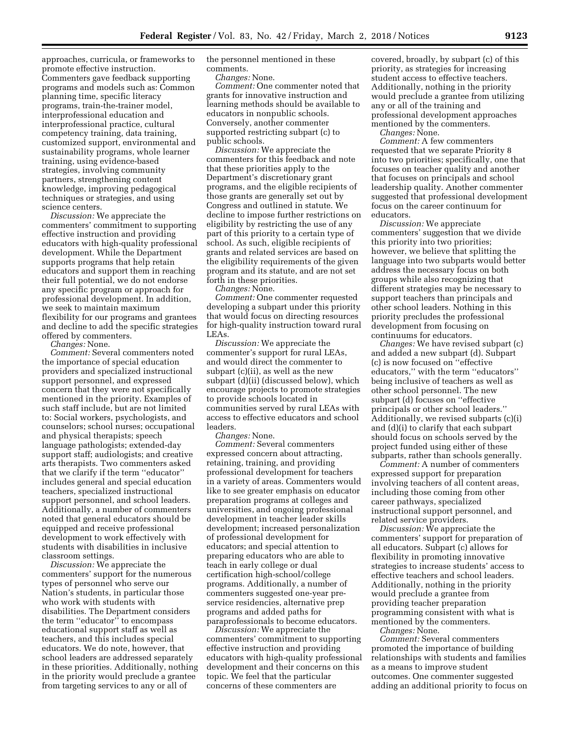approaches, curricula, or frameworks to promote effective instruction. Commenters gave feedback supporting programs and models such as: Common planning time, specific literacy programs, train-the-trainer model, interprofessional education and interprofessional practice, cultural competency training, data training, customized support, environmental and sustainability programs, whole learner training, using evidence-based strategies, involving community partners, strengthening content knowledge, improving pedagogical techniques or strategies, and using science centers.

*Discussion:* We appreciate the commenters' commitment to supporting effective instruction and providing educators with high-quality professional development. While the Department supports programs that help retain educators and support them in reaching their full potential, we do not endorse any specific program or approach for professional development. In addition, we seek to maintain maximum flexibility for our programs and grantees and decline to add the specific strategies offered by commenters.

*Changes:* None.

*Comment:* Several commenters noted the importance of special education providers and specialized instructional support personnel, and expressed concern that they were not specifically mentioned in the priority. Examples of such staff include, but are not limited to: Social workers, psychologists, and counselors; school nurses; occupational and physical therapists; speech language pathologists; extended-day support staff; audiologists; and creative arts therapists. Two commenters asked that we clarify if the term ''educator'' includes general and special education teachers, specialized instructional support personnel, and school leaders. Additionally, a number of commenters noted that general educators should be equipped and receive professional development to work effectively with students with disabilities in inclusive classroom settings.

*Discussion:* We appreciate the commenters' support for the numerous types of personnel who serve our Nation's students, in particular those who work with students with disabilities. The Department considers the term ''educator'' to encompass educational support staff as well as teachers, and this includes special educators. We do note, however, that school leaders are addressed separately in these priorities. Additionally, nothing in the priority would preclude a grantee from targeting services to any or all of the personnel mentioned in these comments.

*Changes:* None.

*Comment:* One commenter noted that grants for innovative instruction and learning methods should be available to educators in nonpublic schools. Conversely, another commenter supported restricting subpart (c) to public schools.

*Discussion:* We appreciate the commenters for this feedback and note that these priorities apply to the Department's discretionary grant programs, and the eligible recipients of those grants are generally set out by Congress and outlined in statute. We decline to impose further restrictions on eligibility by restricting the use of any part of this priority to a certain type of school. As such, eligible recipients of grants and related services are based on the eligibility requirements of the given program and its statute, and are not set forth in these priorities.

*Changes:* None.

*Comment:* One commenter requested developing a subpart under this priority that would focus on directing resources for high-quality instruction toward rural LEAs.

*Discussion:* We appreciate the commenter's support for rural LEAs, and would direct the commenter to subpart (c)(ii), as well as the new subpart (d)(ii) (discussed below), which encourage projects to promote strategies to provide schools located in communities served by rural LEAs with access to effective educators and school leaders.

*Changes:* None.

*Comment:* Several commenters expressed concern about attracting, retaining, training, and providing professional development for teachers in a variety of areas. Commenters would like to see greater emphasis on educator preparation programs at colleges and universities, and ongoing professional development in teacher leader skills development; increased personalization of professional development for educators; and special attention to preparing educators who are able to teach in early college or dual certification high-school/college programs. Additionally, a number of commenters suggested one-year pre-service residencies, alternative prep programs and added paths for paraprofessionals to become educators.

*Discussion:* We appreciate the commenters' commitment to supporting effective instruction and providing educators with high-quality professional development and their concerns on this topic. We feel that the particular concerns of these commenters are covered, broadly, by subpart (c) of this priority, as strategies for increasing student access to effective teachers. Additionally, nothing in the priority would preclude a grantee from utilizing any or all of the training and professional development approaches mentioned by the commenters.

*Changes:* None.

*Comment:* A few commenters requested that we separate Priority 8 into two priorities; specifically, one that focuses on teacher quality and another that focuses on principals and school leadership quality. Another commenter suggested that professional development focus on the career continuum for educators.

*Discussion:* We appreciate commenters' suggestion that we divide this priority into two priorities; however, we believe that splitting the language into two subparts would better address the necessary focus on both groups while also recognizing that different strategies may be necessary to support teachers than principals and other school leaders. Nothing in this priority precludes the professional development from focusing on continuums for educators.

*Changes:* We have revised subpart (c) and added a new subpart (d). Subpart (c) is now focused on ''effective educators,'' with the term ''educators'' being inclusive of teachers as well as other school personnel. The new subpart (d) focuses on ''effective principals or other school leaders.'' Additionally, we revised subparts (c)(i) and (d)(i) to clarify that each subpart should focus on schools served by the project funded using either of these subparts, rather than schools generally.

*Comment:* A number of commenters expressed support for preparation involving teachers of all content areas, including those coming from other career pathways, specialized instructional support personnel, and related service providers.

*Discussion:* We appreciate the commenters' support for preparation of all educators. Subpart (c) allows for flexibility in promoting innovative strategies to increase students' access to effective teachers and school leaders. Additionally, nothing in the priority would preclude a grantee from providing teacher preparation programming consistent with what is mentioned by the commenters.

*Changes:* None.

*Comment:* Several commenters promoted the importance of building relationships with students and families as a means to improve student outcomes. One commenter suggested adding an additional priority to focus on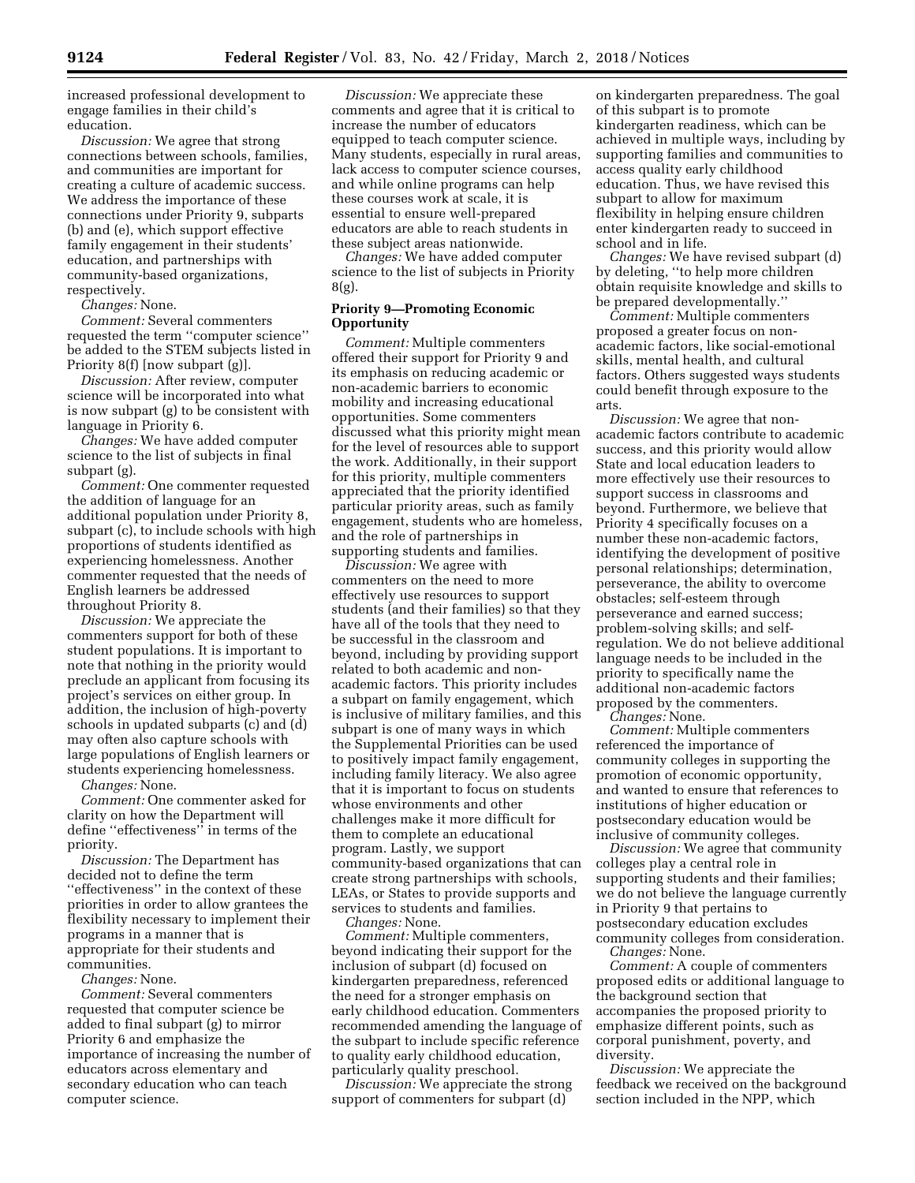increased professional development to engage families in their child's education.

*Discussion:* We agree that strong connections between schools, families, and communities are important for creating a culture of academic success. We address the importance of these connections under Priority 9, subparts (b) and (e), which support effective family engagement in their students' education, and partnerships with community-based organizations, respectively.

*Changes:* None.

*Comment:* Several commenters requested the term ''computer science'' be added to the STEM subjects listed in Priority 8(f) [now subpart (g)].

*Discussion:* After review, computer science will be incorporated into what is now subpart (g) to be consistent with language in Priority 6.

*Changes:* We have added computer science to the list of subjects in final subpart (g).

*Comment:* One commenter requested the addition of language for an additional population under Priority 8, subpart (c), to include schools with high proportions of students identified as experiencing homelessness. Another commenter requested that the needs of English learners be addressed throughout Priority 8.

*Discussion:* We appreciate the commenters support for both of these student populations. It is important to note that nothing in the priority would preclude an applicant from focusing its project's services on either group. In addition, the inclusion of high-poverty schools in updated subparts (c) and (d) may often also capture schools with large populations of English learners or students experiencing homelessness.

*Changes:* None.

*Comment:* One commenter asked for clarity on how the Department will define ''effectiveness'' in terms of the priority.

*Discussion:* The Department has decided not to define the term ''effectiveness'' in the context of these priorities in order to allow grantees the flexibility necessary to implement their programs in a manner that is appropriate for their students and communities.

*Changes:* None.

*Comment:* Several commenters requested that computer science be added to final subpart (g) to mirror Priority 6 and emphasize the importance of increasing the number of educators across elementary and secondary education who can teach computer science.

*Discussion:* We appreciate these comments and agree that it is critical to increase the number of educators equipped to teach computer science. Many students, especially in rural areas, lack access to computer science courses, and while online programs can help these courses work at scale, it is essential to ensure well-prepared educators are able to reach students in these subject areas nationwide.

*Changes:* We have added computer science to the list of subjects in Priority 8(g).

**Priority 9—Promoting Economic Opportunity**

*Comment:* Multiple commenters offered their support for Priority 9 and its emphasis on reducing academic or non-academic barriers to economic mobility and increasing educational opportunities. Some commenters discussed what this priority might mean for the level of resources able to support the work. Additionally, in their support for this priority, multiple commenters appreciated that the priority identified particular priority areas, such as family engagement, students who are homeless, and the role of partnerships in supporting students and families.

*Discussion:* We agree with commenters on the need to more effectively use resources to support students (and their families) so that they have all of the tools that they need to be successful in the classroom and beyond, including by providing support related to both academic and non-academic factors. This priority includes a subpart on family engagement, which is inclusive of military families, and this subpart is one of many ways in which the Supplemental Priorities can be used to positively impact family engagement, including family literacy. We also agree that it is important to focus on students whose environments and other challenges make it more difficult for them to complete an educational program. Lastly, we support community-based organizations that can create strong partnerships with schools, LEAs, or States to provide supports and services to students and families.

*Changes:* None.

*Comment:* Multiple commenters, beyond indicating their support for the inclusion of subpart (d) focused on kindergarten preparedness, referenced the need for a stronger emphasis on early childhood education. Commenters recommended amending the language of the subpart to include specific reference to quality early childhood education, particularly quality preschool.

*Discussion:* We appreciate the strong support of commenters for subpart (d) on kindergarten preparedness. The goal of this subpart is to promote kindergarten readiness, which can be achieved in multiple ways, including by supporting families and communities to access quality early childhood education. Thus, we have revised this subpart to allow for maximum flexibility in helping ensure children enter kindergarten ready to succeed in school and in life.

*Changes:* We have revised subpart (d) by deleting, ''to help more children obtain requisite knowledge and skills to be prepared developmentally.''

*Comment:* Multiple commenters proposed a greater focus on non-academic factors, like social-emotional skills, mental health, and cultural factors. Others suggested ways students could benefit through exposure to the arts.

*Discussion:* We agree that non-academic factors contribute to academic success, and this priority would allow State and local education leaders to more effectively use their resources to support success in classrooms and beyond. Furthermore, we believe that Priority 4 specifically focuses on a number these non-academic factors, identifying the development of positive personal relationships; determination, perseverance, the ability to overcome obstacles; self-esteem through perseverance and earned success; problem-solving skills; and self-regulation. We do not believe additional language needs to be included in the priority to specifically name the additional non-academic factors proposed by the commenters.

*Changes:* None.

*Comment:* Multiple commenters referenced the importance of community colleges in supporting the promotion of economic opportunity, and wanted to ensure that references to institutions of higher education or postsecondary education would be inclusive of community colleges.

*Discussion:* We agree that community colleges play a central role in supporting students and their families; we do not believe the language currently in Priority 9 that pertains to postsecondary education excludes community colleges from consideration.

*Changes:* None.

*Comment:* A couple of commenters proposed edits or additional language to the background section that accompanies the proposed priority to emphasize different points, such as corporal punishment, poverty, and diversity.

*Discussion:* We appreciate the feedback we received on the background section included in the NPP, which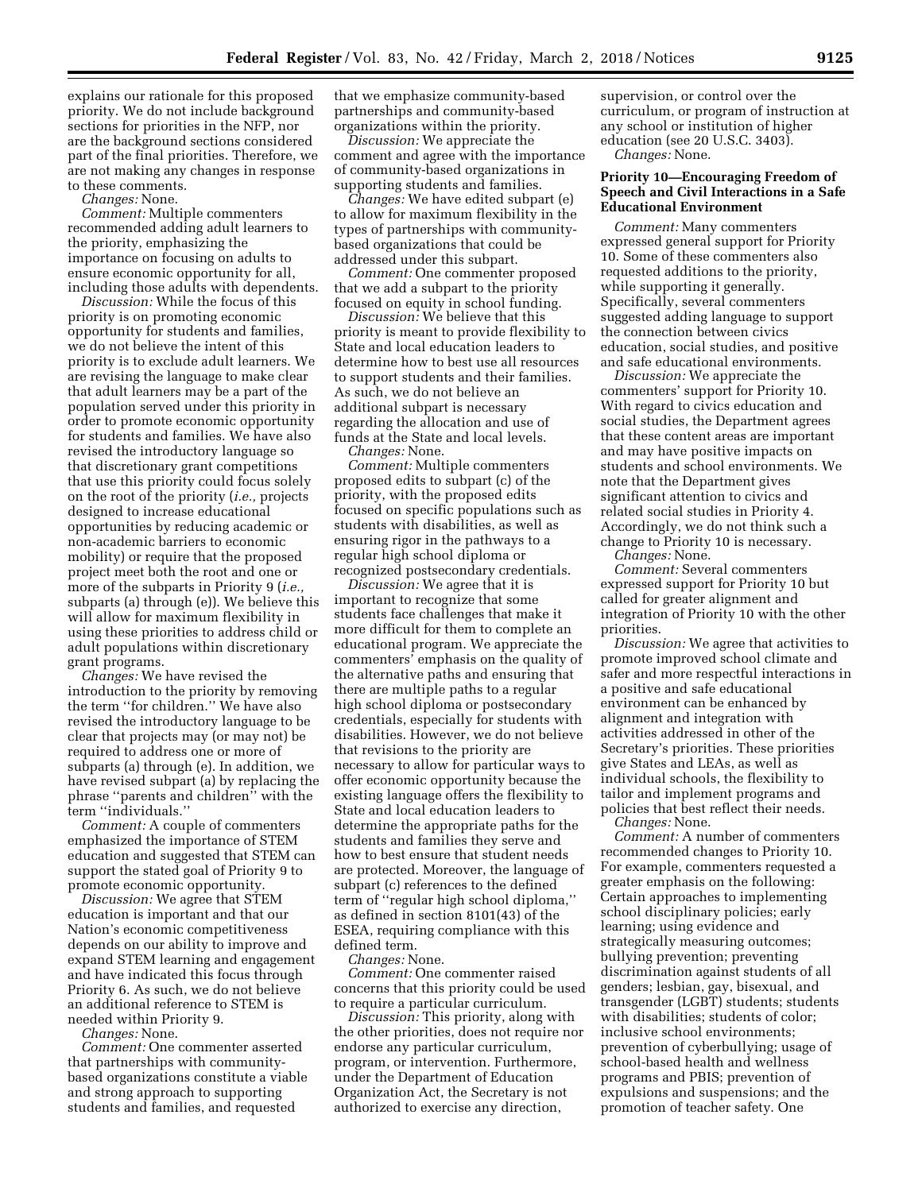explains our rationale for this proposed priority. We do not include background sections for priorities in the NFP, nor are the background sections considered part of the final priorities. Therefore, we are not making any changes in response to these comments.

*Changes:* None.

*Comment:* Multiple commenters recommended adding adult learners to the priority, emphasizing the importance on focusing on adults to ensure economic opportunity for all, including those adults with dependents.

*Discussion:* While the focus of this priority is on promoting economic opportunity for students and families, we do not believe the intent of this priority is to exclude adult learners. We are revising the language to make clear that adult learners may be a part of the population served under this priority in order to promote economic opportunity for students and families. We have also revised the introductory language so that discretionary grant competitions that use this priority could focus solely on the root of the priority (*i.e.,* projects designed to increase educational opportunities by reducing academic or non-academic barriers to economic mobility) or require that the proposed project meet both the root and one or more of the subparts in Priority 9 (*i.e.,* subparts (a) through (e)). We believe this will allow for maximum flexibility in using these priorities to address child or adult populations within discretionary grant programs.

*Changes:* We have revised the introduction to the priority by removing the term ''for children.'' We have also revised the introductory language to be clear that projects may (or may not) be required to address one or more of subparts (a) through (e). In addition, we have revised subpart (a) by replacing the phrase ''parents and children'' with the term ''individuals.''

*Comment:* A couple of commenters emphasized the importance of STEM education and suggested that STEM can support the stated goal of Priority 9 to promote economic opportunity.

*Discussion:* We agree that STEM education is important and that our Nation's economic competitiveness depends on our ability to improve and expand STEM learning and engagement and have indicated this focus through Priority 6. As such, we do not believe an additional reference to STEM is needed within Priority 9.

*Changes:* None.

*Comment:* One commenter asserted that partnerships with community-based organizations constitute a viable and strong approach to supporting students and families, and requested that we emphasize community-based partnerships and community-based organizations within the priority.

*Discussion:* We appreciate the comment and agree with the importance of community-based organizations in supporting students and families.

*Changes:* We have edited subpart (e) to allow for maximum flexibility in the types of partnerships with community-based organizations that could be addressed under this subpart.

*Comment:* One commenter proposed that we add a subpart to the priority focused on equity in school funding.

*Discussion:* We believe that this priority is meant to provide flexibility to State and local education leaders to determine how to best use all resources to support students and their families. As such, we do not believe an additional subpart is necessary regarding the allocation and use of funds at the State and local levels.

*Changes:* None.

*Comment:* Multiple commenters proposed edits to subpart (c) of the priority, with the proposed edits focused on specific populations such as students with disabilities, as well as ensuring rigor in the pathways to a regular high school diploma or recognized postsecondary credentials.

*Discussion:* We agree that it is important to recognize that some students face challenges that make it more difficult for them to complete an educational program. We appreciate the commenters' emphasis on the quality of the alternative paths and ensuring that there are multiple paths to a regular high school diploma or postsecondary credentials, especially for students with disabilities. However, we do not believe that revisions to the priority are necessary to allow for particular ways to offer economic opportunity because the existing language offers the flexibility to State and local education leaders to determine the appropriate paths for the students and families they serve and how to best ensure that student needs are protected. Moreover, the language of subpart (c) references to the defined term of ''regular high school diploma,'' as defined in section 8101(43) of the ESEA, requiring compliance with this defined term.

*Changes:* None.

*Comment:* One commenter raised concerns that this priority could be used to require a particular curriculum.

*Discussion:* This priority, along with the other priorities, does not require nor endorse any particular curriculum, program, or intervention. Furthermore, under the Department of Education Organization Act, the Secretary is not authorized to exercise any direction, supervision, or control over the curriculum, or program of instruction at any school or institution of higher education (see 20 U.S.C. 3403).

*Changes:* None.

**Priority 10—Encouraging Freedom of Speech and Civil Interactions in a Safe Educational Environment**

*Comment:* Many commenters expressed general support for Priority 10. Some of these commenters also requested additions to the priority, while supporting it generally. Specifically, several commenters suggested adding language to support the connection between civics education, social studies, and positive and safe educational environments.

*Discussion:* We appreciate the commenters' support for Priority 10. With regard to civics education and social studies, the Department agrees that these content areas are important and may have positive impacts on students and school environments. We note that the Department gives significant attention to civics and related social studies in Priority 4. Accordingly, we do not think such a change to Priority 10 is necessary.

*Changes:* None.

*Comment:* Several commenters expressed support for Priority 10 but called for greater alignment and integration of Priority 10 with the other priorities.

*Discussion:* We agree that activities to promote improved school climate and safer and more respectful interactions in a positive and safe educational environment can be enhanced by alignment and integration with activities addressed in other of the Secretary's priorities. These priorities give States and LEAs, as well as individual schools, the flexibility to tailor and implement programs and policies that best reflect their needs.

*Changes:* None.

*Comment:* A number of commenters recommended changes to Priority 10. For example, commenters requested a greater emphasis on the following: Certain approaches to implementing school disciplinary policies; early learning; using evidence and strategically measuring outcomes; bullying prevention; preventing discrimination against students of all genders; lesbian, gay, bisexual, and transgender (LGBT) students; students with disabilities; students of color; inclusive school environments; prevention of cyberbullying; usage of school-based health and wellness programs and PBIS; prevention of expulsions and suspensions; and the promotion of teacher safety. One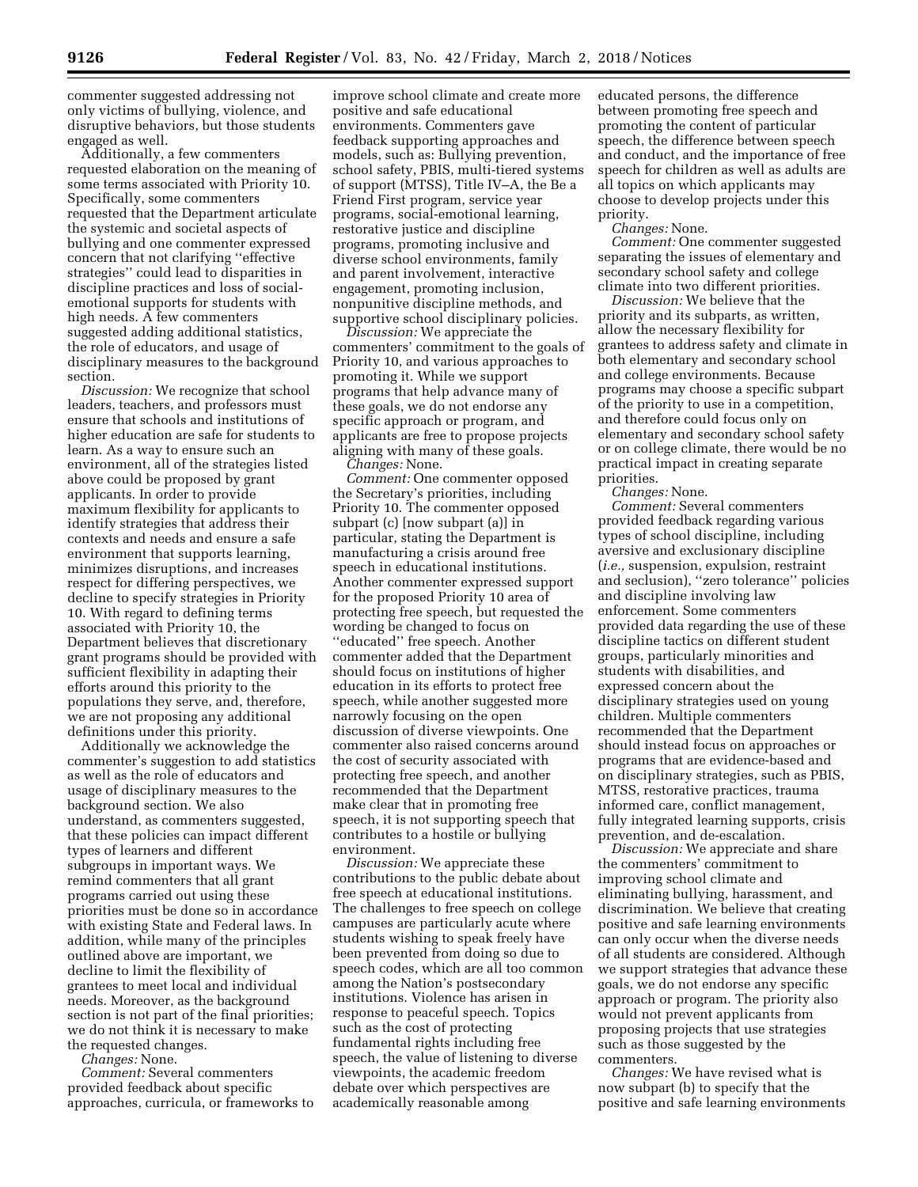commenter suggested addressing not only victims of bullying, violence, and disruptive behaviors, but those students engaged as well.

Additionally, a few commenters requested elaboration on the meaning of some terms associated with Priority 10. Specifically, some commenters requested that the Department articulate the systemic and societal aspects of bullying and one commenter expressed concern that not clarifying "effective strategies" could lead to disparities in discipline practices and loss of social-emotional supports for students with high needs. A few commenters suggested adding additional statistics, the role of educators, and usage of disciplinary measures to the background section.

*Discussion:* We recognize that school leaders, teachers, and professors must ensure that schools and institutions of higher education are safe for students to learn. As a way to ensure such an environment, all of the strategies listed above could be proposed by grant applicants. In order to provide maximum flexibility for applicants to identify strategies that address their contexts and needs and ensure a safe environment that supports learning, minimizes disruptions, and increases respect for differing perspectives, we decline to specify strategies in Priority 10. With regard to defining terms associated with Priority 10, the Department believes that discretionary grant programs should be provided with sufficient flexibility in adapting their efforts around this priority to the populations they serve, and, therefore, we are not proposing any additional definitions under this priority.

Additionally we acknowledge the commenter's suggestion to add statistics as well as the role of educators and usage of disciplinary measures to the background section. We also understand, as commenters suggested, that these policies can impact different types of learners and different subgroups in important ways. We remind commenters that all grant programs carried out using these priorities must be done so in accordance with existing State and Federal laws. In addition, while many of the principles outlined above are important, we decline to limit the flexibility of grantees to meet local and individual needs. Moreover, as the background section is not part of the final priorities; we do not think it is necessary to make the requested changes.

*Changes:* None.

*Comment:* Several commenters provided feedback about specific approaches, curricula, or frameworks to improve school climate and create more positive and safe educational environments. Commenters gave feedback supporting approaches and models, such as: Bullying prevention, school safety, PBIS, multi-tiered systems of support (MTSS), Title IV–A, the Be a Friend First program, service year programs, social-emotional learning, restorative justice and discipline programs, promoting inclusive and diverse school environments, family and parent involvement, interactive engagement, promoting inclusion, nonpunitive discipline methods, and supportive school disciplinary policies.

*Discussion:* We appreciate the commenters' commitment to the goals of Priority 10, and various approaches to promoting it. While we support programs that help advance many of these goals, we do not endorse any specific approach or program, and applicants are free to propose projects aligning with many of these goals.

*Changes:* None.

*Comment:* One commenter opposed the Secretary's priorities, including Priority 10. The commenter opposed subpart (c) [now subpart (a)] in particular, stating the Department is manufacturing a crisis around free speech in educational institutions. Another commenter expressed support for the proposed Priority 10 area of protecting free speech, but requested the wording be changed to focus on "educated" free speech. Another commenter added that the Department should focus on institutions of higher education in its efforts to protect free speech, while another suggested more narrowly focusing on the open discussion of diverse viewpoints. One commenter also raised concerns around the cost of security associated with protecting free speech, and another recommended that the Department make clear that in promoting free speech, it is not supporting speech that contributes to a hostile or bullying environment.

*Discussion:* We appreciate these contributions to the public debate about free speech at educational institutions. The challenges to free speech on college campuses are particularly acute where students wishing to speak freely have been prevented from doing so due to speech codes, which are all too common among the Nation's postsecondary institutions. Violence has arisen in response to peaceful speech. Topics such as the cost of protecting fundamental rights including free speech, the value of listening to diverse viewpoints, the academic freedom debate over which perspectives are academically reasonable among educated persons, the difference between promoting free speech and promoting the content of particular speech, the difference between speech and conduct, and the importance of free speech for children as well as adults are all topics on which applicants may choose to develop projects under this priority.

*Changes:* None.

*Comment:* One commenter suggested separating the issues of elementary and secondary school safety and college climate into two different priorities.

*Discussion:* We believe that the priority and its subparts, as written, allow the necessary flexibility for grantees to address safety and climate in both elementary and secondary school and college environments. Because programs may choose a specific subpart of the priority to use in a competition, and therefore could focus only on elementary and secondary school safety or on college climate, there would be no practical impact in creating separate priorities.

*Changes:* None.

*Comment:* Several commenters provided feedback regarding various types of school discipline, including aversive and exclusionary discipline (*i.e.,* suspension, expulsion, restraint and seclusion), "zero tolerance" policies and discipline involving law enforcement. Some commenters provided data regarding the use of these discipline tactics on different student groups, particularly minorities and students with disabilities, and expressed concern about the disciplinary strategies used on young children. Multiple commenters recommended that the Department should instead focus on approaches or programs that are evidence-based and on disciplinary strategies, such as PBIS, MTSS, restorative practices, trauma informed care, conflict management, fully integrated learning supports, crisis prevention, and de-escalation.

*Discussion:* We appreciate and share the commenters' commitment to improving school climate and eliminating bullying, harassment, and discrimination. We believe that creating positive and safe learning environments can only occur when the diverse needs of all students are considered. Although we support strategies that advance these goals, we do not endorse any specific approach or program. The priority also would not prevent applicants from proposing projects that use strategies such as those suggested by the commenters.

*Changes:* We have revised what is now subpart (b) to specify that the positive and safe learning environments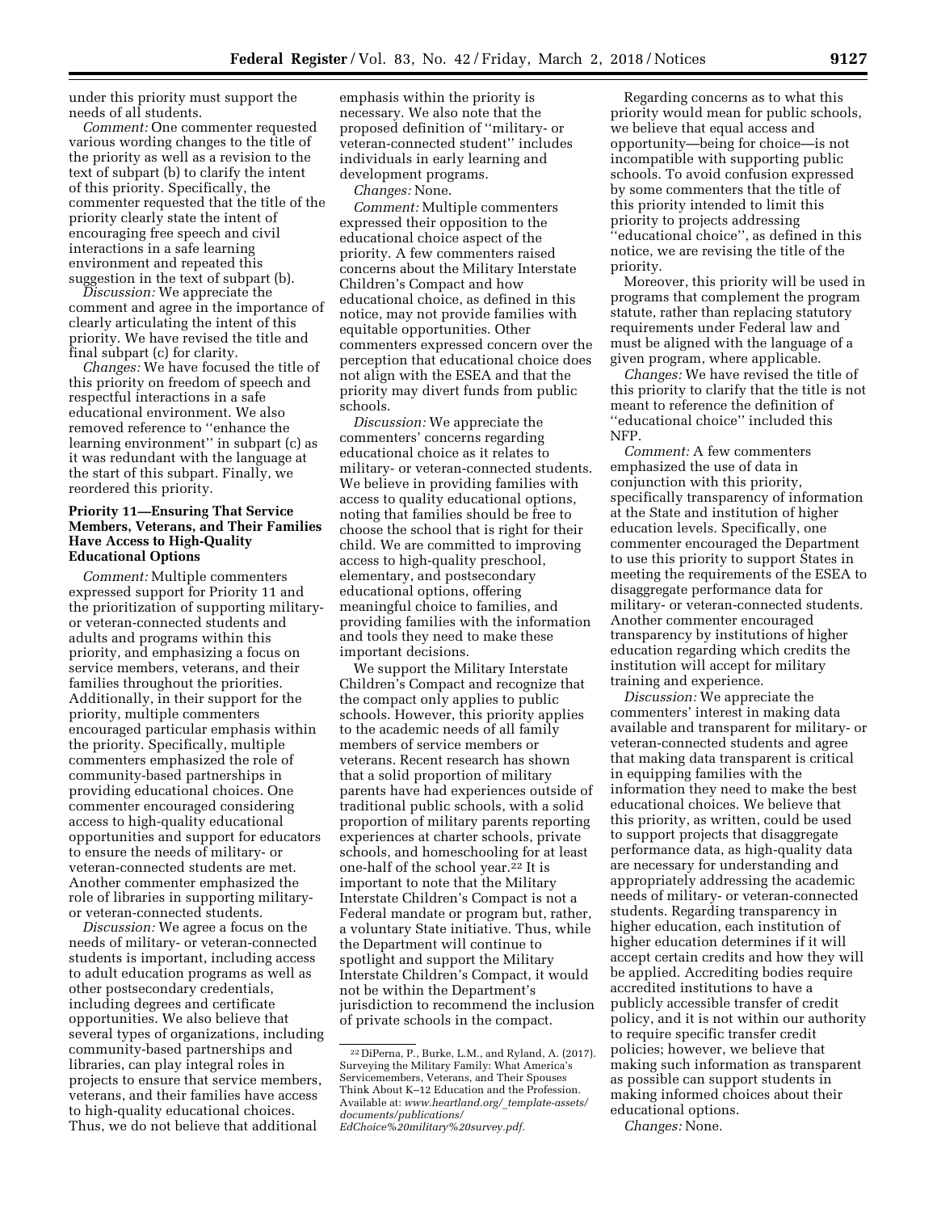under this priority must support the needs of all students.

*Comment:* One commenter requested various wording changes to the title of the priority as well as a revision to the text of subpart (b) to clarify the intent of this priority. Specifically, the commenter requested that the title of the priority clearly state the intent of encouraging free speech and civil interactions in a safe learning environment and repeated this suggestion in the text of subpart (b).

*Discussion:* We appreciate the comment and agree in the importance of clearly articulating the intent of this priority. We have revised the title and final subpart (c) for clarity.

*Changes:* We have focused the title of this priority on freedom of speech and respectful interactions in a safe educational environment. We also removed reference to ''enhance the learning environment'' in subpart (c) as it was redundant with the language at the start of this subpart. Finally, we reordered this priority.

**Priority 11—Ensuring That Service Members, Veterans, and Their Families Have Access to High-Quality Educational Options**

*Comment:* Multiple commenters expressed support for Priority 11 and the prioritization of supporting military- or veteran-connected students and adults and programs within this priority, and emphasizing a focus on service members, veterans, and their families throughout the priorities. Additionally, in their support for the priority, multiple commenters encouraged particular emphasis within the priority. Specifically, multiple commenters emphasized the role of community-based partnerships in providing educational choices. One commenter encouraged considering access to high-quality educational opportunities and support for educators to ensure the needs of military- or veteran-connected students are met. Another commenter emphasized the role of libraries in supporting military- or veteran-connected students.

*Discussion:* We agree a focus on the needs of military- or veteran-connected students is important, including access to adult education programs as well as other postsecondary credentials, including degrees and certificate opportunities. We also believe that several types of organizations, including community-based partnerships and libraries, can play integral roles in projects to ensure that service members, veterans, and their families have access to high-quality educational choices. Thus, we do not believe that additional emphasis within the priority is necessary. We also note that the proposed definition of ''military- or veteran-connected student'' includes individuals in early learning and development programs.

*Changes:* None.

*Comment:* Multiple commenters expressed their opposition to the educational choice aspect of the priority. A few commenters raised concerns about the Military Interstate Children's Compact and how educational choice, as defined in this notice, may not provide families with equitable opportunities. Other commenters expressed concern over the perception that educational choice does not align with the ESEA and that the priority may divert funds from public schools.

*Discussion:* We appreciate the commenters' concerns regarding educational choice as it relates to military- or veteran-connected students. We believe in providing families with access to quality educational options, noting that families should be free to choose the school that is right for their child. We are committed to improving access to high-quality preschool, elementary, and postsecondary educational options, offering meaningful choice to families, and providing families with the information and tools they need to make these important decisions.

We support the Military Interstate Children's Compact and recognize that the compact only applies to public schools. However, this priority applies to the academic needs of all family members of service members or veterans. Recent research has shown that a solid proportion of military parents have had experiences outside of traditional public schools, with a solid proportion of military parents reporting experiences at charter schools, private schools, and homeschooling for at least one-half of the school year.[22] It is important to note that the Military Interstate Children's Compact is not a Federal mandate or program but, rather, a voluntary State initiative. Thus, while the Department will continue to spotlight and support the Military Interstate Children's Compact, it would not be within the Department's jurisdiction to recommend the inclusion of private schools in the compact.

Regarding concerns as to what this priority would mean for public schools, we believe that equal access and opportunity—being for choice—is not incompatible with supporting public schools. To avoid confusion expressed by some commenters that the title of this priority intended to limit this priority to projects addressing ''educational choice'', as defined in this notice, we are revising the title of the priority.

Moreover, this priority will be used in programs that complement the program statute, rather than replacing statutory requirements under Federal law and must be aligned with the language of a given program, where applicable.

*Changes:* We have revised the title of this priority to clarify that the title is not meant to reference the definition of ''educational choice'' included this NFP.

*Comment:* A few commenters emphasized the use of data in conjunction with this priority, specifically transparency of information at the State and institution of higher education levels. Specifically, one commenter encouraged the Department to use this priority to support States in meeting the requirements of the ESEA to disaggregate performance data for military- or veteran-connected students. Another commenter encouraged transparency by institutions of higher education regarding which credits the institution will accept for military training and experience.

*Discussion:* We appreciate the commenters' interest in making data available and transparent for military- or veteran-connected students and agree that making data transparent is critical in equipping families with the information they need to make the best educational choices. We believe that this priority, as written, could be used to support projects that disaggregate performance data, as high-quality data are necessary for understanding and appropriately addressing the academic needs of military- or veteran-connected students. Regarding transparency in higher education, each institution of higher education determines if it will accept certain credits and how they will be applied. Accrediting bodies require accredited institutions to have a publicly accessible transfer of credit policy, and it is not within our authority to require specific transfer credit policies; however, we believe that making such information as transparent as possible can support students in making informed choices about their educational options.

*Changes:* None.

[22] DiPerna, P., Burke, L.M., and Ryland, A. (2017). Surveying the Military Family: What America's Servicemembers, Veterans, and Their Spouses Think About K–12 Education and the Profession. Available at: *www.heartland.org/_template-assets/documents/publications/EdChoice%20military%20survey.pdf.*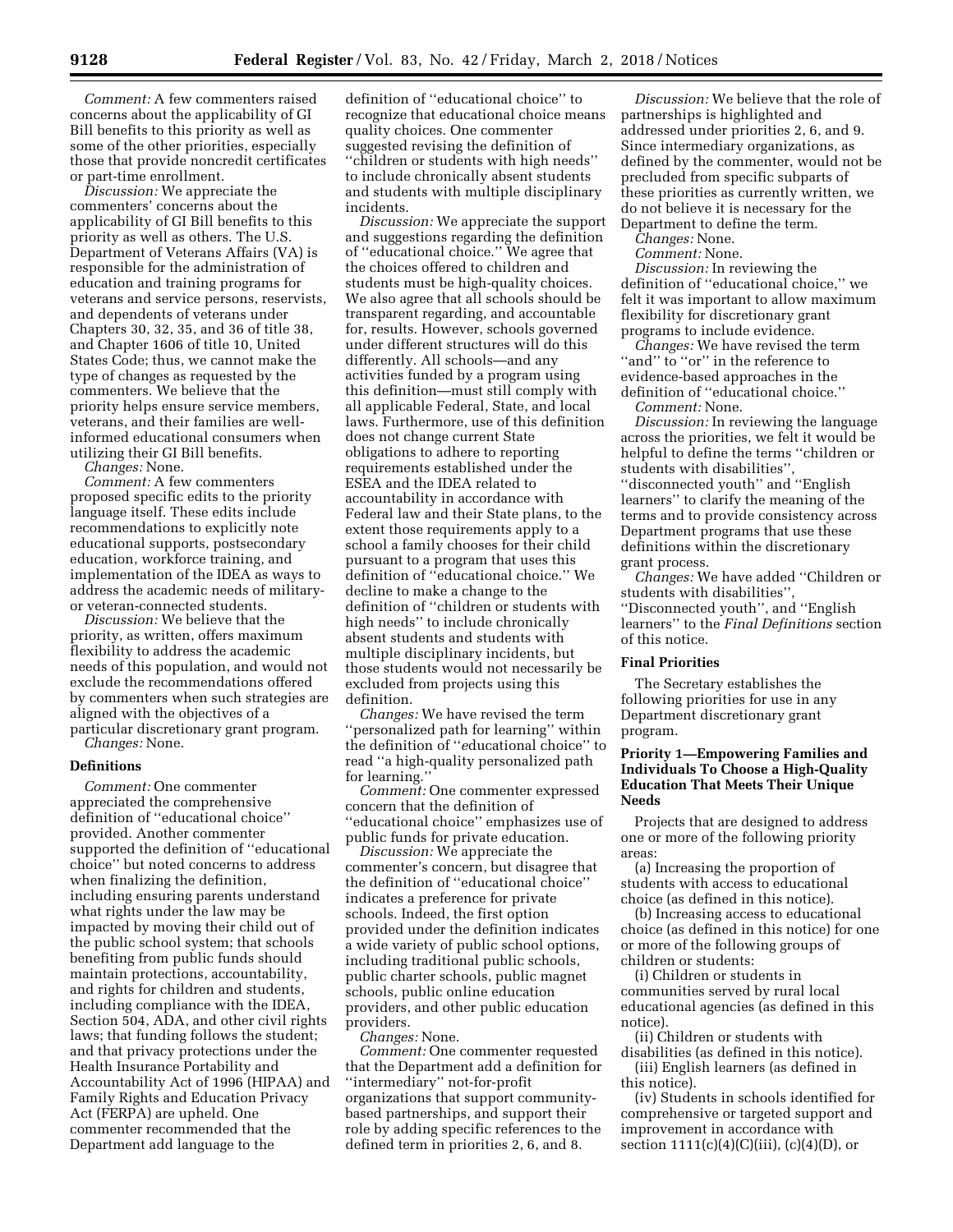*Comment:* A few commenters raised concerns about the applicability of GI Bill benefits to this priority as well as some of the other priorities, especially those that provide noncredit certificates or part-time enrollment.

*Discussion:* We appreciate the commenters' concerns about the applicability of GI Bill benefits to this priority as well as others. The U.S. Department of Veterans Affairs (VA) is responsible for the administration of education and training programs for veterans and service persons, reservists, and dependents of veterans under Chapters 30, 32, 35, and 36 of title 38, and Chapter 1606 of title 10, United States Code; thus, we cannot make the type of changes as requested by the commenters. We believe that the priority helps ensure service members, veterans, and their families are well-informed educational consumers when utilizing their GI Bill benefits.

*Changes:* None.

*Comment:* A few commenters proposed specific edits to the priority language itself. These edits include recommendations to explicitly note educational supports, postsecondary education, workforce training, and implementation of the IDEA as ways to address the academic needs of military- or veteran-connected students.

*Discussion:* We believe that the priority, as written, offers maximum flexibility to address the academic needs of this population, and would not exclude the recommendations offered by commenters when such strategies are aligned with the objectives of a particular discretionary grant program.

*Changes:* None.

### Definitions

*Comment:* One commenter appreciated the comprehensive definition of ''educational choice'' provided. Another commenter supported the definition of ''educational choice'' but noted concerns to address when finalizing the definition, including ensuring parents understand what rights under the law may be impacted by moving their child out of the public school system; that schools benefiting from public funds should maintain protections, accountability, and rights for children and students, including compliance with the IDEA, Section 504, ADA, and other civil rights laws; that funding follows the student; and that privacy protections under the Health Insurance Portability and Accountability Act of 1996 (HIPAA) and Family Rights and Education Privacy Act (FERPA) are upheld. One commenter recommended that the Department add language to the definition of ''educational choice'' to recognize that educational choice means quality choices. One commenter suggested revising the definition of ''children or students with high needs'' to include chronically absent students and students with multiple disciplinary incidents.

*Discussion:* We appreciate the support and suggestions regarding the definition of ''educational choice.'' We agree that the choices offered to children and students must be high-quality choices. We also agree that all schools should be transparent regarding, and accountable for, results. However, schools governed under different structures will do this differently. All schools—and any activities funded by a program using this definition—must still comply with all applicable Federal, State, and local laws. Furthermore, use of this definition does not change current State obligations to adhere to reporting requirements established under the ESEA and the IDEA related to accountability in accordance with Federal law and their State plans, to the extent those requirements apply to a school a family chooses for their child pursuant to a program that uses this definition of ''educational choice.'' We decline to make a change to the definition of ''children or students with high needs'' to include chronically absent students and students with multiple disciplinary incidents, but those students would not necessarily be excluded from projects using this definition.

*Changes:* We have revised the term ''personalized path for learning'' within the definition of ''educational choice'' to read ''a high-quality personalized path for learning.''

*Comment:* One commenter expressed concern that the definition of ''educational choice'' emphasizes use of public funds for private education.

*Discussion:* We appreciate the commenter's concern, but disagree that the definition of ''educational choice'' indicates a preference for private schools. Indeed, the first option provided under the definition indicates a wide variety of public school options, including traditional public schools, public charter schools, public magnet schools, public online education providers, and other public education providers.

*Changes:* None.

*Comment:* One commenter requested that the Department add a definition for ''intermediary'' not-for-profit organizations that support community-based partnerships, and support their role by adding specific references to the defined term in priorities 2, 6, and 8.

*Discussion:* We believe that the role of partnerships is highlighted and addressed under priorities 2, 6, and 9. Since intermediary organizations, as defined by the commenter, would not be precluded from specific subparts of these priorities as currently written, we do not believe it is necessary for the Department to define the term.

*Changes:* None.

*Comment:* None.

*Discussion:* In reviewing the definition of ''educational choice,'' we felt it was important to allow maximum flexibility for discretionary grant programs to include evidence.

*Changes:* We have revised the term ''and'' to ''or'' in the reference to evidence-based approaches in the definition of ''educational choice.''

*Comment:* None.

*Discussion:* In reviewing the language across the priorities, we felt it would be helpful to define the terms ''children or students with disabilities'', ''disconnected youth'' and ''English learners'' to clarify the meaning of the terms and to provide consistency across Department programs that use these definitions within the discretionary grant process.

*Changes:* We have added ''Children or students with disabilities'', ''Disconnected youth'', and ''English learners'' to the *Final Definitions* section of this notice.

## Final Priorities

The Secretary establishes the following priorities for use in any Department discretionary grant program.

### Priority 1—Empowering Families and Individuals To Choose a High-Quality Education That Meets Their Unique Needs

Projects that are designed to address one or more of the following priority areas:

(a) Increasing the proportion of students with access to educational choice (as defined in this notice).

(b) Increasing access to educational choice (as defined in this notice) for one or more of the following groups of children or students:

(i) Children or students in communities served by rural local educational agencies (as defined in this notice).

(ii) Children or students with disabilities (as defined in this notice).

(iii) English learners (as defined in this notice).

(iv) Students in schools identified for comprehensive or targeted support and improvement in accordance with section 1111(c)(4)(C)(iii), (c)(4)(D), or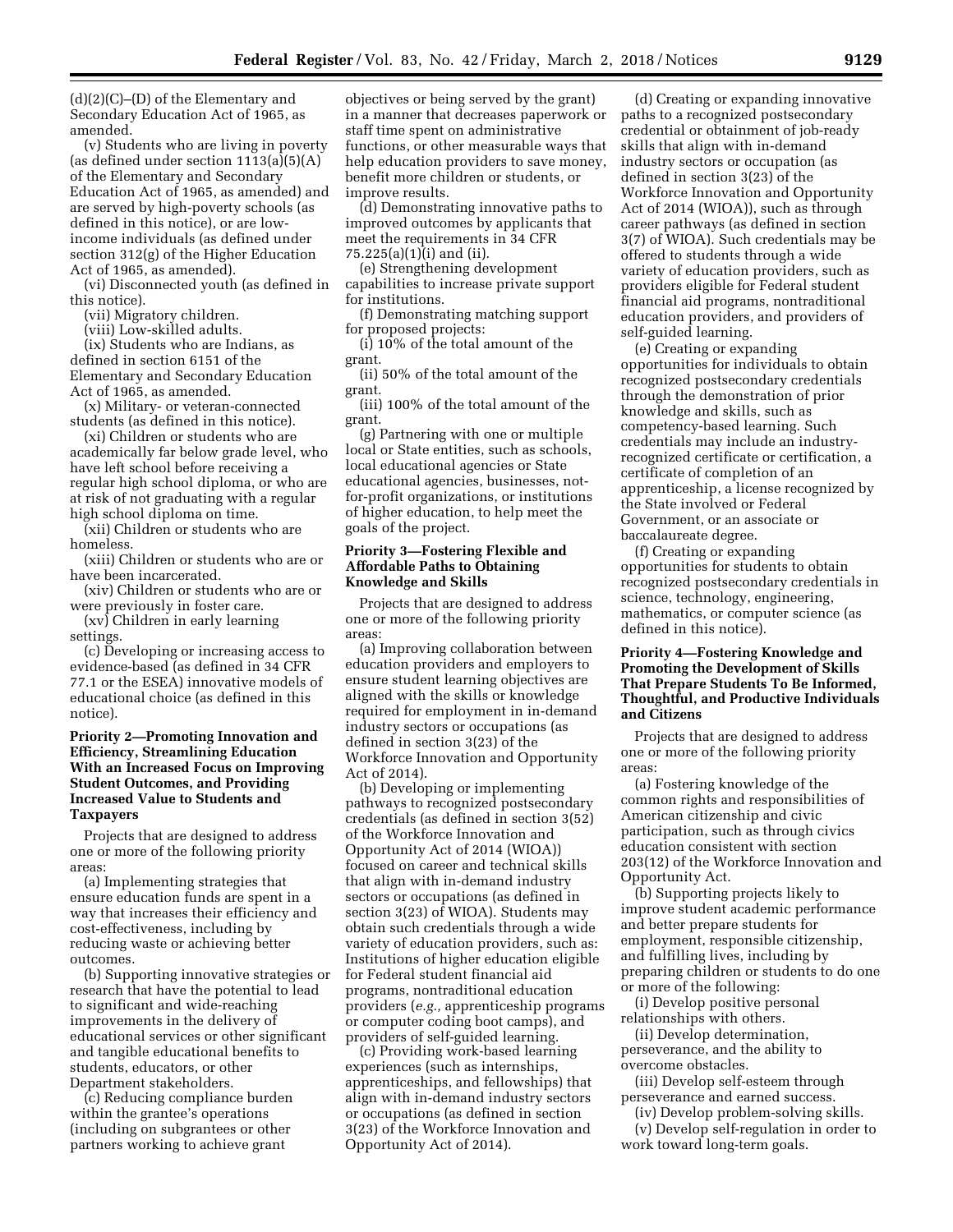(d)(2)(C)–(D) of the Elementary and Secondary Education Act of 1965, as amended.

(v) Students who are living in poverty (as defined under section 1113(a)(5)(A) of the Elementary and Secondary Education Act of 1965, as amended) and are served by high-poverty schools (as defined in this notice), or are low-income individuals (as defined under section 312(g) of the Higher Education Act of 1965, as amended).

(vi) Disconnected youth (as defined in this notice).

(vii) Migratory children.

(viii) Low-skilled adults.

(ix) Students who are Indians, as defined in section 6151 of the Elementary and Secondary Education Act of 1965, as amended.

(x) Military- or veteran-connected students (as defined in this notice).

(xi) Children or students who are academically far below grade level, who have left school before receiving a regular high school diploma, or who are at risk of not graduating with a regular high school diploma on time.

(xii) Children or students who are homeless.

(xiii) Children or students who are or have been incarcerated.

(xiv) Children or students who are or were previously in foster care.

(xv) Children in early learning settings.

(c) Developing or increasing access to evidence-based (as defined in 34 CFR 77.1 or the ESEA) innovative models of educational choice (as defined in this notice).

**Priority 2—Promoting Innovation and Efficiency, Streamlining Education With an Increased Focus on Improving Student Outcomes, and Providing Increased Value to Students and Taxpayers**

Projects that are designed to address one or more of the following priority areas:

(a) Implementing strategies that ensure education funds are spent in a way that increases their efficiency and cost-effectiveness, including by reducing waste or achieving better outcomes.

(b) Supporting innovative strategies or research that have the potential to lead to significant and wide-reaching improvements in the delivery of educational services or other significant and tangible educational benefits to students, educators, or other Department stakeholders.

(c) Reducing compliance burden within the grantee's operations (including on subgrantees or other partners working to achieve grant objectives or being served by the grant) in a manner that decreases paperwork or staff time spent on administrative functions, or other measurable ways that help education providers to save money, benefit more children or students, or improve results.

(d) Demonstrating innovative paths to improved outcomes by applicants that meet the requirements in 34 CFR 75.225(a)(1)(i) and (ii).

(e) Strengthening development capabilities to increase private support for institutions.

(f) Demonstrating matching support for proposed projects:

(i) 10% of the total amount of the grant.

(ii) 50% of the total amount of the grant.

(iii) 100% of the total amount of the grant.

(g) Partnering with one or multiple local or State entities, such as schools, local educational agencies or State educational agencies, businesses, not-for-profit organizations, or institutions of higher education, to help meet the goals of the project.

**Priority 3—Fostering Flexible and Affordable Paths to Obtaining Knowledge and Skills**

Projects that are designed to address one or more of the following priority areas:

(a) Improving collaboration between education providers and employers to ensure student learning objectives are aligned with the skills or knowledge required for employment in in-demand industry sectors or occupations (as defined in section 3(23) of the Workforce Innovation and Opportunity Act of 2014).

(b) Developing or implementing pathways to recognized postsecondary credentials (as defined in section 3(52) of the Workforce Innovation and Opportunity Act of 2014 (WIOA)) focused on career and technical skills that align with in-demand industry sectors or occupations (as defined in section 3(23) of WIOA). Students may obtain such credentials through a wide variety of education providers, such as: Institutions of higher education eligible for Federal student financial aid programs, nontraditional education providers (*e.g.,* apprenticeship programs or computer coding boot camps), and providers of self-guided learning.

(c) Providing work-based learning experiences (such as internships, apprenticeships, and fellowships) that align with in-demand industry sectors or occupations (as defined in section 3(23) of the Workforce Innovation and Opportunity Act of 2014).

(d) Creating or expanding innovative paths to a recognized postsecondary credential or obtainment of job-ready skills that align with in-demand industry sectors or occupation (as defined in section 3(23) of the Workforce Innovation and Opportunity Act of 2014 (WIOA)), such as through career pathways (as defined in section 3(7) of WIOA). Such credentials may be offered to students through a wide variety of education providers, such as providers eligible for Federal student financial aid programs, nontraditional education providers, and providers of self-guided learning.

(e) Creating or expanding opportunities for individuals to obtain recognized postsecondary credentials through the demonstration of prior knowledge and skills, such as competency-based learning. Such credentials may include an industry-recognized certificate or certification, a certificate of completion of an apprenticeship, a license recognized by the State involved or Federal Government, or an associate or baccalaureate degree.

(f) Creating or expanding opportunities for students to obtain recognized postsecondary credentials in science, technology, engineering, mathematics, or computer science (as defined in this notice).

**Priority 4—Fostering Knowledge and Promoting the Development of Skills That Prepare Students To Be Informed, Thoughtful, and Productive Individuals and Citizens**

Projects that are designed to address one or more of the following priority areas:

(a) Fostering knowledge of the common rights and responsibilities of American citizenship and civic participation, such as through civics education consistent with section 203(12) of the Workforce Innovation and Opportunity Act.

(b) Supporting projects likely to improve student academic performance and better prepare students for employment, responsible citizenship, and fulfilling lives, including by preparing children or students to do one or more of the following:

(i) Develop positive personal relationships with others.

(ii) Develop determination, perseverance, and the ability to overcome obstacles.

(iii) Develop self-esteem through perseverance and earned success.

(iv) Develop problem-solving skills.

(v) Develop self-regulation in order to work toward long-term goals.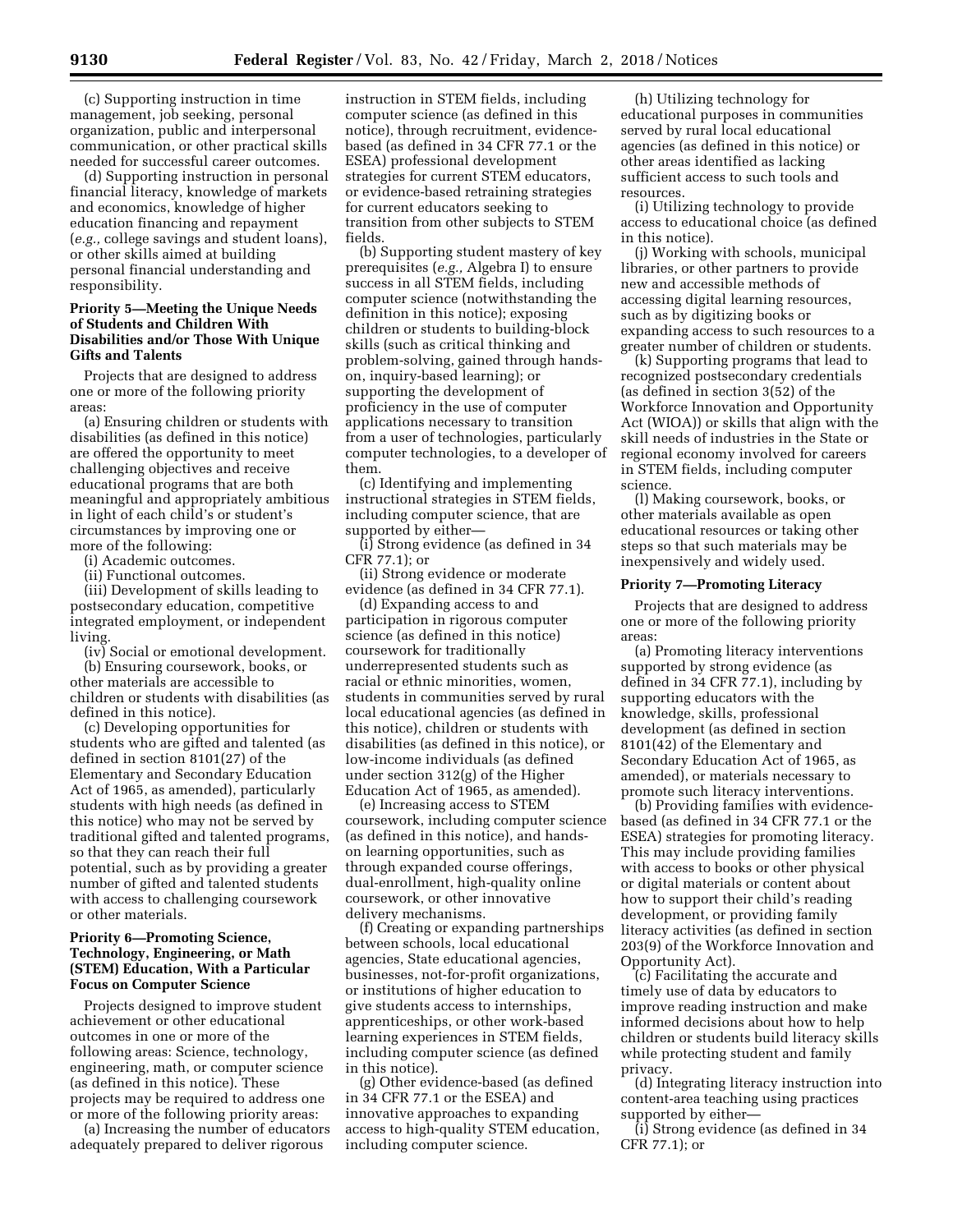(c) Supporting instruction in time management, job seeking, personal organization, public and interpersonal communication, or other practical skills needed for successful career outcomes.

(d) Supporting instruction in personal financial literacy, knowledge of markets and economics, knowledge of higher education financing and repayment (*e.g.,* college savings and student loans), or other skills aimed at building personal financial understanding and responsibility.

**Priority 5—Meeting the Unique Needs of Students and Children With Disabilities and/or Those With Unique Gifts and Talents**

Projects that are designed to address one or more of the following priority areas:

(a) Ensuring children or students with disabilities (as defined in this notice) are offered the opportunity to meet challenging objectives and receive educational programs that are both meaningful and appropriately ambitious in light of each child's or student's circumstances by improving one or more of the following:

(i) Academic outcomes.

(ii) Functional outcomes.

(iii) Development of skills leading to postsecondary education, competitive integrated employment, or independent living.

(iv) Social or emotional development.

(b) Ensuring coursework, books, or other materials are accessible to children or students with disabilities (as defined in this notice).

(c) Developing opportunities for students who are gifted and talented (as defined in section 8101(27) of the Elementary and Secondary Education Act of 1965, as amended), particularly students with high needs (as defined in this notice) who may not be served by traditional gifted and talented programs, so that they can reach their full potential, such as by providing a greater number of gifted and talented students with access to challenging coursework or other materials.

**Priority 6—Promoting Science, Technology, Engineering, or Math (STEM) Education, With a Particular Focus on Computer Science**

Projects designed to improve student achievement or other educational outcomes in one or more of the following areas: Science, technology, engineering, math, or computer science (as defined in this notice). These projects may be required to address one or more of the following priority areas:

(a) Increasing the number of educators adequately prepared to deliver rigorous instruction in STEM fields, including computer science (as defined in this notice), through recruitment, evidence-based (as defined in 34 CFR 77.1 or the ESEA) professional development strategies for current STEM educators, or evidence-based retraining strategies for current educators seeking to transition from other subjects to STEM fields.

(b) Supporting student mastery of key prerequisites (*e.g.,* Algebra I) to ensure success in all STEM fields, including computer science (notwithstanding the definition in this notice); exposing children or students to building-block skills (such as critical thinking and problem-solving, gained through hands-on, inquiry-based learning); or supporting the development of proficiency in the use of computer applications necessary to transition from a user of technologies, particularly computer technologies, to a developer of them.

(c) Identifying and implementing instructional strategies in STEM fields, including computer science, that are supported by either—

(i) Strong evidence (as defined in 34 CFR 77.1); or

(ii) Strong evidence or moderate evidence (as defined in 34 CFR 77.1).

(d) Expanding access to and participation in rigorous computer science (as defined in this notice) coursework for traditionally underrepresented students such as racial or ethnic minorities, women, students in communities served by rural local educational agencies (as defined in this notice), children or students with disabilities (as defined in this notice), or low-income individuals (as defined under section 312(g) of the Higher Education Act of 1965, as amended).

(e) Increasing access to STEM coursework, including computer science (as defined in this notice), and hands-on learning opportunities, such as through expanded course offerings, dual-enrollment, high-quality online coursework, or other innovative delivery mechanisms.

(f) Creating or expanding partnerships between schools, local educational agencies, State educational agencies, businesses, not-for-profit organizations, or institutions of higher education to give students access to internships, apprenticeships, or other work-based learning experiences in STEM fields, including computer science (as defined in this notice).

(g) Other evidence-based (as defined in 34 CFR 77.1 or the ESEA) and innovative approaches to expanding access to high-quality STEM education, including computer science.

(h) Utilizing technology for educational purposes in communities served by rural local educational agencies (as defined in this notice) or other areas identified as lacking sufficient access to such tools and resources.

(i) Utilizing technology to provide access to educational choice (as defined in this notice).

(j) Working with schools, municipal libraries, or other partners to provide new and accessible methods of accessing digital learning resources, such as by digitizing books or expanding access to such resources to a greater number of children or students.

(k) Supporting programs that lead to recognized postsecondary credentials (as defined in section 3(52) of the Workforce Innovation and Opportunity Act (WIOA)) or skills that align with the skill needs of industries in the State or regional economy involved for careers in STEM fields, including computer science.

(l) Making coursework, books, or other materials available as open educational resources or taking other steps so that such materials may be inexpensively and widely used.

**Priority 7—Promoting Literacy**

Projects that are designed to address one or more of the following priority areas:

(a) Promoting literacy interventions supported by strong evidence (as defined in 34 CFR 77.1), including by supporting educators with the knowledge, skills, professional development (as defined in section 8101(42) of the Elementary and Secondary Education Act of 1965, as amended), or materials necessary to promote such literacy interventions.

(b) Providing families with evidence-based (as defined in 34 CFR 77.1 or the ESEA) strategies for promoting literacy. This may include providing families with access to books or other physical or digital materials or content about how to support their child's reading development, or providing family literacy activities (as defined in section 203(9) of the Workforce Innovation and Opportunity Act).

(c) Facilitating the accurate and timely use of data by educators to improve reading instruction and make informed decisions about how to help children or students build literacy skills while protecting student and family privacy.

(d) Integrating literacy instruction into content-area teaching using practices supported by either—

(i) Strong evidence (as defined in 34 CFR 77.1); or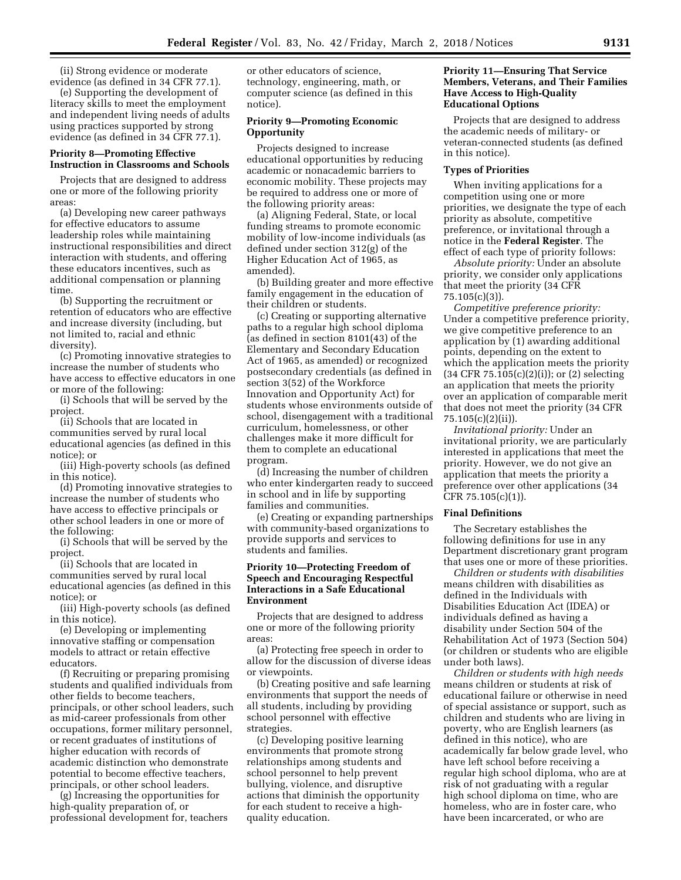(ii) Strong evidence or moderate evidence (as defined in 34 CFR 77.1).

(e) Supporting the development of literacy skills to meet the employment and independent living needs of adults using practices supported by strong evidence (as defined in 34 CFR 77.1).

**Priority 8—Promoting Effective Instruction in Classrooms and Schools**

Projects that are designed to address one or more of the following priority areas:

(a) Developing new career pathways for effective educators to assume leadership roles while maintaining instructional responsibilities and direct interaction with students, and offering these educators incentives, such as additional compensation or planning time.

(b) Supporting the recruitment or retention of educators who are effective and increase diversity (including, but not limited to, racial and ethnic diversity).

(c) Promoting innovative strategies to increase the number of students who have access to effective educators in one or more of the following:

(i) Schools that will be served by the project.

(ii) Schools that are located in communities served by rural local educational agencies (as defined in this notice); or

(iii) High-poverty schools (as defined in this notice).

(d) Promoting innovative strategies to increase the number of students who have access to effective principals or other school leaders in one or more of the following:

(i) Schools that will be served by the project.

(ii) Schools that are located in communities served by rural local educational agencies (as defined in this notice); or

(iii) High-poverty schools (as defined in this notice).

(e) Developing or implementing innovative staffing or compensation models to attract or retain effective educators.

(f) Recruiting or preparing promising students and qualified individuals from other fields to become teachers, principals, or other school leaders, such as mid-career professionals from other occupations, former military personnel, or recent graduates of institutions of higher education with records of academic distinction who demonstrate potential to become effective teachers, principals, or other school leaders.

(g) Increasing the opportunities for high-quality preparation of, or professional development for, teachers or other educators of science, technology, engineering, math, or computer science (as defined in this notice).

**Priority 9—Promoting Economic Opportunity**

Projects designed to increase educational opportunities by reducing academic or nonacademic barriers to economic mobility. These projects may be required to address one or more of the following priority areas:

(a) Aligning Federal, State, or local funding streams to promote economic mobility of low-income individuals (as defined under section 312(g) of the Higher Education Act of 1965, as amended).

(b) Building greater and more effective family engagement in the education of their children or students.

(c) Creating or supporting alternative paths to a regular high school diploma (as defined in section 8101(43) of the Elementary and Secondary Education Act of 1965, as amended) or recognized postsecondary credentials (as defined in section 3(52) of the Workforce Innovation and Opportunity Act) for students whose environments outside of school, disengagement with a traditional curriculum, homelessness, or other challenges make it more difficult for them to complete an educational program.

(d) Increasing the number of children who enter kindergarten ready to succeed in school and in life by supporting families and communities.

(e) Creating or expanding partnerships with community-based organizations to provide supports and services to students and families.

**Priority 10—Protecting Freedom of Speech and Encouraging Respectful Interactions in a Safe Educational Environment**

Projects that are designed to address one or more of the following priority areas:

(a) Protecting free speech in order to allow for the discussion of diverse ideas or viewpoints.

(b) Creating positive and safe learning environments that support the needs of all students, including by providing school personnel with effective strategies.

(c) Developing positive learning environments that promote strong relationships among students and school personnel to help prevent bullying, violence, and disruptive actions that diminish the opportunity for each student to receive a high-quality education.

**Priority 11—Ensuring That Service Members, Veterans, and Their Families Have Access to High-Quality Educational Options**

Projects that are designed to address the academic needs of military- or veteran-connected students (as defined in this notice).

**Types of Priorities**

When inviting applications for a competition using one or more priorities, we designate the type of each priority as absolute, competitive preference, or invitational through a notice in the **Federal Register**. The effect of each type of priority follows:

*Absolute priority:* Under an absolute priority, we consider only applications that meet the priority (34 CFR 75.105(c)(3)).

*Competitive preference priority:* Under a competitive preference priority, we give competitive preference to an application by (1) awarding additional points, depending on the extent to which the application meets the priority (34 CFR 75.105(c)(2)(i)); or (2) selecting an application that meets the priority over an application of comparable merit that does not meet the priority (34 CFR 75.105(c)(2)(ii)).

*Invitational priority:* Under an invitational priority, we are particularly interested in applications that meet the priority. However, we do not give an application that meets the priority a preference over other applications (34 CFR 75.105(c)(1)).

**Final Definitions**

The Secretary establishes the following definitions for use in any Department discretionary grant program that uses one or more of these priorities.

*Children or students with disabilities* means children with disabilities as defined in the Individuals with Disabilities Education Act (IDEA) or individuals defined as having a disability under Section 504 of the Rehabilitation Act of 1973 (Section 504) (or children or students who are eligible under both laws).

*Children or students with high needs* means children or students at risk of educational failure or otherwise in need of special assistance or support, such as children and students who are living in poverty, who are English learners (as defined in this notice), who are academically far below grade level, who have left school before receiving a regular high school diploma, who are at risk of not graduating with a regular high school diploma on time, who are homeless, who are in foster care, who have been incarcerated, or who are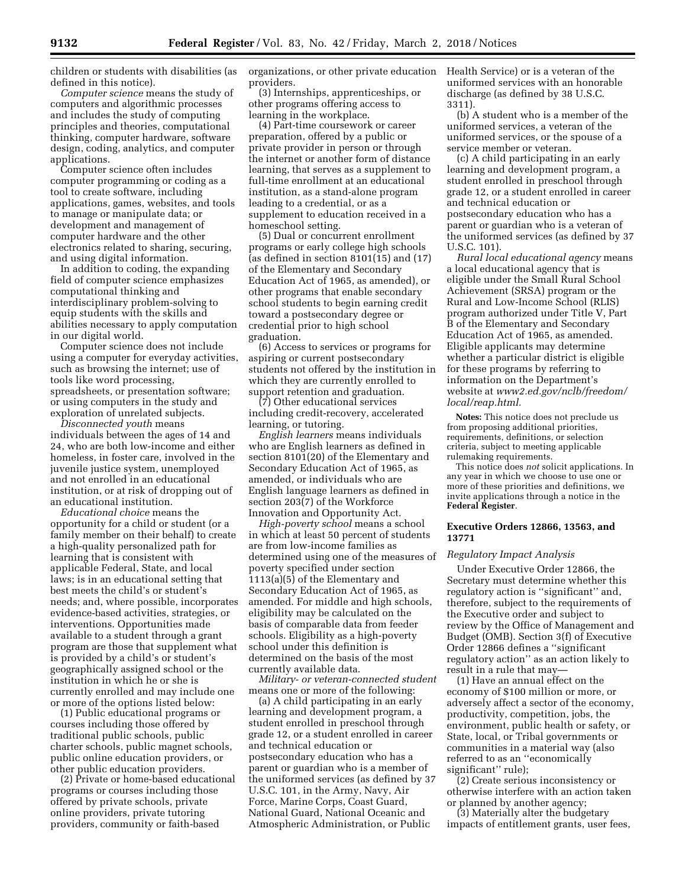children or students with disabilities (as defined in this notice).

*Computer science* means the study of computers and algorithmic processes and includes the study of computing principles and theories, computational thinking, computer hardware, software design, coding, analytics, and computer applications.

Computer science often includes computer programming or coding as a tool to create software, including applications, games, websites, and tools to manage or manipulate data; or development and management of computer hardware and the other electronics related to sharing, securing, and using digital information.

In addition to coding, the expanding field of computer science emphasizes computational thinking and interdisciplinary problem-solving to equip students with the skills and abilities necessary to apply computation in our digital world.

Computer science does not include using a computer for everyday activities, such as browsing the internet; use of tools like word processing, spreadsheets, or presentation software; or using computers in the study and exploration of unrelated subjects.

*Disconnected youth* means individuals between the ages of 14 and 24, who are both low-income and either homeless, in foster care, involved in the juvenile justice system, unemployed and not enrolled in an educational institution, or at risk of dropping out of an educational institution.

*Educational choice* means the opportunity for a child or student (or a family member on their behalf) to create a high-quality personalized path for learning that is consistent with applicable Federal, State, and local laws; is in an educational setting that best meets the child's or student's needs; and, where possible, incorporates evidence-based activities, strategies, or interventions. Opportunities made available to a student through a grant program are those that supplement what is provided by a child's or student's geographically assigned school or the institution in which he or she is currently enrolled and may include one or more of the options listed below:

(1) Public educational programs or courses including those offered by traditional public schools, public charter schools, public magnet schools, public online education providers, or other public education providers.

(2) Private or home-based educational programs or courses including those offered by private schools, private online providers, private tutoring providers, community or faith-based organizations, or other private education providers.

(3) Internships, apprenticeships, or other programs offering access to learning in the workplace.

(4) Part-time coursework or career preparation, offered by a public or private provider in person or through the internet or another form of distance learning, that serves as a supplement to full-time enrollment at an educational institution, as a stand-alone program leading to a credential, or as a supplement to education received in a homeschool setting.

(5) Dual or concurrent enrollment programs or early college high schools (as defined in section 8101(15) and (17) of the Elementary and Secondary Education Act of 1965, as amended), or other programs that enable secondary school students to begin earning credit toward a postsecondary degree or credential prior to high school graduation.

(6) Access to services or programs for aspiring or current postsecondary students not offered by the institution in which they are currently enrolled to support retention and graduation.

(7) Other educational services including credit-recovery, accelerated learning, or tutoring.

*English learners* means individuals who are English learners as defined in section 8101(20) of the Elementary and Secondary Education Act of 1965, as amended, or individuals who are English language learners as defined in section 203(7) of the Workforce Innovation and Opportunity Act.

*High-poverty school* means a school in which at least 50 percent of students are from low-income families as determined using one of the measures of poverty specified under section 1113(a)(5) of the Elementary and Secondary Education Act of 1965, as amended. For middle and high schools, eligibility may be calculated on the basis of comparable data from feeder schools. Eligibility as a high-poverty school under this definition is determined on the basis of the most currently available data.

*Military- or veteran-connected student* means one or more of the following:

(a) A child participating in an early learning and development program, a student enrolled in preschool through grade 12, or a student enrolled in career and technical education or postsecondary education who has a parent or guardian who is a member of the uniformed services (as defined by 37 U.S.C. 101, in the Army, Navy, Air Force, Marine Corps, Coast Guard, National Guard, National Oceanic and Atmospheric Administration, or Public Health Service) or is a veteran of the uniformed services with an honorable discharge (as defined by 38 U.S.C. 3311).

(b) A student who is a member of the uniformed services, a veteran of the uniformed services, or the spouse of a service member or veteran.

(c) A child participating in an early learning and development program, a student enrolled in preschool through grade 12, or a student enrolled in career and technical education or postsecondary education who has a parent or guardian who is a veteran of the uniformed services (as defined by 37 U.S.C. 101).

*Rural local educational agency* means a local educational agency that is eligible under the Small Rural School Achievement (SRSA) program or the Rural and Low-Income School (RLIS) program authorized under Title V, Part B of the Elementary and Secondary Education Act of 1965, as amended. Eligible applicants may determine whether a particular district is eligible for these programs by referring to information on the Department's website at *www2.ed.gov/nclb/freedom/local/reap.html.*

**Notes:** This notice does not preclude us from proposing additional priorities, requirements, definitions, or selection criteria, subject to meeting applicable rulemaking requirements.

This notice does *not* solicit applications. In any year in which we choose to use one or more of these priorities and definitions, we invite applications through a notice in the **Federal Register**.

## Executive Orders 12866, 13563, and 13771

*Regulatory Impact Analysis*

Under Executive Order 12866, the Secretary must determine whether this regulatory action is "significant" and, therefore, subject to the requirements of the Executive order and subject to review by the Office of Management and Budget (OMB). Section 3(f) of Executive Order 12866 defines a "significant regulatory action" as an action likely to result in a rule that may—

(1) Have an annual effect on the economy of $100 million or more, or adversely affect a sector of the economy, productivity, competition, jobs, the environment, public health or safety, or State, local, or Tribal governments or communities in a material way (also referred to as an "economically significant" rule);

(2) Create serious inconsistency or otherwise interfere with an action taken or planned by another agency;

(3) Materially alter the budgetary impacts of entitlement grants, user fees,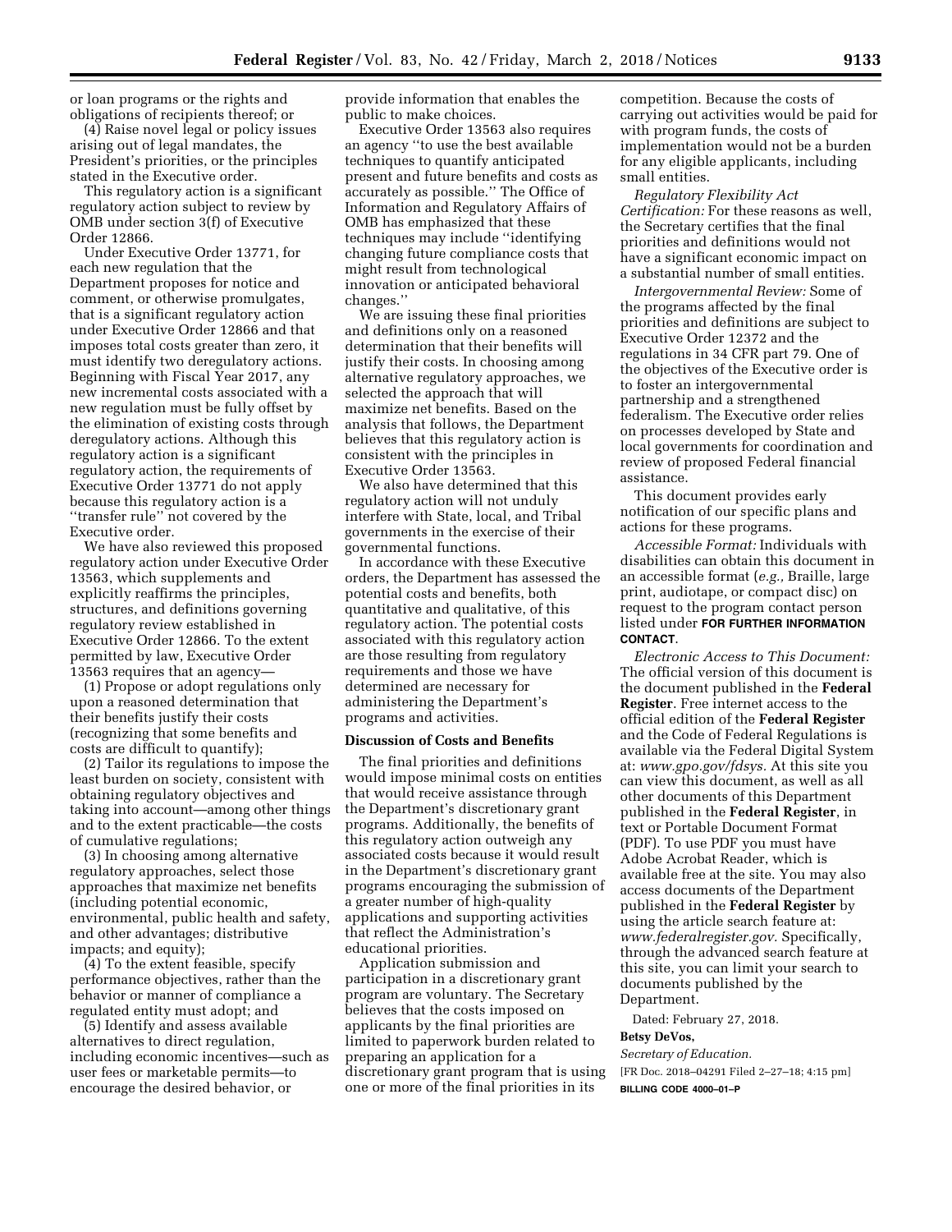or loan programs or the rights and obligations of recipients thereof; or

(4) Raise novel legal or policy issues arising out of legal mandates, the President's priorities, or the principles stated in the Executive order.

This regulatory action is a significant regulatory action subject to review by OMB under section 3(f) of Executive Order 12866.

Under Executive Order 13771, for each new regulation that the Department proposes for notice and comment, or otherwise promulgates, that is a significant regulatory action under Executive Order 12866 and that imposes total costs greater than zero, it must identify two deregulatory actions. Beginning with Fiscal Year 2017, any new incremental costs associated with a new regulation must be fully offset by the elimination of existing costs through deregulatory actions. Although this regulatory action is a significant regulatory action, the requirements of Executive Order 13771 do not apply because this regulatory action is a ''transfer rule'' not covered by the Executive order.

We have also reviewed this proposed regulatory action under Executive Order 13563, which supplements and explicitly reaffirms the principles, structures, and definitions governing regulatory review established in Executive Order 12866. To the extent permitted by law, Executive Order 13563 requires that an agency—

(1) Propose or adopt regulations only upon a reasoned determination that their benefits justify their costs (recognizing that some benefits and costs are difficult to quantify);

(2) Tailor its regulations to impose the least burden on society, consistent with obtaining regulatory objectives and taking into account—among other things and to the extent practicable—the costs of cumulative regulations;

(3) In choosing among alternative regulatory approaches, select those approaches that maximize net benefits (including potential economic, environmental, public health and safety, and other advantages; distributive impacts; and equity);

(4) To the extent feasible, specify performance objectives, rather than the behavior or manner of compliance a regulated entity must adopt; and

(5) Identify and assess available alternatives to direct regulation, including economic incentives—such as user fees or marketable permits—to encourage the desired behavior, or provide information that enables the public to make choices.

Executive Order 13563 also requires an agency ''to use the best available techniques to quantify anticipated present and future benefits and costs as accurately as possible.'' The Office of Information and Regulatory Affairs of OMB has emphasized that these techniques may include ''identifying changing future compliance costs that might result from technological innovation or anticipated behavioral changes.''

We are issuing these final priorities and definitions only on a reasoned determination that their benefits will justify their costs. In choosing among alternative regulatory approaches, we selected the approach that will maximize net benefits. Based on the analysis that follows, the Department believes that this regulatory action is consistent with the principles in Executive Order 13563.

We also have determined that this regulatory action will not unduly interfere with State, local, and Tribal governments in the exercise of their governmental functions.

In accordance with these Executive orders, the Department has assessed the potential costs and benefits, both quantitative and qualitative, of this regulatory action. The potential costs associated with this regulatory action are those resulting from regulatory requirements and those we have determined are necessary for administering the Department's programs and activities.

**Discussion of Costs and Benefits**

The final priorities and definitions would impose minimal costs on entities that would receive assistance through the Department's discretionary grant programs. Additionally, the benefits of this regulatory action outweigh any associated costs because it would result in the Department's discretionary grant programs encouraging the submission of a greater number of high-quality applications and supporting activities that reflect the Administration's educational priorities.

Application submission and participation in a discretionary grant program are voluntary. The Secretary believes that the costs imposed on applicants by the final priorities are limited to paperwork burden related to preparing an application for a discretionary grant program that is using one or more of the final priorities in its competition. Because the costs of carrying out activities would be paid for with program funds, the costs of implementation would not be a burden for any eligible applicants, including small entities.

*Regulatory Flexibility Act Certification:* For these reasons as well, the Secretary certifies that the final priorities and definitions would not have a significant economic impact on a substantial number of small entities.

*Intergovernmental Review:* Some of the programs affected by the final priorities and definitions are subject to Executive Order 12372 and the regulations in 34 CFR part 79. One of the objectives of the Executive order is to foster an intergovernmental partnership and a strengthened federalism. The Executive order relies on processes developed by State and local governments for coordination and review of proposed Federal financial assistance.

This document provides early notification of our specific plans and actions for these programs.

*Accessible Format:* Individuals with disabilities can obtain this document in an accessible format (*e.g.,* Braille, large print, audiotape, or compact disc) on request to the program contact person listed under **FOR FURTHER INFORMATION CONTACT**.

*Electronic Access to This Document:* The official version of this document is the document published in the **Federal Register**. Free internet access to the official edition of the **Federal Register** and the Code of Federal Regulations is available via the Federal Digital System at: *www.gpo.gov/fdsys.* At this site you can view this document, as well as all other documents of this Department published in the **Federal Register**, in text or Portable Document Format (PDF). To use PDF you must have Adobe Acrobat Reader, which is available free at the site. You may also access documents of the Department published in the **Federal Register** by using the article search feature at: *www.federalregister.gov.* Specifically, through the advanced search feature at this site, you can limit your search to documents published by the Department.

Dated: February 27, 2018.

**Betsy DeVos,**

*Secretary of Education.*

[FR Doc. 2018–04291 Filed 2–27–18; 4:15 pm]

**BILLING CODE 4000–01–P**